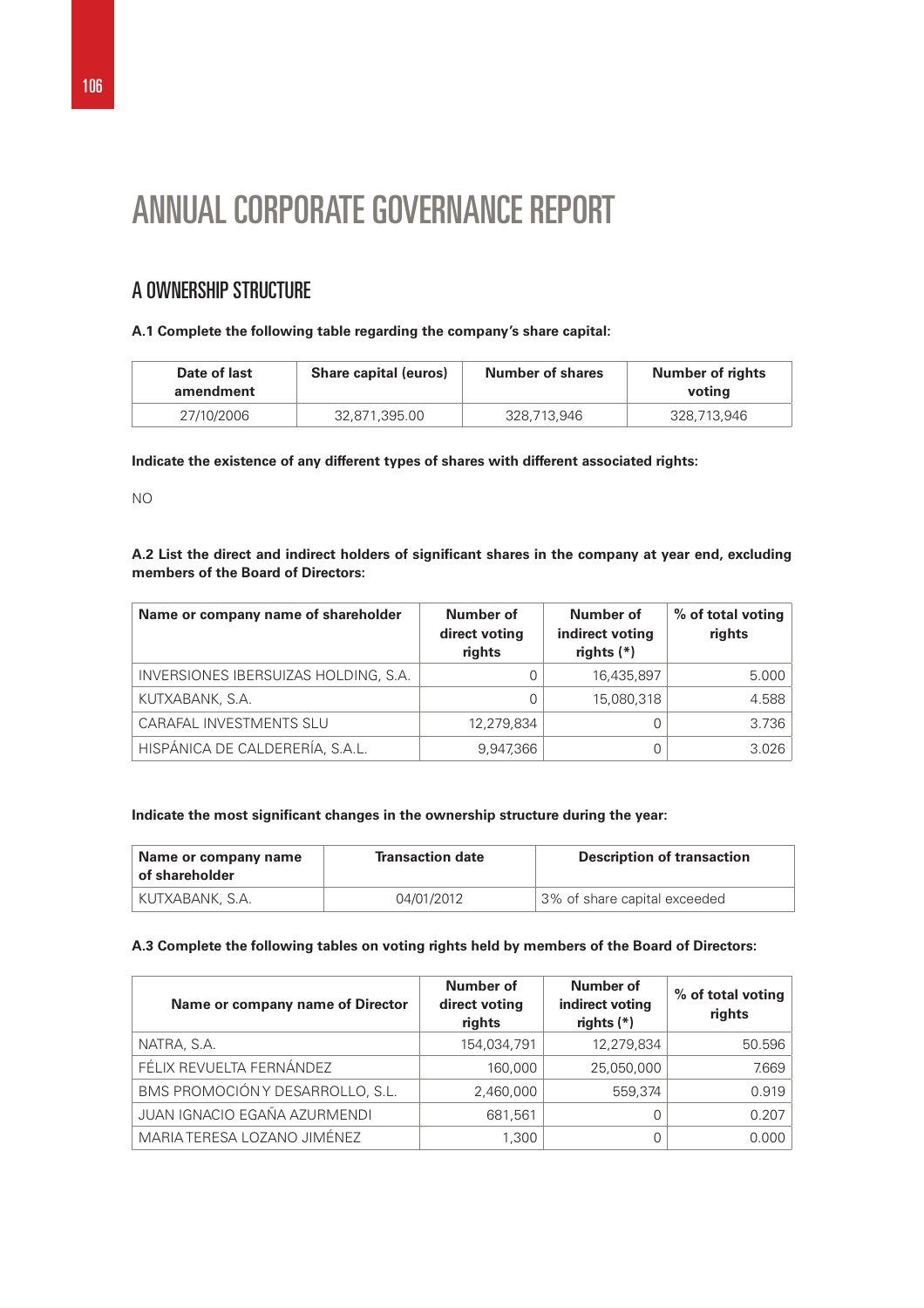# ANNUAL CORPORATE GOVERNANCE REPORT

## A OWNERSHIP STRUCTURE

**A.1 Complete the following table regarding the company's share capital:**

| Date of last amendment | Share capital (euros) | Number of shares | Number of rights voting |
|---|---|---|---|
| 27/10/2006 | 32,871,395.00 | 328,713,946 | 328,713,946 |

**Indicate the existence of any different types of shares with different associated rights:**

NO

**A.2 List the direct and indirect holders of significant shares in the company at year end, excluding members of the Board of Directors:**

| Name or company name of shareholder | Number of direct voting rights | Number of indirect voting rights (*) | % of total voting rights |
|---|---|---|---|
| INVERSIONES IBERSUIZAS HOLDING, S.A. | 0 | 16,435,897 | 5.000 |
| KUTXABANK, S.A. | 0 | 15,080,318 | 4.588 |
| CARAFAL INVESTMENTS SLU | 12,279,834 | 0 | 3.736 |
| HISPÁNICA DE CALDERERÍA, S.A.L. | 9,947,366 | 0 | 3.026 |

**Indicate the most significant changes in the ownership structure during the year:**

| Name or company name of shareholder | Transaction date | Description of transaction |
|---|---|---|
| KUTXABANK, S.A. | 04/01/2012 | 3% of share capital exceeded |

**A.3 Complete the following tables on voting rights held by members of the Board of Directors:**

| Name or company name of Director | Number of direct voting rights | Number of indirect voting rights (*) | % of total voting rights |
|---|---|---|---|
| NATRA, S.A. | 154,034,791 | 12,279,834 | 50.596 |
| FÉLIX REVUELTA FERNÁNDEZ | 160,000 | 25,050,000 | 7.669 |
| BMS PROMOCIÓN Y DESARROLLO, S.L. | 2,460,000 | 559,374 | 0.919 |
| JUAN IGNACIO EGAÑA AZURMENDI | 681,561 | 0 | 0.207 |
| MARIA TERESA LOZANO JIMÉNEZ | 1,300 | 0 | 0.000 |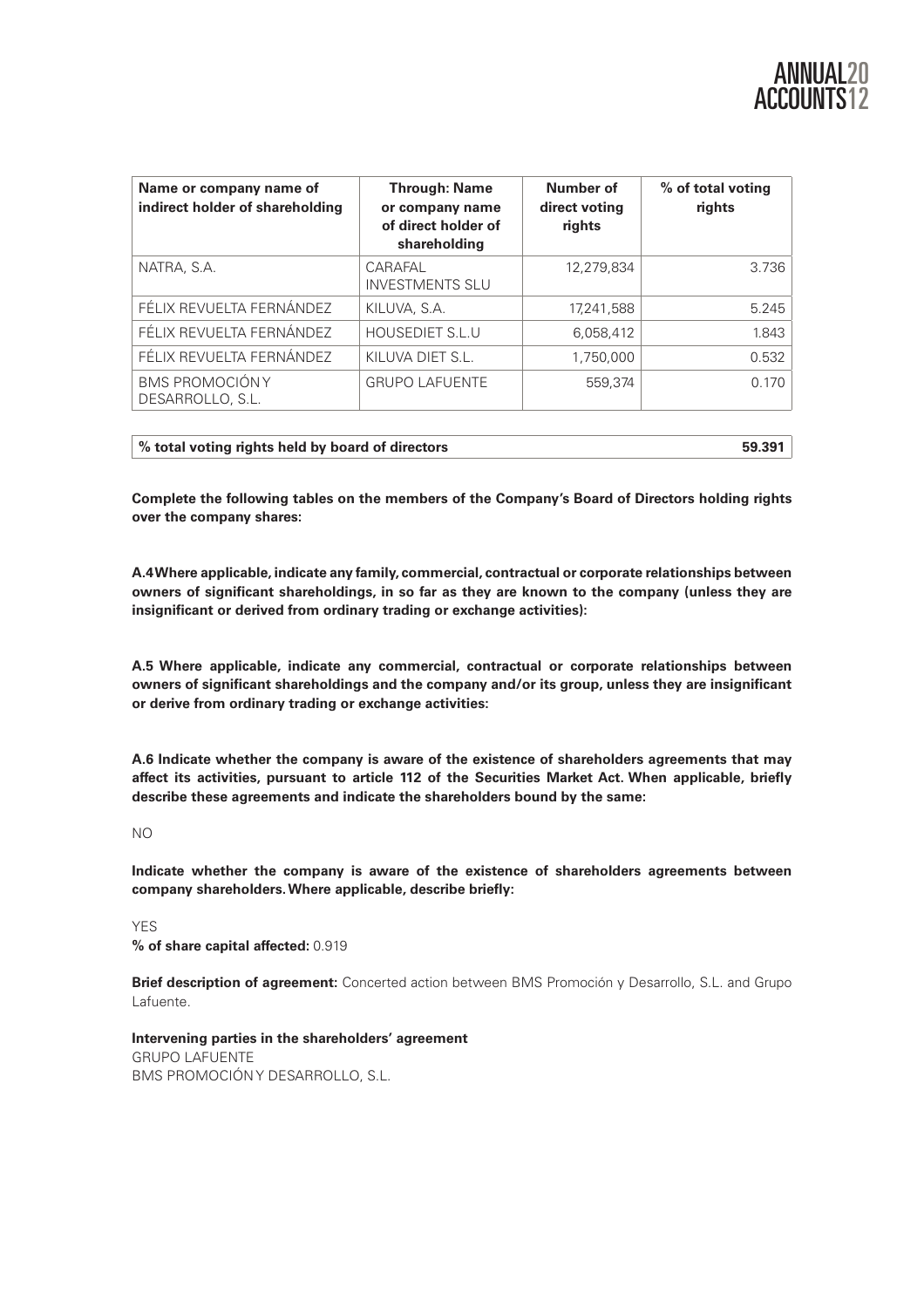| Name or company name of indirect holder of shareholding | Through: Name or company name of direct holder of shareholding | Number of direct voting rights | % of total voting rights |
|---|---|---|---|
| NATRA, S.A. | CARAFAL INVESTMENTS SLU | 12,279,834 | 3.736 |
| FÉLIX REVUELTA FERNÁNDEZ | KILUVA, S.A. | 17,241,588 | 5.245 |
| FÉLIX REVUELTA FERNÁNDEZ | HOUSEDIET S.L.U | 6,058,412 | 1.843 |
| FÉLIX REVUELTA FERNÁNDEZ | KILUVA DIET S.L. | 1,750,000 | 0.532 |
| BMS PROMOCIÓN Y DESARROLLO, S.L. | GRUPO LAFUENTE | 559,374 | 0.170 |

| % total voting rights held by board of directors | 59.391 |
|---|---|

**Complete the following tables on the members of the Company's Board of Directors holding rights over the company shares:**

**A.4 Where applicable, indicate any family, commercial, contractual or corporate relationships between owners of significant shareholdings, in so far as they are known to the company (unless they are insignificant or derived from ordinary trading or exchange activities):**

**A.5 Where applicable, indicate any commercial, contractual or corporate relationships between owners of significant shareholdings and the company and/or its group, unless they are insignificant or derive from ordinary trading or exchange activities:**

**A.6 Indicate whether the company is aware of the existence of shareholders agreements that may affect its activities, pursuant to article 112 of the Securities Market Act. When applicable, briefly describe these agreements and indicate the shareholders bound by the same:**

NO

**Indicate whether the company is aware of the existence of shareholders agreements between company shareholders. Where applicable, describe briefly:**

YES

**% of share capital affected:** 0.919

**Brief description of agreement:** Concerted action between BMS Promoción y Desarrollo, S.L. and Grupo Lafuente.

**Intervening parties in the shareholders' agreement**

GRUPO LAFUENTE

BMS PROMOCIÓN Y DESARROLLO, S.L.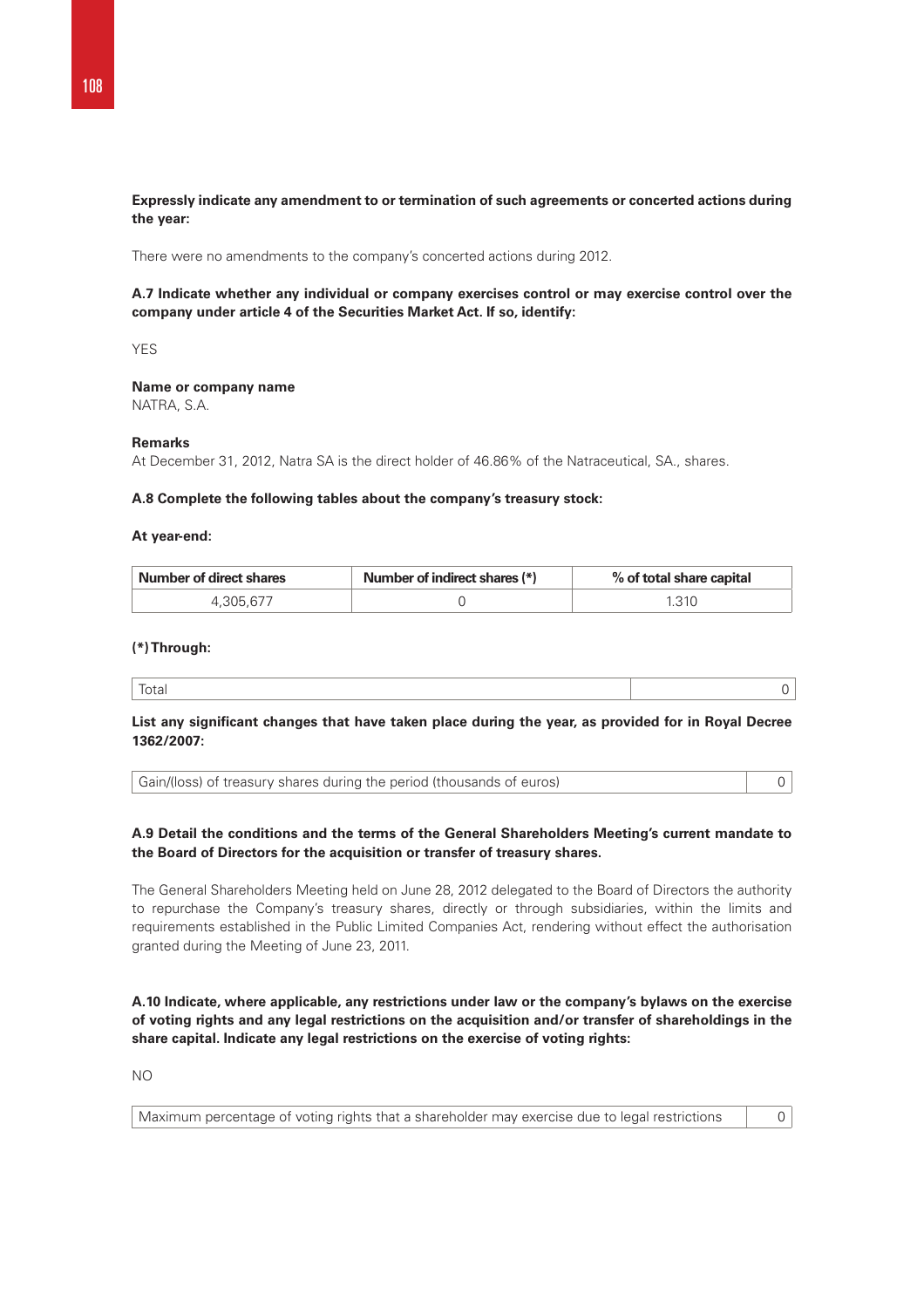**Expressly indicate any amendment to or termination of such agreements or concerted actions during the year:**

There were no amendments to the company's concerted actions during 2012.

**A.7 Indicate whether any individual or company exercises control or may exercise control over the company under article 4 of the Securities Market Act. If so, identify:**

YES

**Name or company name**
NATRA, S.A.

**Remarks**
At December 31, 2012, Natra SA is the direct holder of 46.86% of the Natraceutical, SA., shares.

**A.8 Complete the following tables about the company's treasury stock:**

**At year-end:**

| Number of direct shares | Number of indirect shares (*) | % of total share capital |
|---|---|---|
| 4,305,677 | 0 | 1.310 |

**(*) Through:**

| Total | 0 |
|---|---|

**List any significant changes that have taken place during the year, as provided for in Royal Decree 1362/2007:**

| Gain/(loss) of treasury shares during the period (thousands of euros) | 0 |
|---|---|

**A.9 Detail the conditions and the terms of the General Shareholders Meeting's current mandate to the Board of Directors for the acquisition or transfer of treasury shares.**

The General Shareholders Meeting held on June 28, 2012 delegated to the Board of Directors the authority to repurchase the Company's treasury shares, directly or through subsidiaries, within the limits and requirements established in the Public Limited Companies Act, rendering without effect the authorisation granted during the Meeting of June 23, 2011.

**A.10 Indicate, where applicable, any restrictions under law or the company's bylaws on the exercise of voting rights and any legal restrictions on the acquisition and/or transfer of shareholdings in the share capital. Indicate any legal restrictions on the exercise of voting rights:**

NO

| Maximum percentage of voting rights that a shareholder may exercise due to legal restrictions | 0 |
|---|---|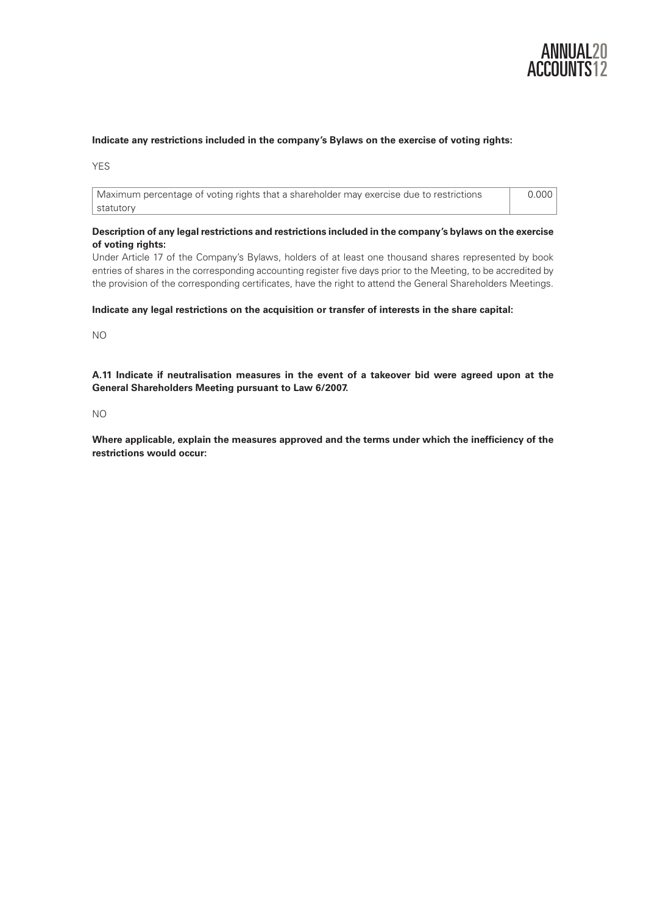**Indicate any restrictions included in the company's Bylaws on the exercise of voting rights:**

YES

| Maximum percentage of voting rights that a shareholder may exercise due to restrictions statutory | 0.000 |
|---|---|

**Description of any legal restrictions and restrictions included in the company's bylaws on the exercise of voting rights:**

Under Article 17 of the Company's Bylaws, holders of at least one thousand shares represented by book entries of shares in the corresponding accounting register five days prior to the Meeting, to be accredited by the provision of the corresponding certificates, have the right to attend the General Shareholders Meetings.

**Indicate any legal restrictions on the acquisition or transfer of interests in the share capital:**

NO

**A.11 Indicate if neutralisation measures in the event of a takeover bid were agreed upon at the General Shareholders Meeting pursuant to Law 6/2007.**

NO

**Where applicable, explain the measures approved and the terms under which the inefficiency of the restrictions would occur:**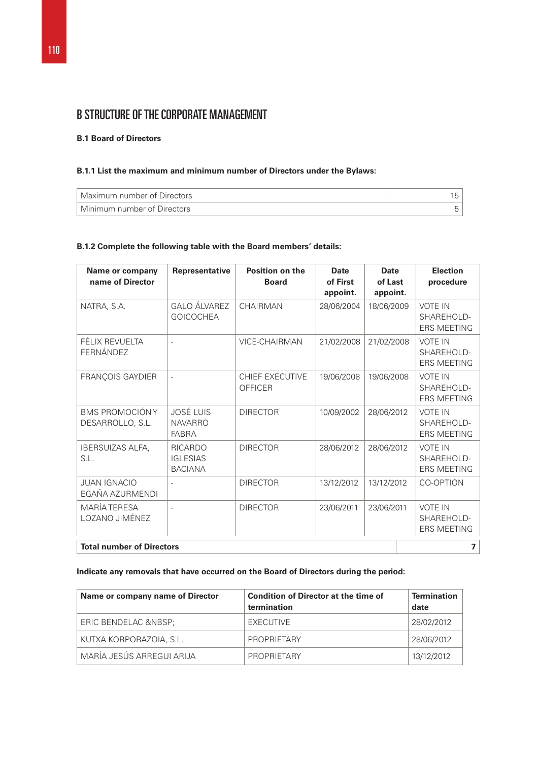# B STRUCTURE OF THE CORPORATE MANAGEMENT

**B.1 Board of Directors**

**B.1.1 List the maximum and minimum number of Directors under the Bylaws:**

| | |
|---|---|
| Maximum number of Directors | 15 |
| Minimum number of Directors | 5 |

**B.1.2 Complete the following table with the Board members' details:**

| Name or company name of Director | Representative | Position on the Board | Date of First appoint. | Date of Last appoint. | Election procedure |
|---|---|---|---|---|---|
| NATRA, S.A. | GALO ÁLVAREZ GOICOCHEA | CHAIRMAN | 28/06/2004 | 18/06/2009 | VOTE IN SHAREHOLDERS MEETING |
| FÉLIX REVUELTA FERNÁNDEZ | - | VICE-CHAIRMAN | 21/02/2008 | 21/02/2008 | VOTE IN SHAREHOLDERS MEETING |
| FRANÇOIS GAYDIER | - | CHIEF EXECUTIVE OFFICER | 19/06/2008 | 19/06/2008 | VOTE IN SHAREHOLDERS MEETING |
| BMS PROMOCIÓN Y DESARROLLO, S.L. | JOSÉ LUIS NAVARRO FABRA | DIRECTOR | 10/09/2002 | 28/06/2012 | VOTE IN SHAREHOLDERS MEETING |
| IBERSUIZAS ALFA, S.L. | RICARDO IGLESIAS BACIANA | DIRECTOR | 28/06/2012 | 28/06/2012 | VOTE IN SHAREHOLDERS MEETING |
| JUAN IGNACIO EGAÑA AZURMENDI | - | DIRECTOR | 13/12/2012 | 13/12/2012 | CO-OPTION |
| MARÍA TERESA LOZANO JIMÉNEZ | - | DIRECTOR | 23/06/2011 | 23/06/2011 | VOTE IN SHAREHOLDERS MEETING |

| | |
|---|---|
| **Total number of Directors** | **7** |

**Indicate any removals that have occurred on the Board of Directors during the period:**

| Name or company name of Director | Condition of Director at the time of termination | Termination date |
|---|---|---|
| ERIC BENDELAC &NBSP; | EXECUTIVE | 28/02/2012 |
| KUTXA KORPORAZOIA, S.L. | PROPRIETARY | 28/06/2012 |
| MARÍA JESÚS ARREGUI ARIJA | PROPRIETARY | 13/12/2012 |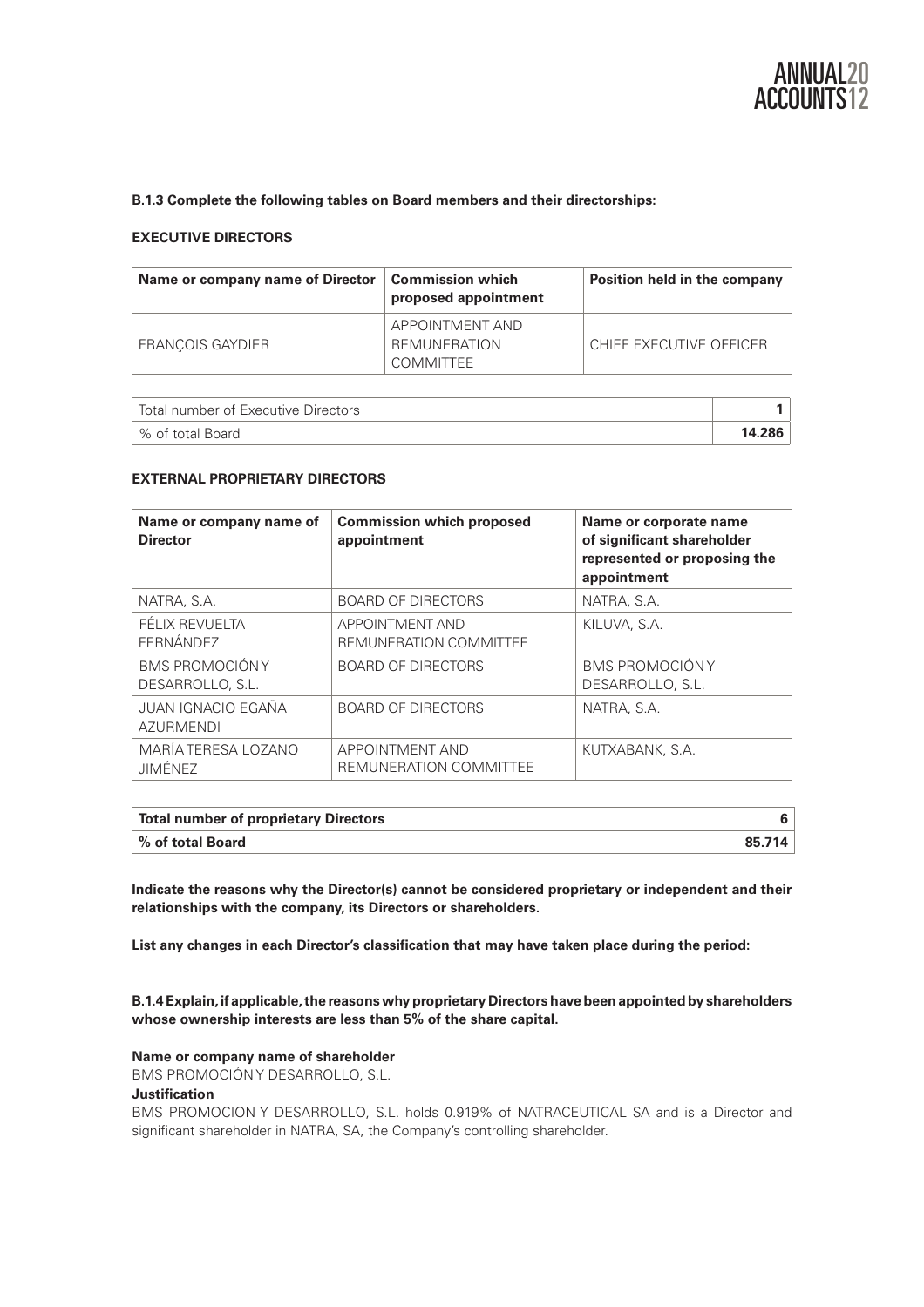**B.1.3 Complete the following tables on Board members and their directorships:**

**EXECUTIVE DIRECTORS**

| Name or company name of Director | Commission which proposed appointment | Position held in the company |
|---|---|---|
| FRANÇOIS GAYDIER | APPOINTMENT AND REMUNERATION COMMITTEE | CHIEF EXECUTIVE OFFICER |

| | |
|---|---|
| Total number of Executive Directors | **1** |
| % of total Board | **14.286** |

**EXTERNAL PROPRIETARY DIRECTORS**

| Name or company name of Director | Commission which proposed appointment | Name or corporate name of significant shareholder represented or proposing the appointment |
|---|---|---|
| NATRA, S.A. | BOARD OF DIRECTORS | NATRA, S.A. |
| FÉLIX REVUELTA FERNÁNDEZ | APPOINTMENT AND REMUNERATION COMMITTEE | KILUVA, S.A. |
| BMS PROMOCIÓN Y DESARROLLO, S.L. | BOARD OF DIRECTORS | BMS PROMOCIÓN Y DESARROLLO, S.L. |
| JUAN IGNACIO EGAÑA AZURMENDI | BOARD OF DIRECTORS | NATRA, S.A. |
| MARÍA TERESA LOZANO JIMÉNEZ | APPOINTMENT AND REMUNERATION COMMITTEE | KUTXABANK, S.A. |

| | |
|---|---|
| **Total number of proprietary Directors** | **6** |
| **% of total Board** | **85.714** |

**Indicate the reasons why the Director(s) cannot be considered proprietary or independent and their relationships with the company, its Directors or shareholders.**

**List any changes in each Director's classification that may have taken place during the period:**

**B.1.4 Explain, if applicable, the reasons why proprietary Directors have been appointed by shareholders whose ownership interests are less than 5% of the share capital.**

**Name or company name of shareholder**

BMS PROMOCIÓN Y DESARROLLO, S.L.

**Justification**

BMS PROMOCION Y DESARROLLO, S.L. holds 0.919% of NATRACEUTICAL SA and is a Director and significant shareholder in NATRA, SA, the Company's controlling shareholder.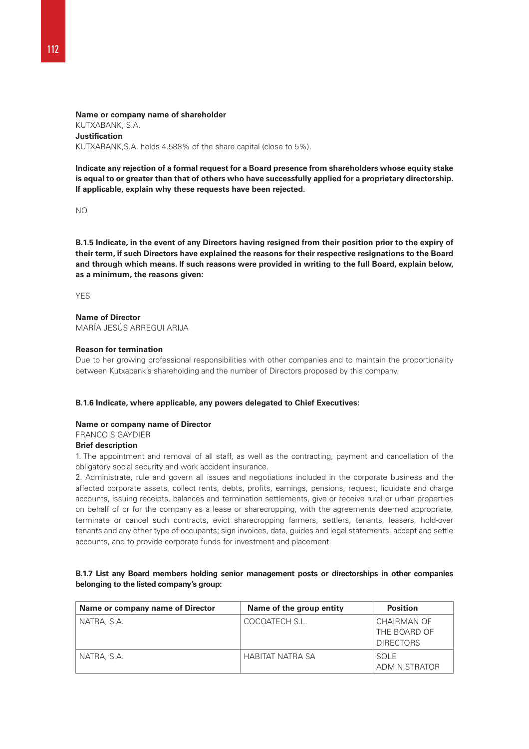**Name or company name of shareholder**
KUTXABANK, S.A.
**Justification**
KUTXABANK,S.A. holds 4.588% of the share capital (close to 5%).

**Indicate any rejection of a formal request for a Board presence from shareholders whose equity stake is equal to or greater than that of others who have successfully applied for a proprietary directorship. If applicable, explain why these requests have been rejected.**

NO

**B.1.5 Indicate, in the event of any Directors having resigned from their position prior to the expiry of their term, if such Directors have explained the reasons for their respective resignations to the Board and through which means. If such reasons were provided in writing to the full Board, explain below, as a minimum, the reasons given:**

YES

**Name of Director**
MARÍA JESÚS ARREGUI ARIJA

**Reason for termination**
Due to her growing professional responsibilities with other companies and to maintain the proportionality between Kutxabank's shareholding and the number of Directors proposed by this company.

**B.1.6 Indicate, where applicable, any powers delegated to Chief Executives:**

**Name or company name of Director**
FRANCOIS GAYDIER
**Brief description**
1. The appointment and removal of all staff, as well as the contracting, payment and cancellation of the obligatory social security and work accident insurance.
2. Administrate, rule and govern all issues and negotiations included in the corporate business and the affected corporate assets, collect rents, debts, profits, earnings, pensions, request, liquidate and charge accounts, issuing receipts, balances and termination settlements, give or receive rural or urban properties on behalf of or for the company as a lease or sharecropping, with the agreements deemed appropriate, terminate or cancel such contracts, evict sharecropping farmers, settlers, tenants, leasers, hold-over tenants and any other type of occupants; sign invoices, data, guides and legal statements, accept and settle accounts, and to provide corporate funds for investment and placement.

**B.1.7 List any Board members holding senior management posts or directorships in other companies belonging to the listed company's group:**

| Name or company name of Director | Name of the group entity | Position |
|---|---|---|
| NATRA, S.A. | COCOATECH S.L. | CHAIRMAN OF THE BOARD OF DIRECTORS |
| NATRA, S.A. | HABITAT NATRA SA | SOLE ADMINISTRATOR |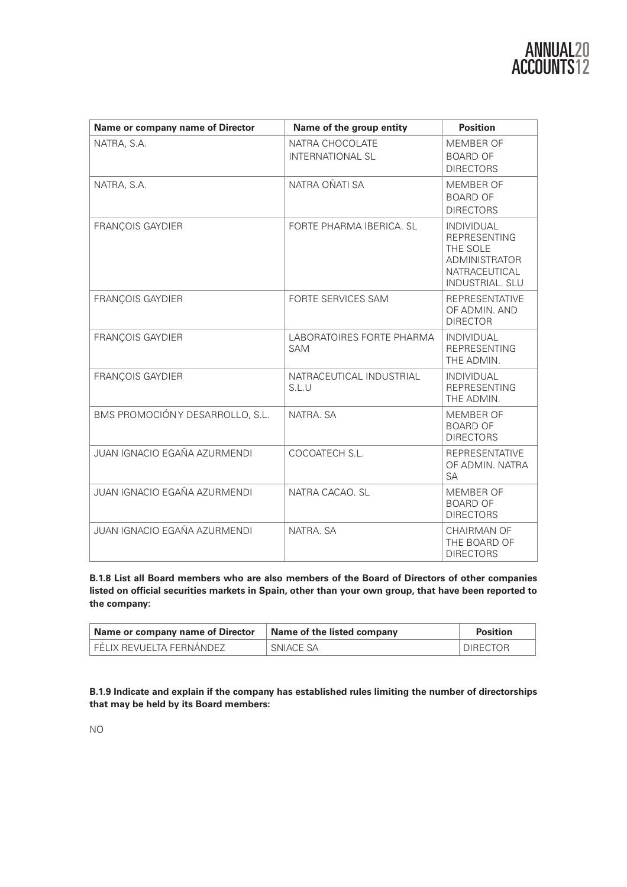| Name or company name of Director | Name of the group entity | Position |
|---|---|---|
| NATRA, S.A. | NATRA CHOCOLATE INTERNATIONAL SL | MEMBER OF BOARD OF DIRECTORS |
| NATRA, S.A. | NATRA OÑATI SA | MEMBER OF BOARD OF DIRECTORS |
| FRANÇOIS GAYDIER | FORTE PHARMA IBERICA. SL | INDIVIDUAL REPRESENTING THE SOLE ADMINISTRATOR NATRACEUTICAL INDUSTRIAL. SLU |
| FRANÇOIS GAYDIER | FORTE SERVICES SAM | REPRESENTATIVE OF ADMIN. AND DIRECTOR |
| FRANÇOIS GAYDIER | LABORATOIRES FORTE PHARMA SAM | INDIVIDUAL REPRESENTING THE ADMIN. |
| FRANÇOIS GAYDIER | NATRACEUTICAL INDUSTRIAL S.L.U | INDIVIDUAL REPRESENTING THE ADMIN. |
| BMS PROMOCIÓN Y DESARROLLO, S.L. | NATRA. SA | MEMBER OF BOARD OF DIRECTORS |
| JUAN IGNACIO EGAÑA AZURMENDI | COCOATECH S.L. | REPRESENTATIVE OF ADMIN. NATRA SA |
| JUAN IGNACIO EGAÑA AZURMENDI | NATRA CACAO. SL | MEMBER OF BOARD OF DIRECTORS |
| JUAN IGNACIO EGAÑA AZURMENDI | NATRA. SA | CHAIRMAN OF THE BOARD OF DIRECTORS |

**B.1.8 List all Board members who are also members of the Board of Directors of other companies listed on official securities markets in Spain, other than your own group, that have been reported to the company:**

| Name or company name of Director | Name of the listed company | Position |
|---|---|---|
| FÉLIX REVUELTA FERNÁNDEZ | SNIACE SA | DIRECTOR |

**B.1.9 Indicate and explain if the company has established rules limiting the number of directorships that may be held by its Board members:**

NO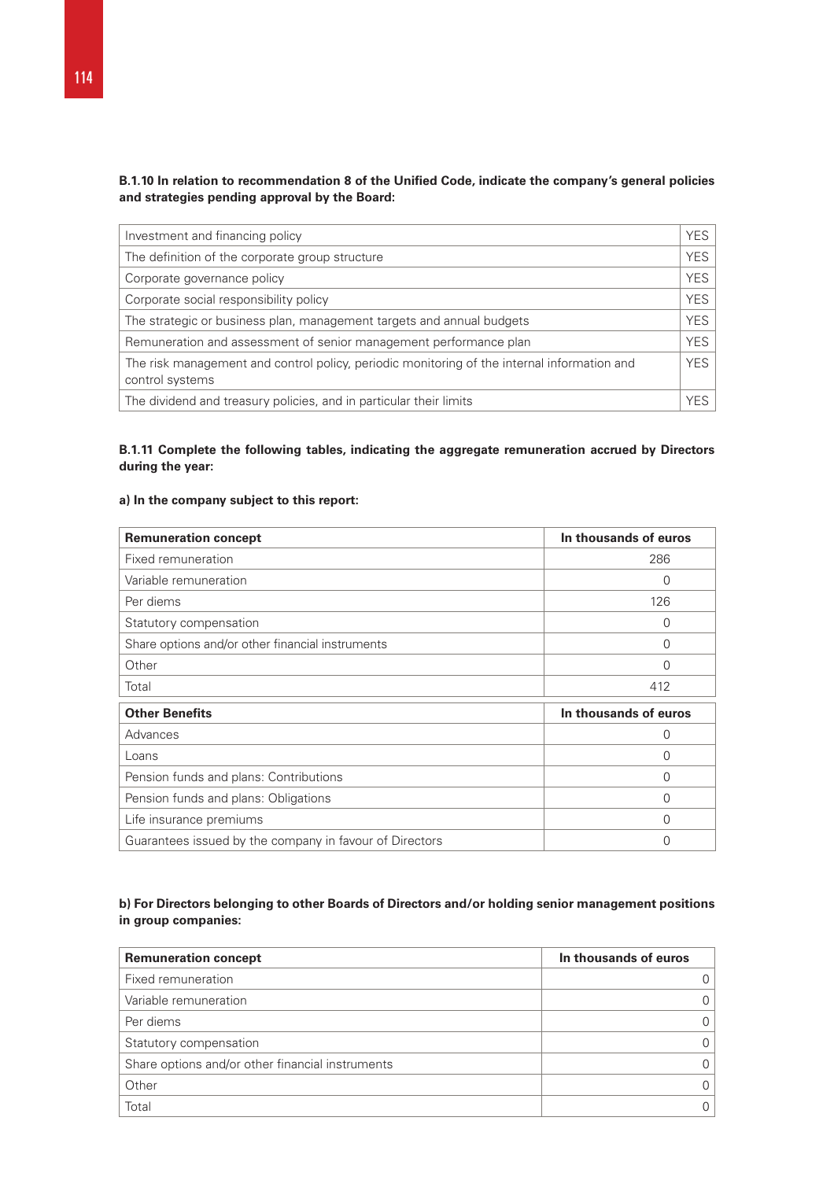**B.1.10 In relation to recommendation 8 of the Unified Code, indicate the company's general policies and strategies pending approval by the Board:**

| | |
|---|---|
| Investment and financing policy | YES |
| The definition of the corporate group structure | YES |
| Corporate governance policy | YES |
| Corporate social responsibility policy | YES |
| The strategic or business plan, management targets and annual budgets | YES |
| Remuneration and assessment of senior management performance plan | YES |
| The risk management and control policy, periodic monitoring of the internal information and control systems | YES |
| The dividend and treasury policies, and in particular their limits | YES |

**B.1.11 Complete the following tables, indicating the aggregate remuneration accrued by Directors during the year:**

**a) In the company subject to this report:**

| Remuneration concept | In thousands of euros |
|---|---|
| Fixed remuneration | 286 |
| Variable remuneration | 0 |
| Per diems | 126 |
| Statutory compensation | 0 |
| Share options and/or other financial instruments | 0 |
| Other | 0 |
| Total | 412 |

| Other Benefits | In thousands of euros |
|---|---|
| Advances | 0 |
| Loans | 0 |
| Pension funds and plans: Contributions | 0 |
| Pension funds and plans: Obligations | 0 |
| Life insurance premiums | 0 |
| Guarantees issued by the company in favour of Directors | 0 |

**b) For Directors belonging to other Boards of Directors and/or holding senior management positions in group companies:**

| Remuneration concept | In thousands of euros |
|---|---|
| Fixed remuneration | 0 |
| Variable remuneration | 0 |
| Per diems | 0 |
| Statutory compensation | 0 |
| Share options and/or other financial instruments | 0 |
| Other | 0 |
| Total | 0 |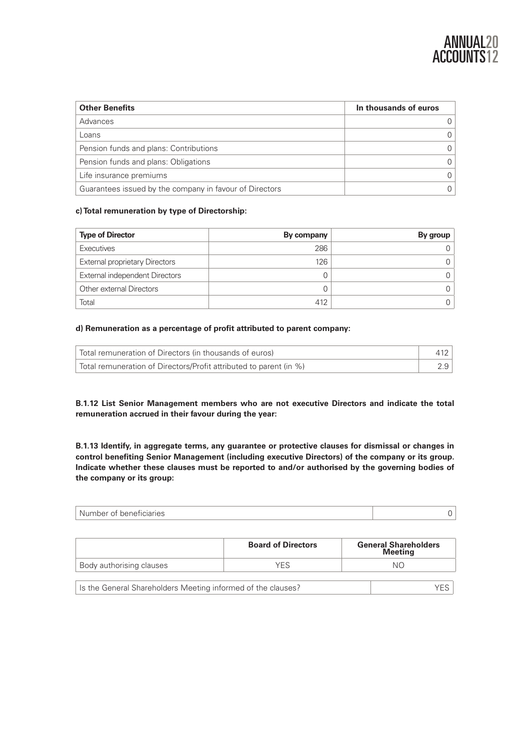| Other Benefits | In thousands of euros |
| --- | --- |
| Advances | 0 |
| Loans | 0 |
| Pension funds and plans: Contributions | 0 |
| Pension funds and plans: Obligations | 0 |
| Life insurance premiums | 0 |
| Guarantees issued by the company in favour of Directors | 0 |

**c) Total remuneration by type of Directorship:**

| Type of Director | By company | By group |
| --- | --- | --- |
| Executives | 286 | 0 |
| External proprietary Directors | 126 | 0 |
| External independent Directors | 0 | 0 |
| Other external Directors | 0 | 0 |
| Total | 412 | 0 |

**d) Remuneration as a percentage of profit attributed to parent company:**

| | |
| --- | --- |
| Total remuneration of Directors (in thousands of euros) | 412 |
| Total remuneration of Directors/Profit attributed to parent (in %) | 2.9 |

**B.1.12 List Senior Management members who are not executive Directors and indicate the total remuneration accrued in their favour during the year:**

**B.1.13 Identify, in aggregate terms, any guarantee or protective clauses for dismissal or changes in control benefiting Senior Management (including executive Directors) of the company or its group. Indicate whether these clauses must be reported to and/or authorised by the governing bodies of the company or its group:**

| | |
| --- | --- |
| Number of beneficiaries | 0 |

| | Board of Directors | General Shareholders Meeting |
| --- | --- | --- |
| Body authorising clauses | YES | NO |

| | |
| --- | --- |
| Is the General Shareholders Meeting informed of the clauses? | YES |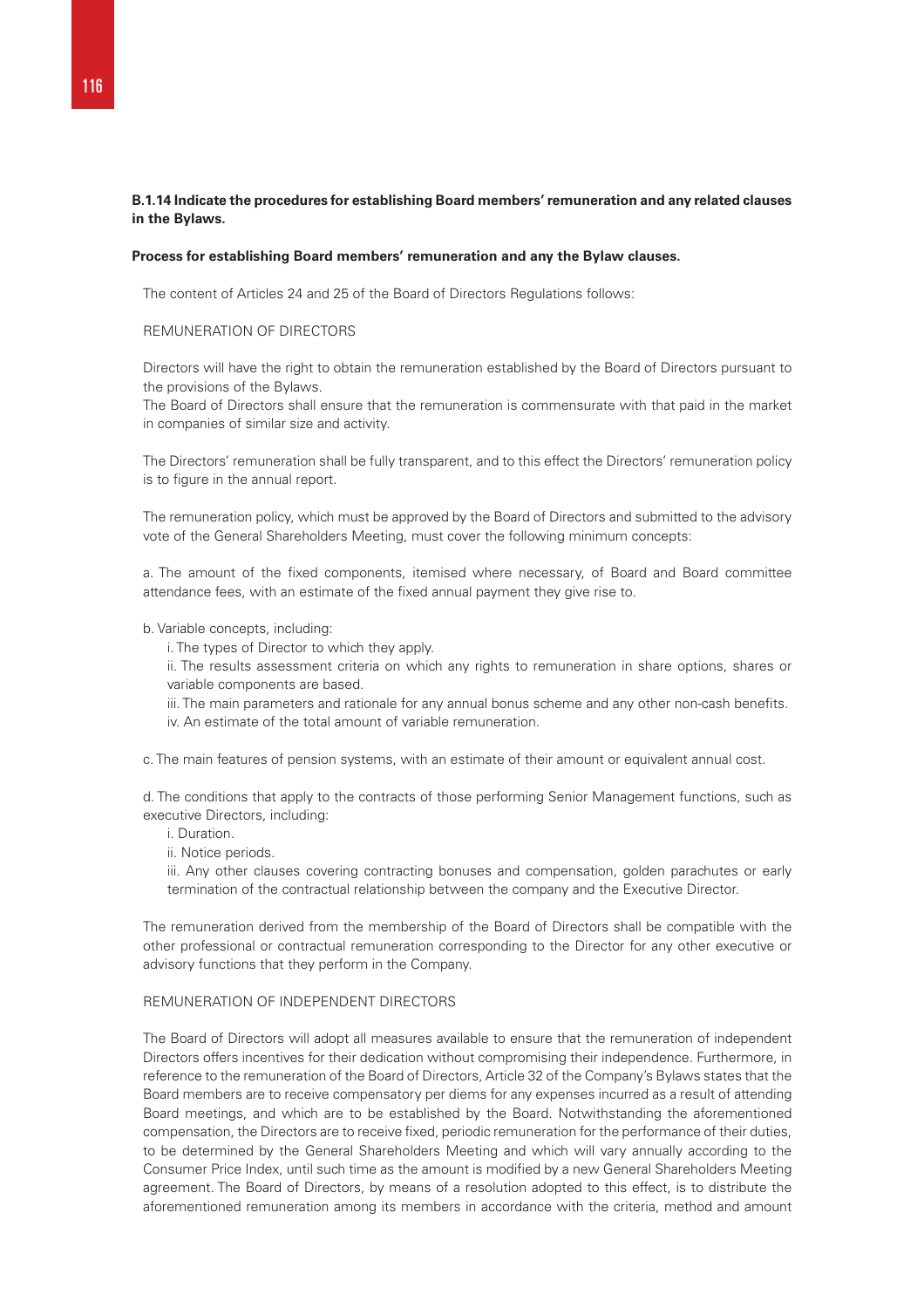**B.1.14 Indicate the procedures for establishing Board members' remuneration and any related clauses in the Bylaws.**

**Process for establishing Board members' remuneration and any the Bylaw clauses.**

The content of Articles 24 and 25 of the Board of Directors Regulations follows:

REMUNERATION OF DIRECTORS

Directors will have the right to obtain the remuneration established by the Board of Directors pursuant to the provisions of the Bylaws.
The Board of Directors shall ensure that the remuneration is commensurate with that paid in the market in companies of similar size and activity.

The Directors' remuneration shall be fully transparent, and to this effect the Directors' remuneration policy is to figure in the annual report.

The remuneration policy, which must be approved by the Board of Directors and submitted to the advisory vote of the General Shareholders Meeting, must cover the following minimum concepts:

a. The amount of the fixed components, itemised where necessary, of Board and Board committee attendance fees, with an estimate of the fixed annual payment they give rise to.

b. Variable concepts, including:
   i. The types of Director to which they apply.
   ii. The results assessment criteria on which any rights to remuneration in share options, shares or variable components are based.
   iii. The main parameters and rationale for any annual bonus scheme and any other non-cash benefits.
   iv. An estimate of the total amount of variable remuneration.

c. The main features of pension systems, with an estimate of their amount or equivalent annual cost.

d. The conditions that apply to the contracts of those performing Senior Management functions, such as executive Directors, including:
   i. Duration.
   ii. Notice periods.
   iii. Any other clauses covering contracting bonuses and compensation, golden parachutes or early termination of the contractual relationship between the company and the Executive Director.

The remuneration derived from the membership of the Board of Directors shall be compatible with the other professional or contractual remuneration corresponding to the Director for any other executive or advisory functions that they perform in the Company.

REMUNERATION OF INDEPENDENT DIRECTORS

The Board of Directors will adopt all measures available to ensure that the remuneration of independent Directors offers incentives for their dedication without compromising their independence. Furthermore, in reference to the remuneration of the Board of Directors, Article 32 of the Company's Bylaws states that the Board members are to receive compensatory per diems for any expenses incurred as a result of attending Board meetings, and which are to be established by the Board. Notwithstanding the aforementioned compensation, the Directors are to receive fixed, periodic remuneration for the performance of their duties, to be determined by the General Shareholders Meeting and which will vary annually according to the Consumer Price Index, until such time as the amount is modified by a new General Shareholders Meeting agreement. The Board of Directors, by means of a resolution adopted to this effect, is to distribute the aforementioned remuneration among its members in accordance with the criteria, method and amount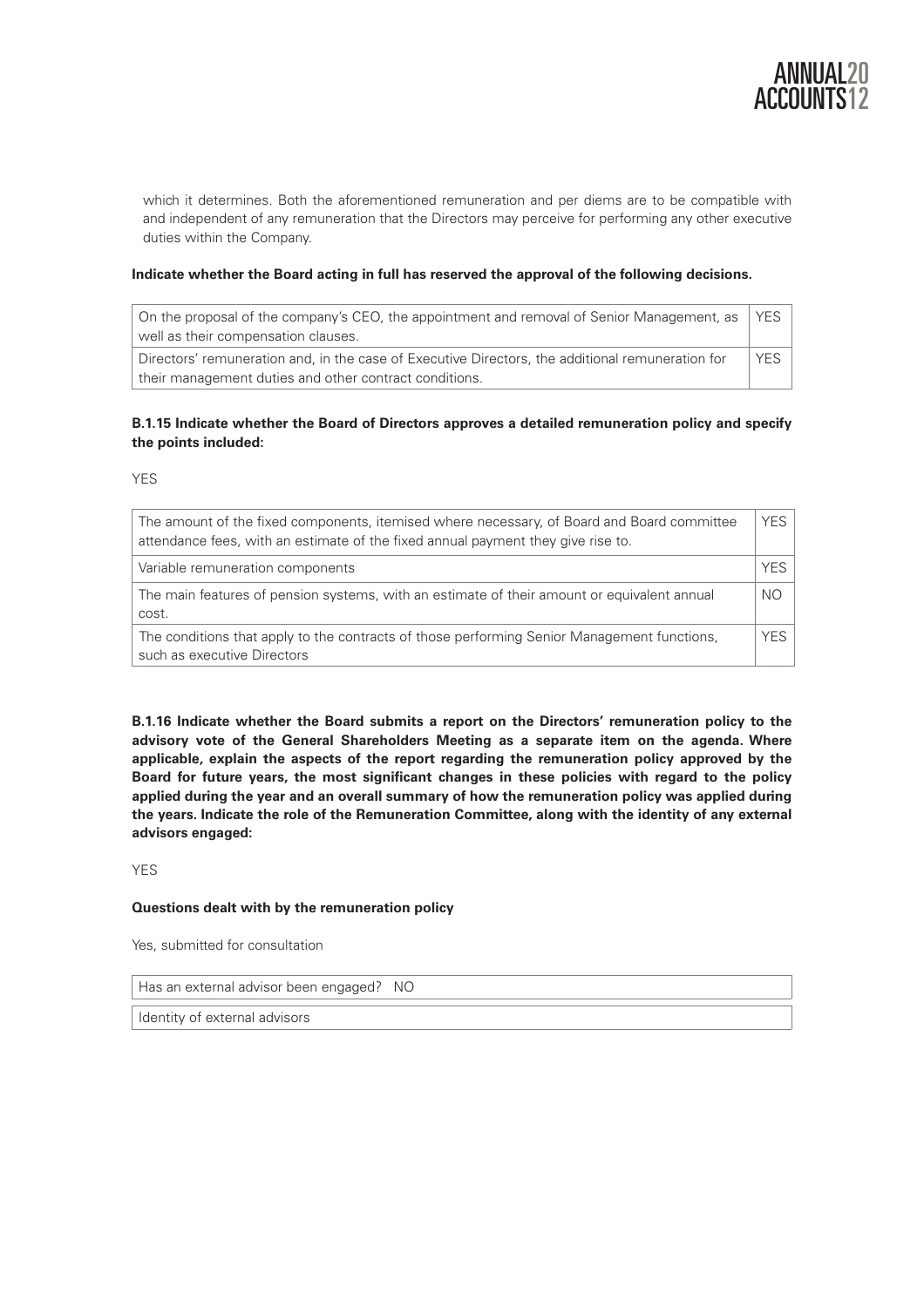which it determines. Both the aforementioned remuneration and per diems are to be compatible with and independent of any remuneration that the Directors may perceive for performing any other executive duties within the Company.

**Indicate whether the Board acting in full has reserved the approval of the following decisions.**

| | |
|---|---|
| On the proposal of the company's CEO, the appointment and removal of Senior Management, as well as their compensation clauses. | YES |
| Directors' remuneration and, in the case of Executive Directors, the additional remuneration for their management duties and other contract conditions. | YES |

**B.1.15 Indicate whether the Board of Directors approves a detailed remuneration policy and specify the points included:**

YES

| | |
|---|---|
| The amount of the fixed components, itemised where necessary, of Board and Board committee attendance fees, with an estimate of the fixed annual payment they give rise to. | YES |
| Variable remuneration components | YES |
| The main features of pension systems, with an estimate of their amount or equivalent annual cost. | NO |
| The conditions that apply to the contracts of those performing Senior Management functions, such as executive Directors | YES |

**B.1.16 Indicate whether the Board submits a report on the Directors' remuneration policy to the advisory vote of the General Shareholders Meeting as a separate item on the agenda. Where applicable, explain the aspects of the report regarding the remuneration policy approved by the Board for future years, the most significant changes in these policies with regard to the policy applied during the year and an overall summary of how the remuneration policy was applied during the years. Indicate the role of the Remuneration Committee, along with the identity of any external advisors engaged:**

YES

**Questions dealt with by the remuneration policy**

Yes, submitted for consultation

| |
|---|
| Has an external advisor been engaged? NO |
| Identity of external advisors |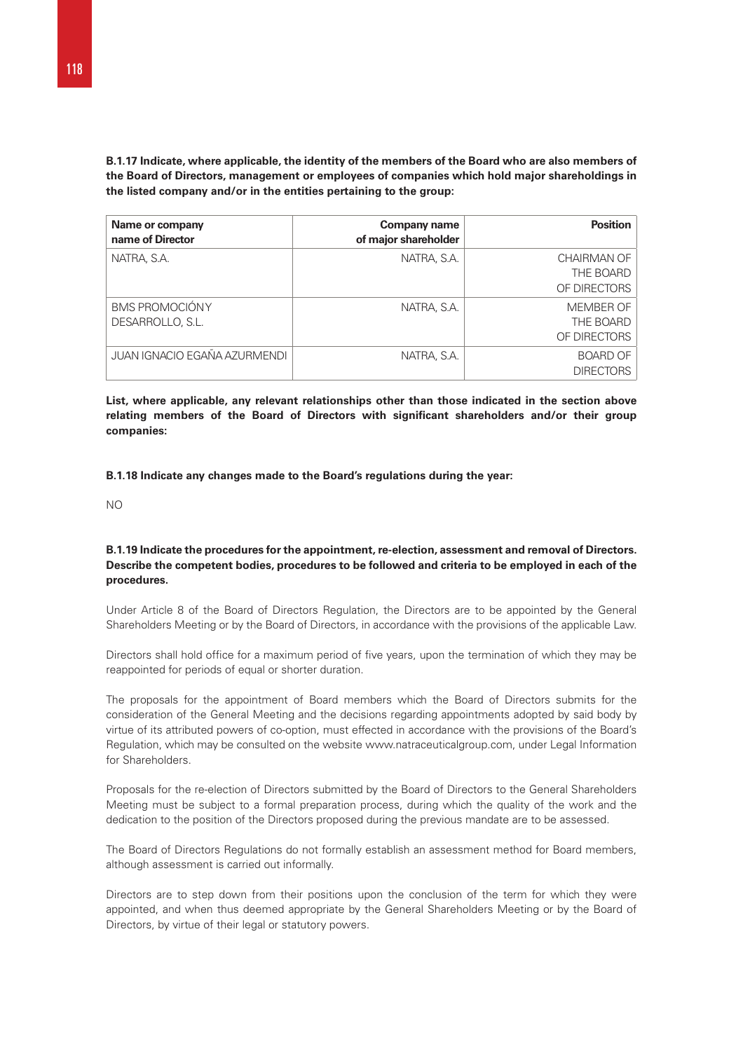**B.1.17 Indicate, where applicable, the identity of the members of the Board who are also members of the Board of Directors, management or employees of companies which hold major shareholdings in the listed company and/or in the entities pertaining to the group:**

| Name or company name of Director | Company name of major shareholder | Position |
|---|---|---|
| NATRA, S.A. | NATRA, S.A. | CHAIRMAN OF THE BOARD OF DIRECTORS |
| BMS PROMOCIÓN Y DESARROLLO, S.L. | NATRA, S.A. | MEMBER OF THE BOARD OF DIRECTORS |
| JUAN IGNACIO EGAÑA AZURMENDI | NATRA, S.A. | BOARD OF DIRECTORS |

**List, where applicable, any relevant relationships other than those indicated in the section above relating members of the Board of Directors with significant shareholders and/or their group companies:**

**B.1.18 Indicate any changes made to the Board's regulations during the year:**

NO

**B.1.19 Indicate the procedures for the appointment, re-election, assessment and removal of Directors. Describe the competent bodies, procedures to be followed and criteria to be employed in each of the procedures.**

Under Article 8 of the Board of Directors Regulation, the Directors are to be appointed by the General Shareholders Meeting or by the Board of Directors, in accordance with the provisions of the applicable Law.

Directors shall hold office for a maximum period of five years, upon the termination of which they may be reappointed for periods of equal or shorter duration.

The proposals for the appointment of Board members which the Board of Directors submits for the consideration of the General Meeting and the decisions regarding appointments adopted by said body by virtue of its attributed powers of co-option, must effected in accordance with the provisions of the Board's Regulation, which may be consulted on the website www.natraceuticalgroup.com, under Legal Information for Shareholders.

Proposals for the re-election of Directors submitted by the Board of Directors to the General Shareholders Meeting must be subject to a formal preparation process, during which the quality of the work and the dedication to the position of the Directors proposed during the previous mandate are to be assessed.

The Board of Directors Regulations do not formally establish an assessment method for Board members, although assessment is carried out informally.

Directors are to step down from their positions upon the conclusion of the term for which they were appointed, and when thus deemed appropriate by the General Shareholders Meeting or by the Board of Directors, by virtue of their legal or statutory powers.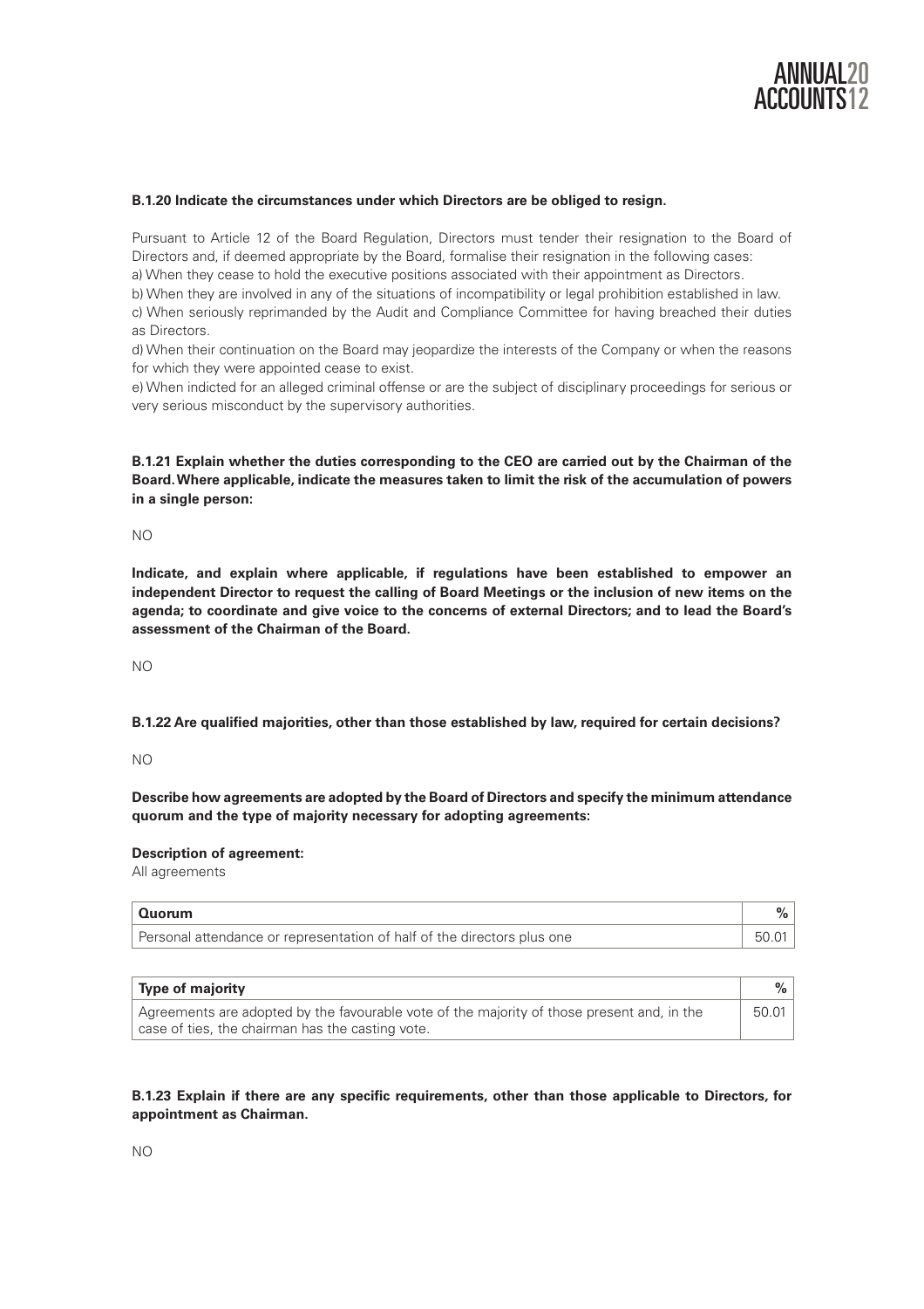**B.1.20 Indicate the circumstances under which Directors are be obliged to resign.**

Pursuant to Article 12 of the Board Regulation, Directors must tender their resignation to the Board of Directors and, if deemed appropriate by the Board, formalise their resignation in the following cases:

a) When they cease to hold the executive positions associated with their appointment as Directors.

b) When they are involved in any of the situations of incompatibility or legal prohibition established in law.

c) When seriously reprimanded by the Audit and Compliance Committee for having breached their duties as Directors.

d) When their continuation on the Board may jeopardize the interests of the Company or when the reasons for which they were appointed cease to exist.

e) When indicted for an alleged criminal offense or are the subject of disciplinary proceedings for serious or very serious misconduct by the supervisory authorities.

**B.1.21 Explain whether the duties corresponding to the CEO are carried out by the Chairman of the Board. Where applicable, indicate the measures taken to limit the risk of the accumulation of powers in a single person:**

NO

**Indicate, and explain where applicable, if regulations have been established to empower an independent Director to request the calling of Board Meetings or the inclusion of new items on the agenda; to coordinate and give voice to the concerns of external Directors; and to lead the Board's assessment of the Chairman of the Board.**

NO

**B.1.22 Are qualified majorities, other than those established by law, required for certain decisions?**

NO

**Describe how agreements are adopted by the Board of Directors and specify the minimum attendance quorum and the type of majority necessary for adopting agreements:**

**Description of agreement:**

All agreements

| Quorum | % |
|---|---|
| Personal attendance or representation of half of the directors plus one | 50.01 |

| Type of majority | % |
|---|---|
| Agreements are adopted by the favourable vote of the majority of those present and, in the case of ties, the chairman has the casting vote. | 50.01 |

**B.1.23 Explain if there are any specific requirements, other than those applicable to Directors, for appointment as Chairman.**

NO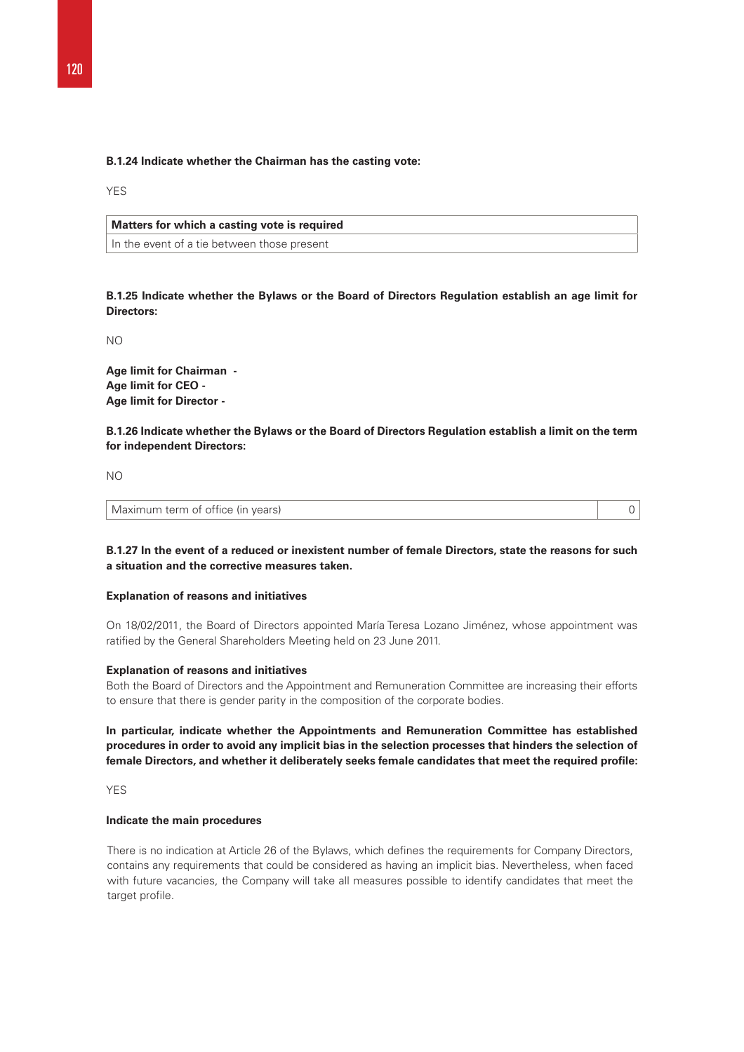**B.1.24 Indicate whether the Chairman has the casting vote:**

YES

| Matters for which a casting vote is required |
|---|
| In the event of a tie between those present |

**B.1.25 Indicate whether the Bylaws or the Board of Directors Regulation establish an age limit for Directors:**

NO

**Age limit for Chairman -**
**Age limit for CEO -**
**Age limit for Director -**

**B.1.26 Indicate whether the Bylaws or the Board of Directors Regulation establish a limit on the term for independent Directors:**

NO

| Maximum term of office (in years) | 0 |
|---|---|

**B.1.27 In the event of a reduced or inexistent number of female Directors, state the reasons for such a situation and the corrective measures taken.**

**Explanation of reasons and initiatives**

On 18/02/2011, the Board of Directors appointed María Teresa Lozano Jiménez, whose appointment was ratified by the General Shareholders Meeting held on 23 June 2011.

**Explanation of reasons and initiatives**

Both the Board of Directors and the Appointment and Remuneration Committee are increasing their efforts to ensure that there is gender parity in the composition of the corporate bodies.

**In particular, indicate whether the Appointments and Remuneration Committee has established procedures in order to avoid any implicit bias in the selection processes that hinders the selection of female Directors, and whether it deliberately seeks female candidates that meet the required profile:**

YES

**Indicate the main procedures**

There is no indication at Article 26 of the Bylaws, which defines the requirements for Company Directors, contains any requirements that could be considered as having an implicit bias. Nevertheless, when faced with future vacancies, the Company will take all measures possible to identify candidates that meet the target profile.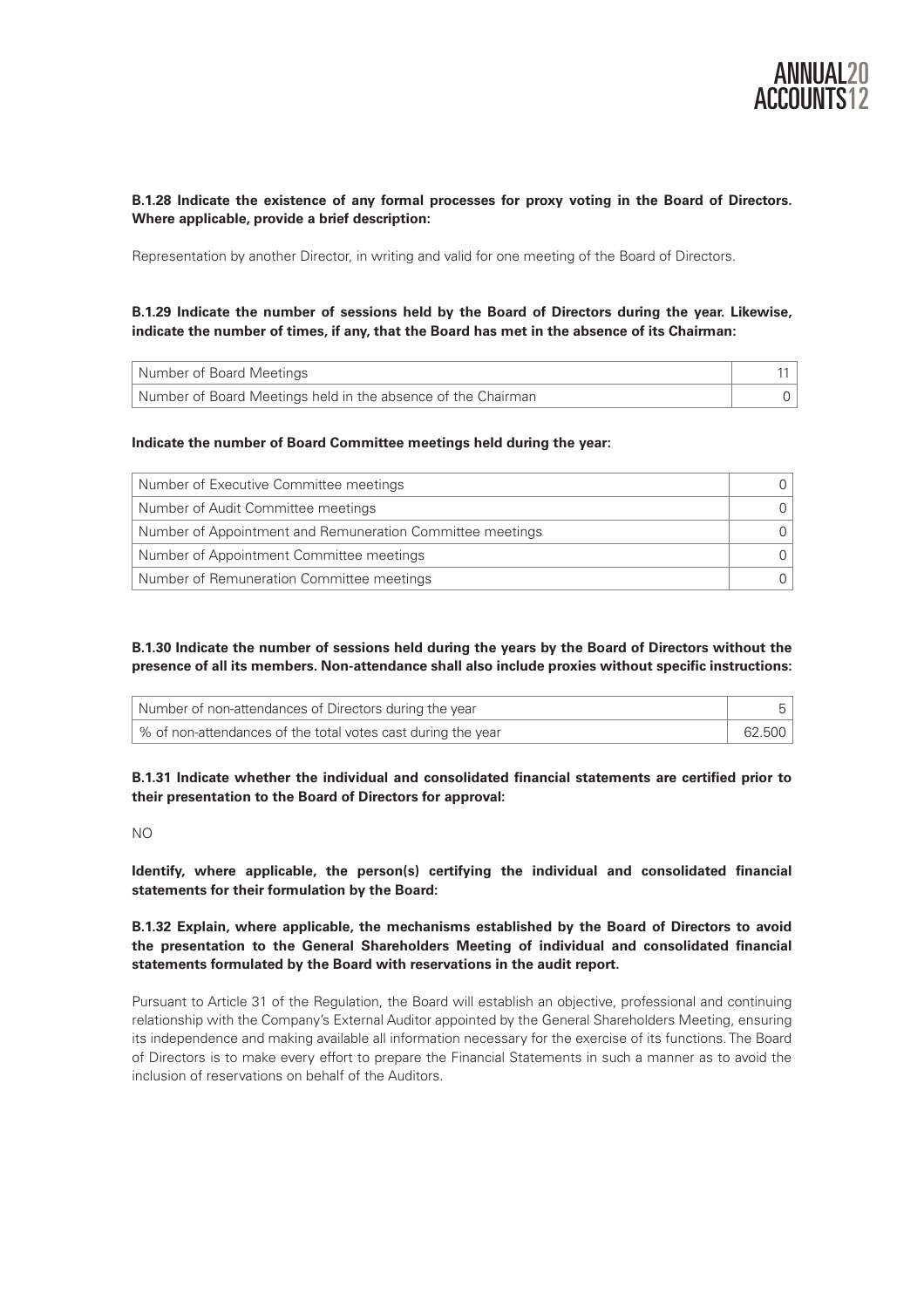**B.1.28 Indicate the existence of any formal processes for proxy voting in the Board of Directors. Where applicable, provide a brief description:**

Representation by another Director, in writing and valid for one meeting of the Board of Directors.

**B.1.29 Indicate the number of sessions held by the Board of Directors during the year. Likewise, indicate the number of times, if any, that the Board has met in the absence of its Chairman:**

| | |
|---|---|
| Number of Board Meetings | 11 |
| Number of Board Meetings held in the absence of the Chairman | 0 |

**Indicate the number of Board Committee meetings held during the year:**

| | |
|---|---|
| Number of Executive Committee meetings | 0 |
| Number of Audit Committee meetings | 0 |
| Number of Appointment and Remuneration Committee meetings | 0 |
| Number of Appointment Committee meetings | 0 |
| Number of Remuneration Committee meetings | 0 |

**B.1.30 Indicate the number of sessions held during the years by the Board of Directors without the presence of all its members. Non-attendance shall also include proxies without specific instructions:**

| | |
|---|---|
| Number of non-attendances of Directors during the year | 5 |
| % of non-attendances of the total votes cast during the year | 62.500 |

**B.1.31 Indicate whether the individual and consolidated financial statements are certified prior to their presentation to the Board of Directors for approval:**

NO

**Identify, where applicable, the person(s) certifying the individual and consolidated financial statements for their formulation by the Board:**

**B.1.32 Explain, where applicable, the mechanisms established by the Board of Directors to avoid the presentation to the General Shareholders Meeting of individual and consolidated financial statements formulated by the Board with reservations in the audit report.**

Pursuant to Article 31 of the Regulation, the Board will establish an objective, professional and continuing relationship with the Company's External Auditor appointed by the General Shareholders Meeting, ensuring its independence and making available all information necessary for the exercise of its functions. The Board of Directors is to make every effort to prepare the Financial Statements in such a manner as to avoid the inclusion of reservations on behalf of the Auditors.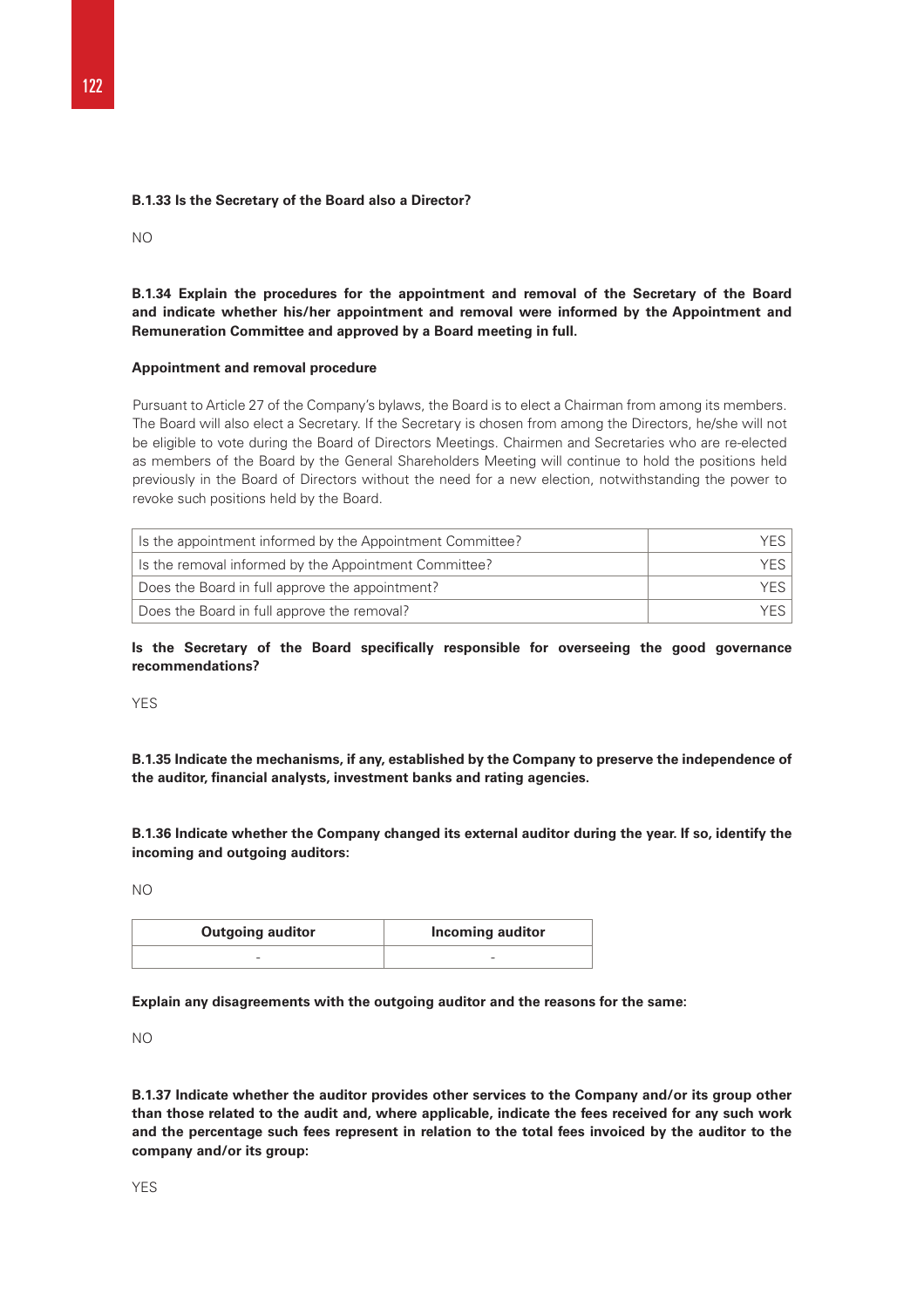**B.1.33 Is the Secretary of the Board also a Director?**

NO

**B.1.34 Explain the procedures for the appointment and removal of the Secretary of the Board and indicate whether his/her appointment and removal were informed by the Appointment and Remuneration Committee and approved by a Board meeting in full.**

**Appointment and removal procedure**

Pursuant to Article 27 of the Company's bylaws, the Board is to elect a Chairman from among its members. The Board will also elect a Secretary. If the Secretary is chosen from among the Directors, he/she will not be eligible to vote during the Board of Directors Meetings. Chairmen and Secretaries who are re-elected as members of the Board by the General Shareholders Meeting will continue to hold the positions held previously in the Board of Directors without the need for a new election, notwithstanding the power to revoke such positions held by the Board.

| | |
|---|---|
| Is the appointment informed by the Appointment Committee? | YES |
| Is the removal informed by the Appointment Committee? | YES |
| Does the Board in full approve the appointment? | YES |
| Does the Board in full approve the removal? | YES |

**Is the Secretary of the Board specifically responsible for overseeing the good governance recommendations?**

YES

**B.1.35 Indicate the mechanisms, if any, established by the Company to preserve the independence of the auditor, financial analysts, investment banks and rating agencies.**

**B.1.36 Indicate whether the Company changed its external auditor during the year. If so, identify the incoming and outgoing auditors:**

NO

| Outgoing auditor | Incoming auditor |
|---|---|
| - | - |

**Explain any disagreements with the outgoing auditor and the reasons for the same:**

NO

**B.1.37 Indicate whether the auditor provides other services to the Company and/or its group other than those related to the audit and, where applicable, indicate the fees received for any such work and the percentage such fees represent in relation to the total fees invoiced by the auditor to the company and/or its group:**

YES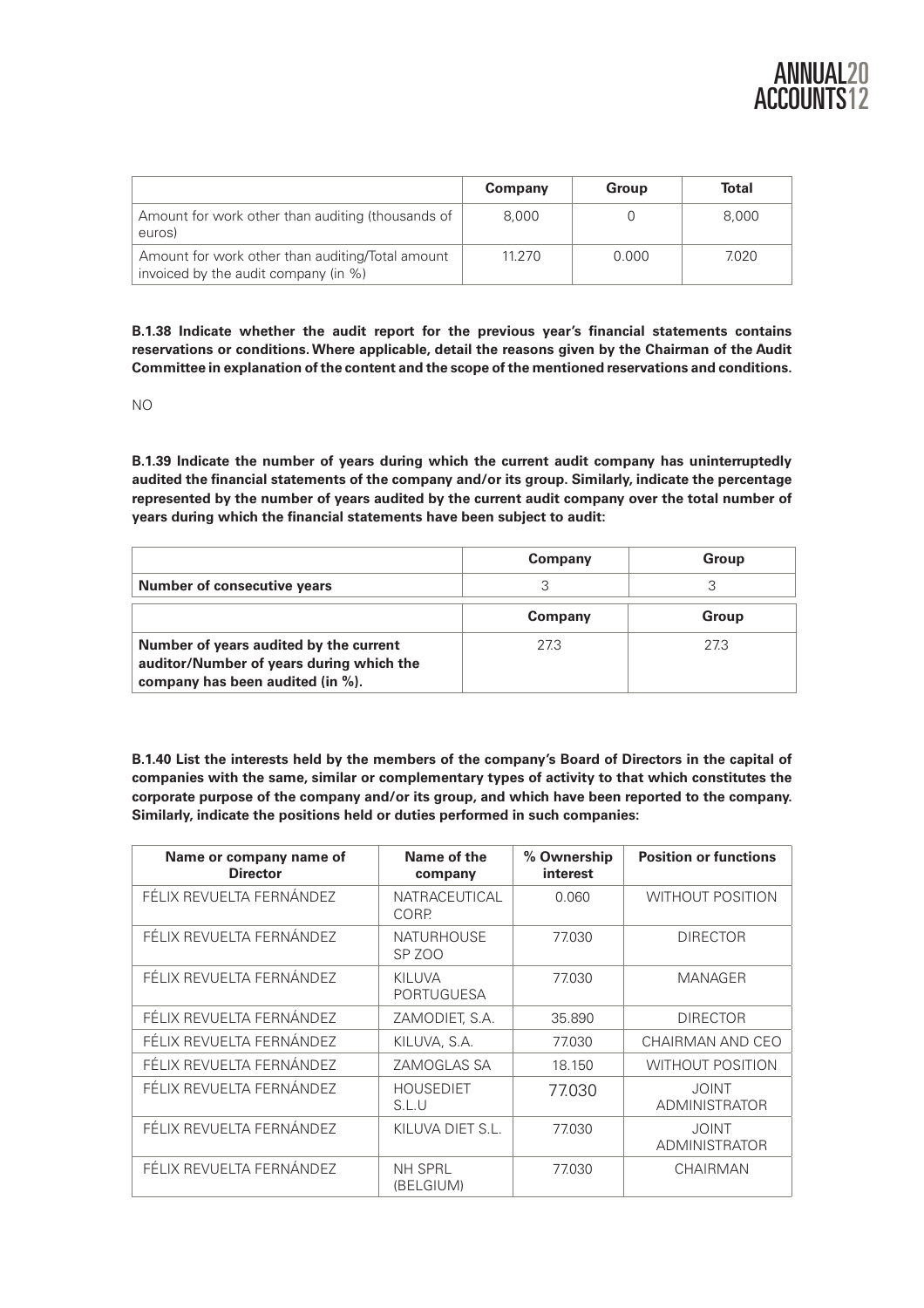|  | Company | Group | Total |
| --- | --- | --- | --- |
| Amount for work other than auditing (thousands of euros) | 8,000 | 0 | 8,000 |
| Amount for work other than auditing/Total amount invoiced by the audit company (in %) | 11.270 | 0.000 | 7.020 |

**B.1.38 Indicate whether the audit report for the previous year's financial statements contains reservations or conditions. Where applicable, detail the reasons given by the Chairman of the Audit Committee in explanation of the content and the scope of the mentioned reservations and conditions.**

NO

**B.1.39 Indicate the number of years during which the current audit company has uninterruptedly audited the financial statements of the company and/or its group. Similarly, indicate the percentage represented by the number of years audited by the current audit company over the total number of years during which the financial statements have been subject to audit:**

|  | Company | Group |
| --- | --- | --- |
| **Number of consecutive years** | 3 | 3 |

|  | Company | Group |
| --- | --- | --- |
| **Number of years audited by the current auditor/Number of years during which the company has been audited (in %).** | 27.3 | 27.3 |

**B.1.40 List the interests held by the members of the company's Board of Directors in the capital of companies with the same, similar or complementary types of activity to that which constitutes the corporate purpose of the company and/or its group, and which have been reported to the company. Similarly, indicate the positions held or duties performed in such companies:**

| Name or company name of Director | Name of the company | % Ownership interest | Position or functions |
| --- | --- | --- | --- |
| FÉLIX REVUELTA FERNÁNDEZ | NATRACEUTICAL CORP. | 0.060 | WITHOUT POSITION |
| FÉLIX REVUELTA FERNÁNDEZ | NATURHOUSE SP ZOO | 77.030 | DIRECTOR |
| FÉLIX REVUELTA FERNÁNDEZ | KILUVA PORTUGUESA | 77.030 | MANAGER |
| FÉLIX REVUELTA FERNÁNDEZ | ZAMODIET, S.A. | 35.890 | DIRECTOR |
| FÉLIX REVUELTA FERNÁNDEZ | KILUVA, S.A. | 77.030 | CHAIRMAN AND CEO |
| FÉLIX REVUELTA FERNÁNDEZ | ZAMOGLAS SA | 18.150 | WITHOUT POSITION |
| FÉLIX REVUELTA FERNÁNDEZ | HOUSEDIET S.L.U | 77.030 | JOINT ADMINISTRATOR |
| FÉLIX REVUELTA FERNÁNDEZ | KILUVA DIET S.L. | 77.030 | JOINT ADMINISTRATOR |
| FÉLIX REVUELTA FERNÁNDEZ | NH SPRL (BELGIUM) | 77.030 | CHAIRMAN |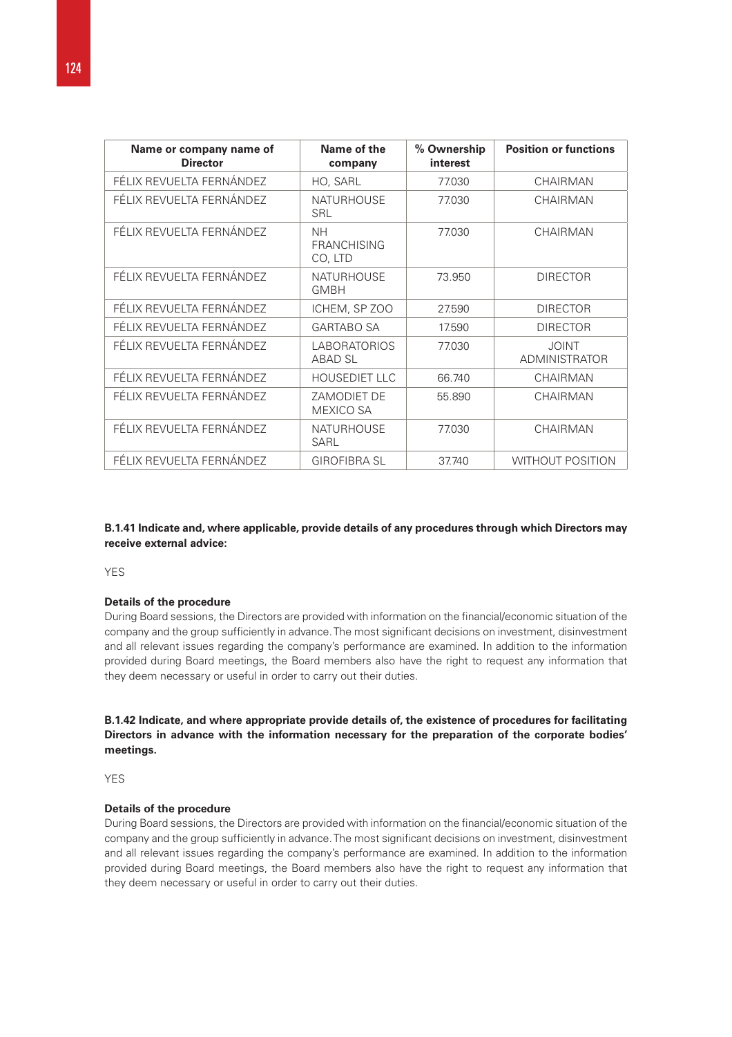| Name or company name of Director | Name of the company | % Ownership interest | Position or functions |
|---|---|---|---|
| FÉLIX REVUELTA FERNÁNDEZ | HO, SARL | 77.030 | CHAIRMAN |
| FÉLIX REVUELTA FERNÁNDEZ | NATURHOUSE SRL | 77.030 | CHAIRMAN |
| FÉLIX REVUELTA FERNÁNDEZ | NH FRANCHISING CO, LTD | 77.030 | CHAIRMAN |
| FÉLIX REVUELTA FERNÁNDEZ | NATURHOUSE GMBH | 73.950 | DIRECTOR |
| FÉLIX REVUELTA FERNÁNDEZ | ICHEM, SP ZOO | 27.590 | DIRECTOR |
| FÉLIX REVUELTA FERNÁNDEZ | GARTABO SA | 17.590 | DIRECTOR |
| FÉLIX REVUELTA FERNÁNDEZ | LABORATORIOS ABAD SL | 77.030 | JOINT ADMINISTRATOR |
| FÉLIX REVUELTA FERNÁNDEZ | HOUSEDIET LLC | 66.740 | CHAIRMAN |
| FÉLIX REVUELTA FERNÁNDEZ | ZAMODIET DE MEXICO SA | 55.890 | CHAIRMAN |
| FÉLIX REVUELTA FERNÁNDEZ | NATURHOUSE SARL | 77.030 | CHAIRMAN |
| FÉLIX REVUELTA FERNÁNDEZ | GIROFIBRA SL | 37.740 | WITHOUT POSITION |

**B.1.41 Indicate and, where applicable, provide details of any procedures through which Directors may receive external advice:**

YES

**Details of the procedure**

During Board sessions, the Directors are provided with information on the financial/economic situation of the company and the group sufficiently in advance. The most significant decisions on investment, disinvestment and all relevant issues regarding the company's performance are examined. In addition to the information provided during Board meetings, the Board members also have the right to request any information that they deem necessary or useful in order to carry out their duties.

**B.1.42 Indicate, and where appropriate provide details of, the existence of procedures for facilitating Directors in advance with the information necessary for the preparation of the corporate bodies' meetings.**

YES

**Details of the procedure**

During Board sessions, the Directors are provided with information on the financial/economic situation of the company and the group sufficiently in advance. The most significant decisions on investment, disinvestment and all relevant issues regarding the company's performance are examined. In addition to the information provided during Board meetings, the Board members also have the right to request any information that they deem necessary or useful in order to carry out their duties.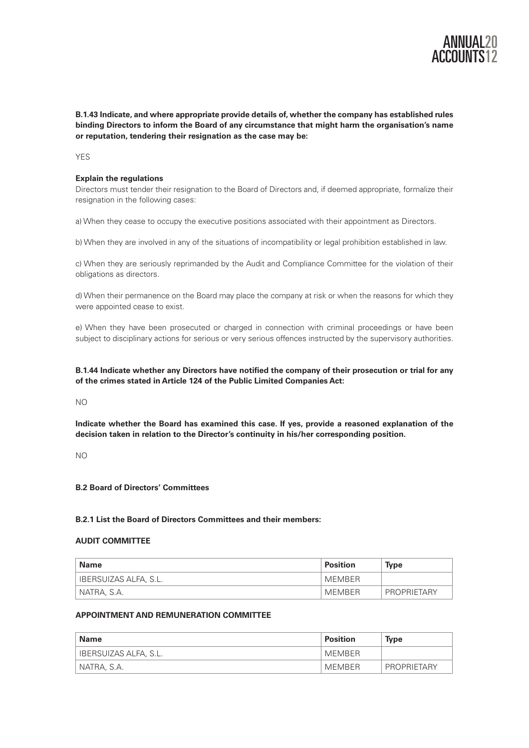**B.1.43 Indicate, and where appropriate provide details of, whether the company has established rules binding Directors to inform the Board of any circumstance that might harm the organisation's name or reputation, tendering their resignation as the case may be:**

YES

**Explain the regulations**

Directors must tender their resignation to the Board of Directors and, if deemed appropriate, formalize their resignation in the following cases:

a) When they cease to occupy the executive positions associated with their appointment as Directors.

b) When they are involved in any of the situations of incompatibility or legal prohibition established in law.

c) When they are seriously reprimanded by the Audit and Compliance Committee for the violation of their obligations as directors.

d) When their permanence on the Board may place the company at risk or when the reasons for which they were appointed cease to exist.

e) When they have been prosecuted or charged in connection with criminal proceedings or have been subject to disciplinary actions for serious or very serious offences instructed by the supervisory authorities.

**B.1.44 Indicate whether any Directors have notified the company of their prosecution or trial for any of the crimes stated in Article 124 of the Public Limited Companies Act:**

NO

**Indicate whether the Board has examined this case. If yes, provide a reasoned explanation of the decision taken in relation to the Director's continuity in his/her corresponding position.**

NO

**B.2 Board of Directors' Committees**

**B.2.1 List the Board of Directors Committees and their members:**

**AUDIT COMMITTEE**

| Name | Position | Type |
|---|---|---|
| IBERSUIZAS ALFA, S.L. | MEMBER | |
| NATRA, S.A. | MEMBER | PROPRIETARY |

**APPOINTMENT AND REMUNERATION COMMITTEE**

| Name | Position | Type |
|---|---|---|
| IBERSUIZAS ALFA, S.L. | MEMBER | |
| NATRA, S.A. | MEMBER | PROPRIETARY |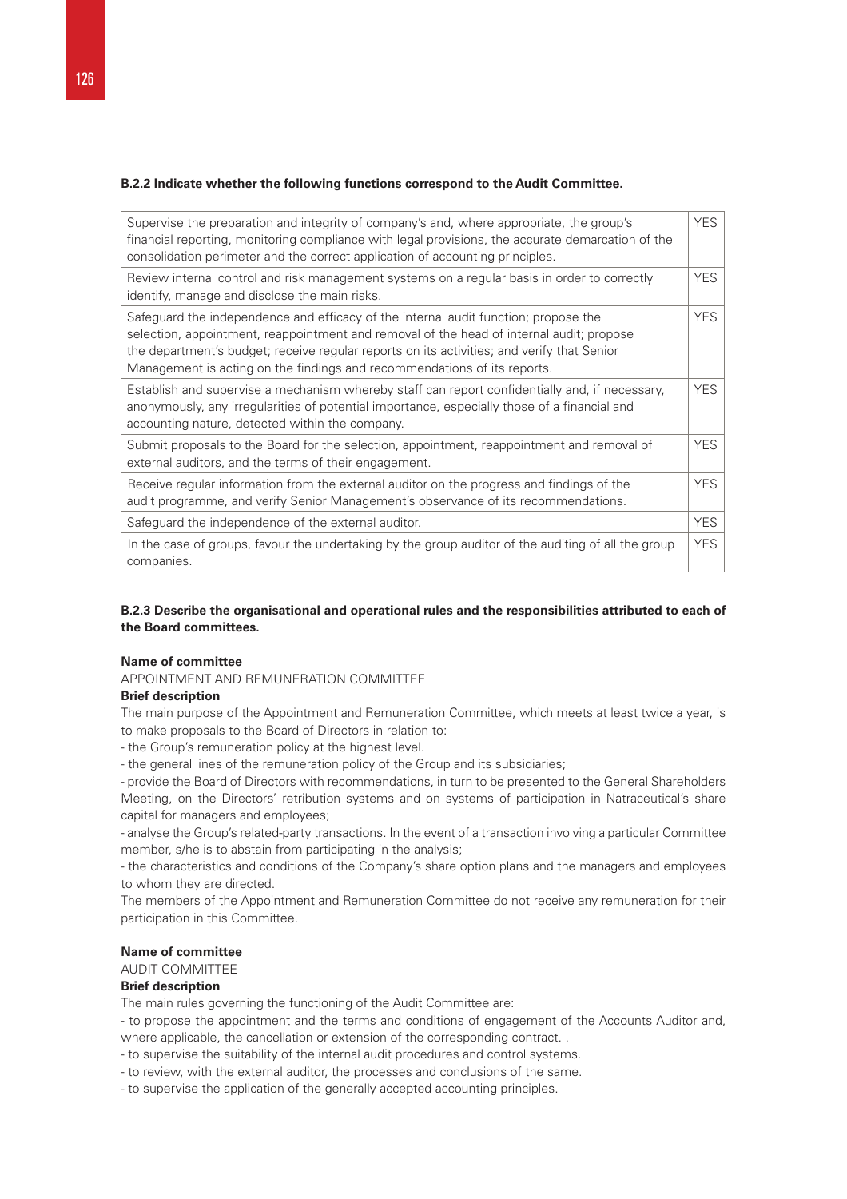**B.2.2 Indicate whether the following functions correspond to the Audit Committee.**

| | |
|---|---|
| Supervise the preparation and integrity of company's and, where appropriate, the group's financial reporting, monitoring compliance with legal provisions, the accurate demarcation of the consolidation perimeter and the correct application of accounting principles. | YES |
| Review internal control and risk management systems on a regular basis in order to correctly identify, manage and disclose the main risks. | YES |
| Safeguard the independence and efficacy of the internal audit function; propose the selection, appointment, reappointment and removal of the head of internal audit; propose the department's budget; receive regular reports on its activities; and verify that Senior Management is acting on the findings and recommendations of its reports. | YES |
| Establish and supervise a mechanism whereby staff can report confidentially and, if necessary, anonymously, any irregularities of potential importance, especially those of a financial and accounting nature, detected within the company. | YES |
| Submit proposals to the Board for the selection, appointment, reappointment and removal of external auditors, and the terms of their engagement. | YES |
| Receive regular information from the external auditor on the progress and findings of the audit programme, and verify Senior Management's observance of its recommendations. | YES |
| Safeguard the independence of the external auditor. | YES |
| In the case of groups, favour the undertaking by the group auditor of the auditing of all the group companies. | YES |

**B.2.3 Describe the organisational and operational rules and the responsibilities attributed to each of the Board committees.**

**Name of committee**

APPOINTMENT AND REMUNERATION COMMITTEE

**Brief description**

The main purpose of the Appointment and Remuneration Committee, which meets at least twice a year, is to make proposals to the Board of Directors in relation to:

- the Group's remuneration policy at the highest level.
- the general lines of the remuneration policy of the Group and its subsidiaries;
- provide the Board of Directors with recommendations, in turn to be presented to the General Shareholders Meeting, on the Directors' retribution systems and on systems of participation in Natraceutical's share capital for managers and employees;
- analyse the Group's related-party transactions. In the event of a transaction involving a particular Committee member, s/he is to abstain from participating in the analysis;
- the characteristics and conditions of the Company's share option plans and the managers and employees to whom they are directed.

The members of the Appointment and Remuneration Committee do not receive any remuneration for their participation in this Committee.

**Name of committee**

AUDIT COMMITTEE

**Brief description**

The main rules governing the functioning of the Audit Committee are:

- to propose the appointment and the terms and conditions of engagement of the Accounts Auditor and, where applicable, the cancellation or extension of the corresponding contract. .
- to supervise the suitability of the internal audit procedures and control systems.
- to review, with the external auditor, the processes and conclusions of the same.
- to supervise the application of the generally accepted accounting principles.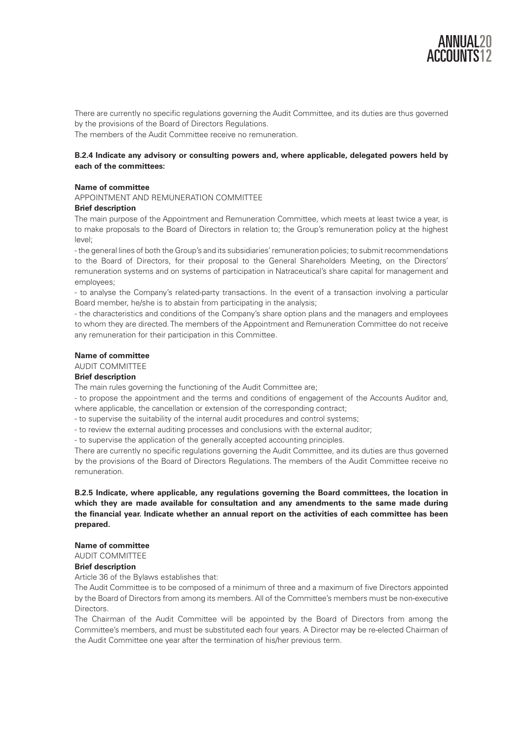There are currently no specific regulations governing the Audit Committee, and its duties are thus governed by the provisions of the Board of Directors Regulations.

The members of the Audit Committee receive no remuneration.

**B.2.4 Indicate any advisory or consulting powers and, where applicable, delegated powers held by each of the committees:**

**Name of committee**

APPOINTMENT AND REMUNERATION COMMITTEE

**Brief description**

The main purpose of the Appointment and Remuneration Committee, which meets at least twice a year, is to make proposals to the Board of Directors in relation to; the Group's remuneration policy at the highest level;

- the general lines of both the Group's and its subsidiaries' remuneration policies; to submit recommendations to the Board of Directors, for their proposal to the General Shareholders Meeting, on the Directors' remuneration systems and on systems of participation in Natraceutical's share capital for management and employees;
- to analyse the Company's related-party transactions. In the event of a transaction involving a particular Board member, he/she is to abstain from participating in the analysis;
- the characteristics and conditions of the Company's share option plans and the managers and employees to whom they are directed. The members of the Appointment and Remuneration Committee do not receive any remuneration for their participation in this Committee.

**Name of committee**

AUDIT COMMITTEE

**Brief description**

The main rules governing the functioning of the Audit Committee are;

- to propose the appointment and the terms and conditions of engagement of the Accounts Auditor and, where applicable, the cancellation or extension of the corresponding contract;
- to supervise the suitability of the internal audit procedures and control systems;
- to review the external auditing processes and conclusions with the external auditor;
- to supervise the application of the generally accepted accounting principles.

There are currently no specific regulations governing the Audit Committee, and its duties are thus governed by the provisions of the Board of Directors Regulations. The members of the Audit Committee receive no remuneration.

**B.2.5 Indicate, where applicable, any regulations governing the Board committees, the location in which they are made available for consultation and any amendments to the same made during the financial year. Indicate whether an annual report on the activities of each committee has been prepared.**

**Name of committee**

AUDIT COMMITTEE

**Brief description**

Article 36 of the Bylaws establishes that:

The Audit Committee is to be composed of a minimum of three and a maximum of five Directors appointed by the Board of Directors from among its members. All of the Committee's members must be non-executive Directors.

The Chairman of the Audit Committee will be appointed by the Board of Directors from among the Committee's members, and must be substituted each four years. A Director may be re-elected Chairman of the Audit Committee one year after the termination of his/her previous term.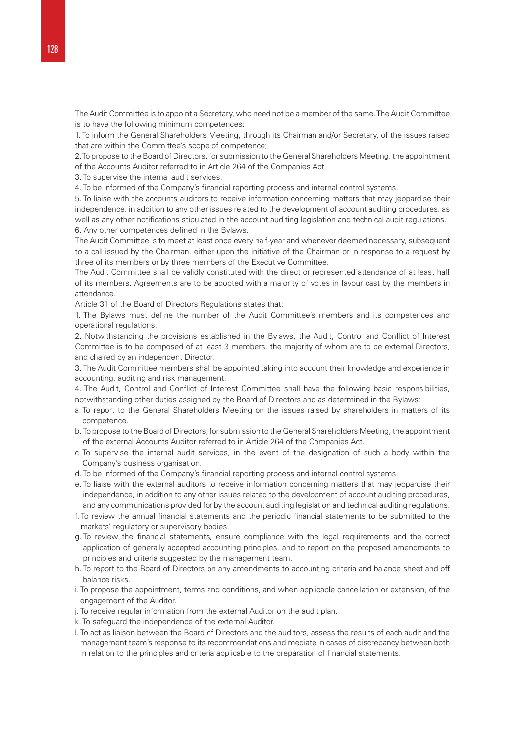The Audit Committee is to appoint a Secretary, who need not be a member of the same. The Audit Committee is to have the following minimum competences:

1. To inform the General Shareholders Meeting, through its Chairman and/or Secretary, of the issues raised that are within the Committee's scope of competence;
2. To propose to the Board of Directors, for submission to the General Shareholders Meeting, the appointment of the Accounts Auditor referred to in Article 264 of the Companies Act.
3. To supervise the internal audit services.
4. To be informed of the Company's financial reporting process and internal control systems.
5. To liaise with the accounts auditors to receive information concerning matters that may jeopardise their independence, in addition to any other issues related to the development of account auditing procedures, as well as any other notifications stipulated in the account auditing legislation and technical audit regulations.
6. Any other competences defined in the Bylaws.

The Audit Committee is to meet at least once every half-year and whenever deemed necessary, subsequent to a call issued by the Chairman, either upon the initiative of the Chairman or in response to a request by three of its members or by three members of the Executive Committee.

The Audit Committee shall be validly constituted with the direct or represented attendance of at least half of its members. Agreements are to be adopted with a majority of votes in favour cast by the members in attendance.

Article 31 of the Board of Directors Regulations states that:

1. The Bylaws must define the number of the Audit Committee's members and its competences and operational regulations.
2. Notwithstanding the provisions established in the Bylaws, the Audit, Control and Conflict of Interest Committee is to be composed of at least 3 members, the majority of whom are to be external Directors, and chaired by an independent Director.
3. The Audit Committee members shall be appointed taking into account their knowledge and experience in accounting, auditing and risk management.
4. The Audit, Control and Conflict of Interest Committee shall have the following basic responsibilities, notwithstanding other duties assigned by the Board of Directors and as determined in the Bylaws:
   a. To report to the General Shareholders Meeting on the issues raised by shareholders in matters of its competence.
   b. To propose to the Board of Directors, for submission to the General Shareholders Meeting, the appointment of the external Accounts Auditor referred to in Article 264 of the Companies Act.
   c. To supervise the internal audit services, in the event of the designation of such a body within the Company's business organisation.
   d. To be informed of the Company's financial reporting process and internal control systems.
   e. To liaise with the external auditors to receive information concerning matters that may jeopardise their independence, in addition to any other issues related to the development of account auditing procedures, and any communications provided for by the account auditing legislation and technical auditing regulations.
   f. To review the annual financial statements and the periodic financial statements to be submitted to the markets' regulatory or supervisory bodies.
   g. To review the financial statements, ensure compliance with the legal requirements and the correct application of generally accepted accounting principles, and to report on the proposed amendments to principles and criteria suggested by the management team.
   h. To report to the Board of Directors on any amendments to accounting criteria and balance sheet and off balance risks.
   i. To propose the appointment, terms and conditions, and when applicable cancellation or extension, of the engagement of the Auditor.
   j. To receive regular information from the external Auditor on the audit plan.
   k. To safeguard the independence of the external Auditor.
   l. To act as liaison between the Board of Directors and the auditors, assess the results of each audit and the management team's response to its recommendations and mediate in cases of discrepancy between both in relation to the principles and criteria applicable to the preparation of financial statements.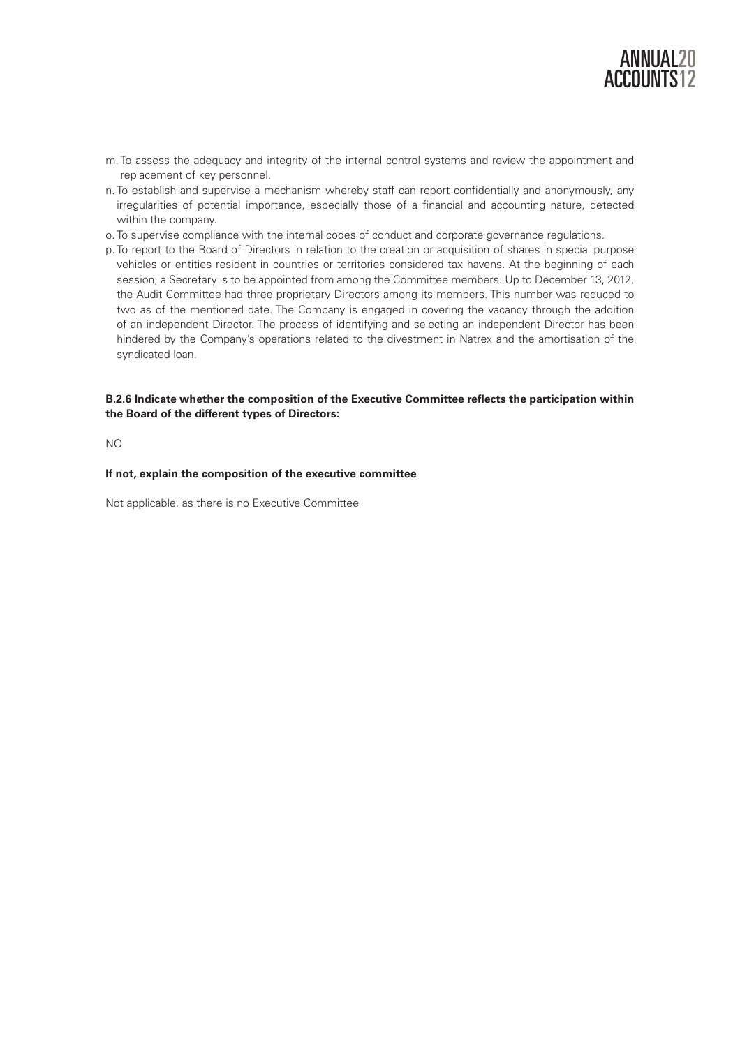m. To assess the adequacy and integrity of the internal control systems and review the appointment and replacement of key personnel.

n. To establish and supervise a mechanism whereby staff can report confidentially and anonymously, any irregularities of potential importance, especially those of a financial and accounting nature, detected within the company.

o. To supervise compliance with the internal codes of conduct and corporate governance regulations.

p. To report to the Board of Directors in relation to the creation or acquisition of shares in special purpose vehicles or entities resident in countries or territories considered tax havens. At the beginning of each session, a Secretary is to be appointed from among the Committee members. Up to December 13, 2012, the Audit Committee had three proprietary Directors among its members. This number was reduced to two as of the mentioned date. The Company is engaged in covering the vacancy through the addition of an independent Director. The process of identifying and selecting an independent Director has been hindered by the Company's operations related to the divestment in Natrex and the amortisation of the syndicated loan.

**B.2.6 Indicate whether the composition of the Executive Committee reflects the participation within the Board of the different types of Directors:**

NO

**If not, explain the composition of the executive committee**

Not applicable, as there is no Executive Committee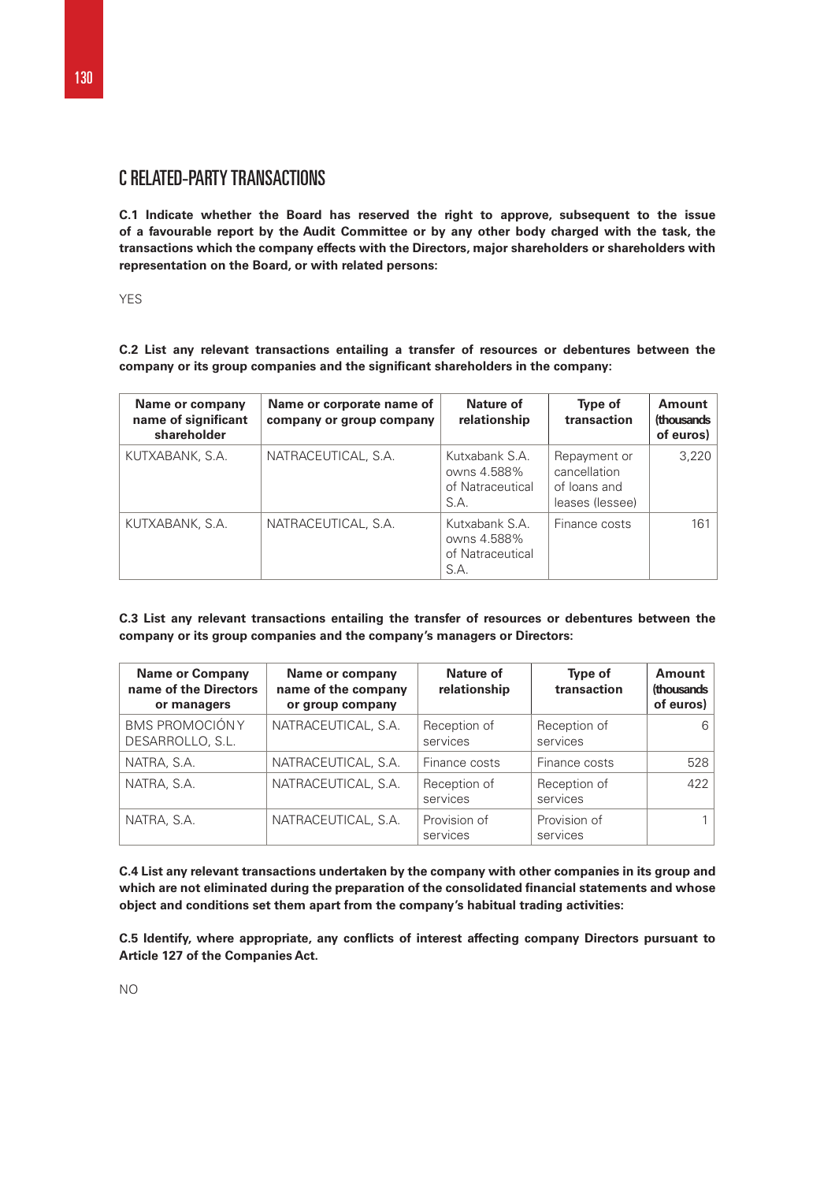# C RELATED-PARTY TRANSACTIONS

**C.1 Indicate whether the Board has reserved the right to approve, subsequent to the issue of a favourable report by the Audit Committee or by any other body charged with the task, the transactions which the company effects with the Directors, major shareholders or shareholders with representation on the Board, or with related persons:**

YES

**C.2 List any relevant transactions entailing a transfer of resources or debentures between the company or its group companies and the significant shareholders in the company:**

| Name or company name of significant shareholder | Name or corporate name of company or group company | Nature of relationship | Type of transaction | Amount (thousands of euros) |
|---|---|---|---|---|
| KUTXABANK, S.A. | NATRACEUTICAL, S.A. | Kutxabank S.A. owns 4.588% of Natraceutical S.A. | Repayment or cancellation of loans and leases (lessee) | 3,220 |
| KUTXABANK, S.A. | NATRACEUTICAL, S.A. | Kutxabank S.A. owns 4.588% of Natraceutical S.A. | Finance costs | 161 |

**C.3 List any relevant transactions entailing the transfer of resources or debentures between the company or its group companies and the company's managers or Directors:**

| Name or Company name of the Directors or managers | Name or company name of the company or group company | Nature of relationship | Type of transaction | Amount (thousands of euros) |
|---|---|---|---|---|
| BMS PROMOCIÓN Y DESARROLLO, S.L. | NATRACEUTICAL, S.A. | Reception of services | Reception of services | 6 |
| NATRA, S.A. | NATRACEUTICAL, S.A. | Finance costs | Finance costs | 528 |
| NATRA, S.A. | NATRACEUTICAL, S.A. | Reception of services | Reception of services | 422 |
| NATRA, S.A. | NATRACEUTICAL, S.A. | Provision of services | Provision of services | 1 |

**C.4 List any relevant transactions undertaken by the company with other companies in its group and which are not eliminated during the preparation of the consolidated financial statements and whose object and conditions set them apart from the company's habitual trading activities:**

**C.5 Identify, where appropriate, any conflicts of interest affecting company Directors pursuant to Article 127 of the Companies Act.**

NO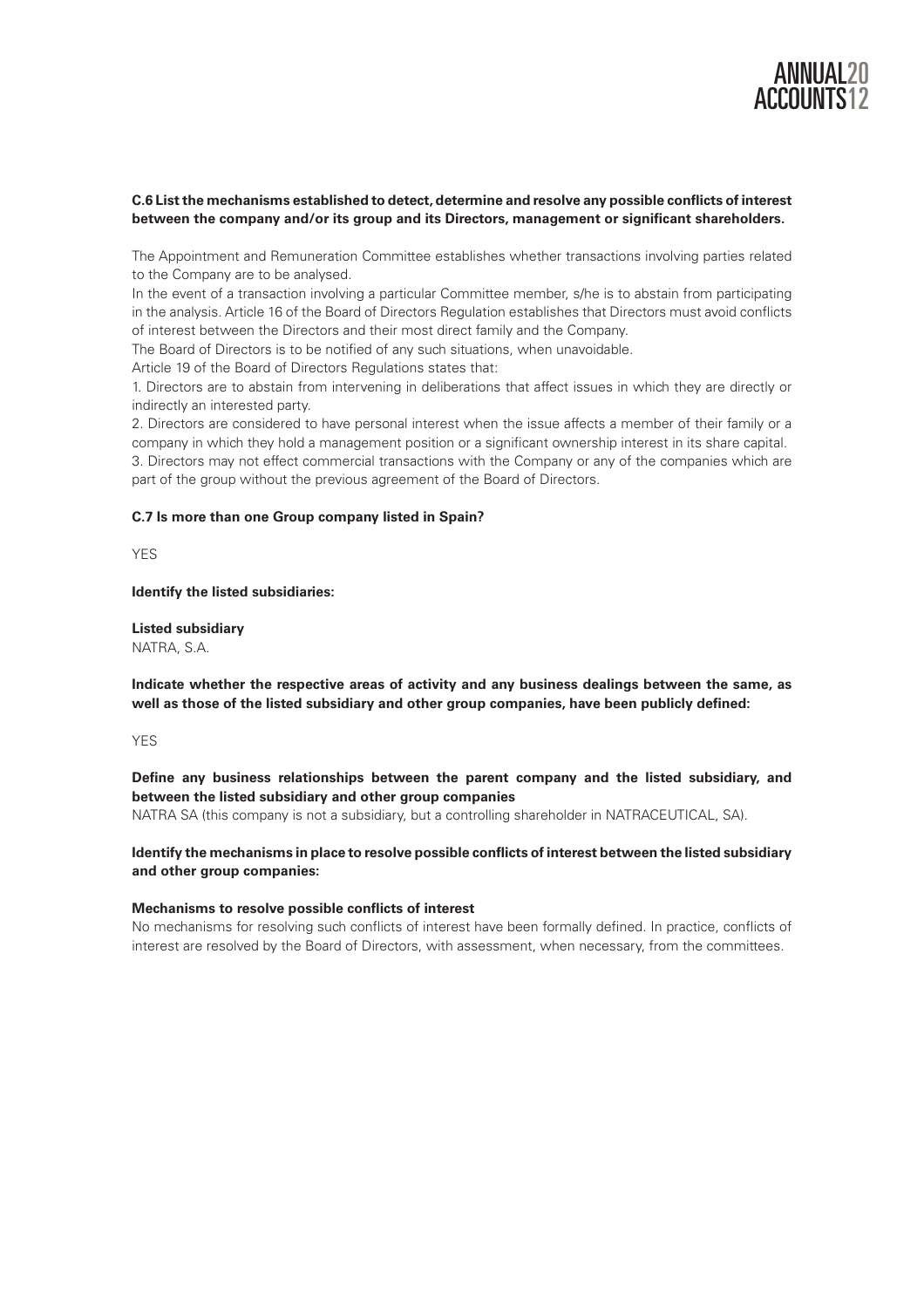**C.6 List the mechanisms established to detect, determine and resolve any possible conflicts of interest between the company and/or its group and its Directors, management or significant shareholders.**

The Appointment and Remuneration Committee establishes whether transactions involving parties related to the Company are to be analysed.

In the event of a transaction involving a particular Committee member, s/he is to abstain from participating in the analysis. Article 16 of the Board of Directors Regulation establishes that Directors must avoid conflicts of interest between the Directors and their most direct family and the Company.

The Board of Directors is to be notified of any such situations, when unavoidable.

Article 19 of the Board of Directors Regulations states that:

1. Directors are to abstain from intervening in deliberations that affect issues in which they are directly or indirectly an interested party.
2. Directors are considered to have personal interest when the issue affects a member of their family or a company in which they hold a management position or a significant ownership interest in its share capital.
3. Directors may not effect commercial transactions with the Company or any of the companies which are part of the group without the previous agreement of the Board of Directors.

**C.7 Is more than one Group company listed in Spain?**

YES

**Identify the listed subsidiaries:**

**Listed subsidiary**
NATRA, S.A.

**Indicate whether the respective areas of activity and any business dealings between the same, as well as those of the listed subsidiary and other group companies, have been publicly defined:**

YES

**Define any business relationships between the parent company and the listed subsidiary, and between the listed subsidiary and other group companies**
NATRA SA (this company is not a subsidiary, but a controlling shareholder in NATRACEUTICAL, SA).

**Identify the mechanisms in place to resolve possible conflicts of interest between the listed subsidiary and other group companies:**

**Mechanisms to resolve possible conflicts of interest**
No mechanisms for resolving such conflicts of interest have been formally defined. In practice, conflicts of interest are resolved by the Board of Directors, with assessment, when necessary, from the committees.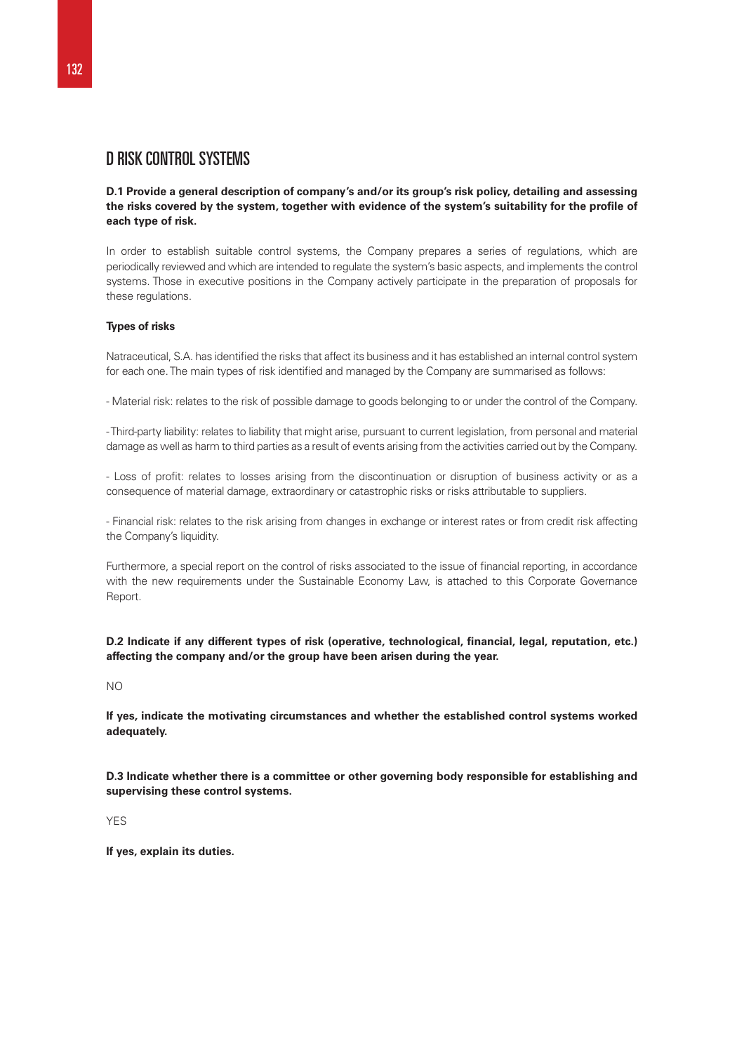# D RISK CONTROL SYSTEMS

**D.1 Provide a general description of company's and/or its group's risk policy, detailing and assessing the risks covered by the system, together with evidence of the system's suitability for the profile of each type of risk.**

In order to establish suitable control systems, the Company prepares a series of regulations, which are periodically reviewed and which are intended to regulate the system's basic aspects, and implements the control systems. Those in executive positions in the Company actively participate in the preparation of proposals for these regulations.

**Types of risks**

Natraceutical, S.A. has identified the risks that affect its business and it has established an internal control system for each one. The main types of risk identified and managed by the Company are summarised as follows:

- Material risk: relates to the risk of possible damage to goods belonging to or under the control of the Company.

- Third-party liability: relates to liability that might arise, pursuant to current legislation, from personal and material damage as well as harm to third parties as a result of events arising from the activities carried out by the Company.

- Loss of profit: relates to losses arising from the discontinuation or disruption of business activity or as a consequence of material damage, extraordinary or catastrophic risks or risks attributable to suppliers.

- Financial risk: relates to the risk arising from changes in exchange or interest rates or from credit risk affecting the Company's liquidity.

Furthermore, a special report on the control of risks associated to the issue of financial reporting, in accordance with the new requirements under the Sustainable Economy Law, is attached to this Corporate Governance Report.

**D.2 Indicate if any different types of risk (operative, technological, financial, legal, reputation, etc.) affecting the company and/or the group have been arisen during the year.**

NO

**If yes, indicate the motivating circumstances and whether the established control systems worked adequately.**

**D.3 Indicate whether there is a committee or other governing body responsible for establishing and supervising these control systems.**

YES

**If yes, explain its duties.**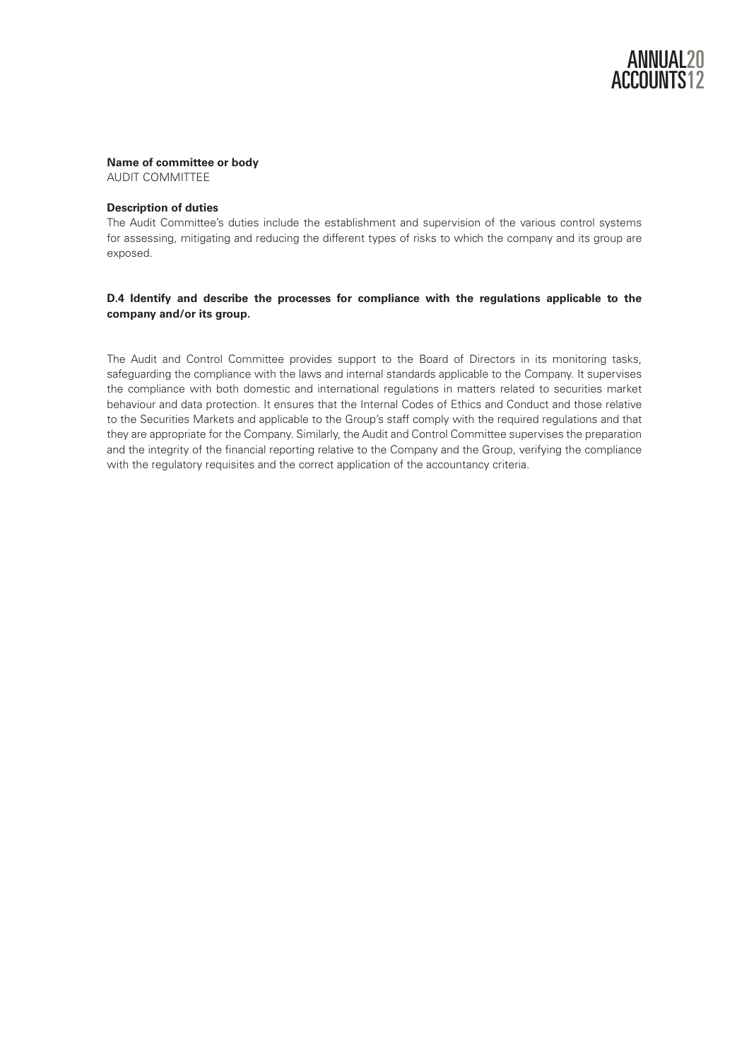**Name of committee or body**
AUDIT COMMITTEE

**Description of duties**
The Audit Committee's duties include the establishment and supervision of the various control systems for assessing, mitigating and reducing the different types of risks to which the company and its group are exposed.

**D.4 Identify and describe the processes for compliance with the regulations applicable to the company and/or its group.**

The Audit and Control Committee provides support to the Board of Directors in its monitoring tasks, safeguarding the compliance with the laws and internal standards applicable to the Company. It supervises the compliance with both domestic and international regulations in matters related to securities market behaviour and data protection. It ensures that the Internal Codes of Ethics and Conduct and those relative to the Securities Markets and applicable to the Group's staff comply with the required regulations and that they are appropriate for the Company. Similarly, the Audit and Control Committee supervises the preparation and the integrity of the financial reporting relative to the Company and the Group, verifying the compliance with the regulatory requisites and the correct application of the accountancy criteria.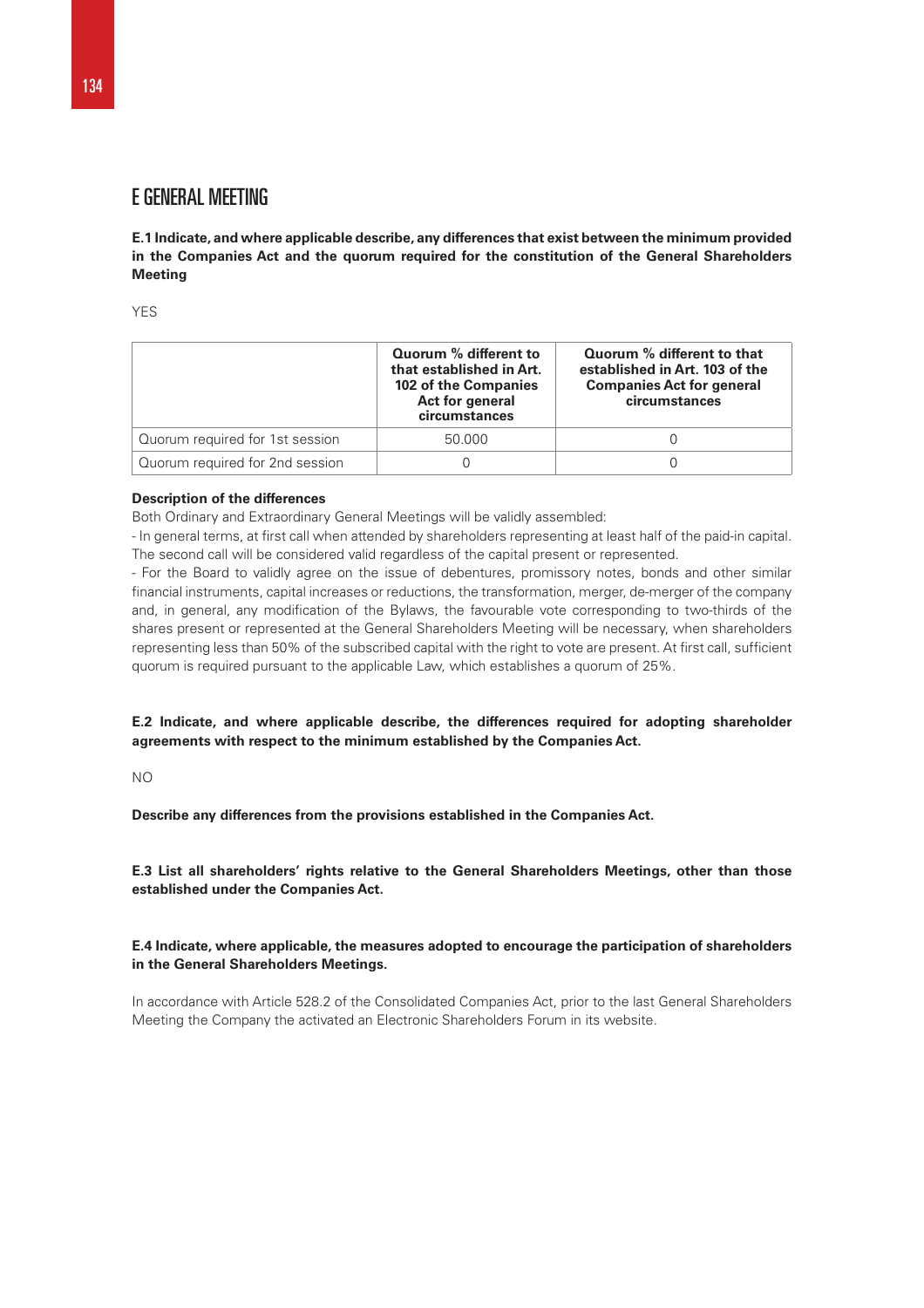# E GENERAL MEETING

**E.1 Indicate, and where applicable describe, any differences that exist between the minimum provided in the Companies Act and the quorum required for the constitution of the General Shareholders Meeting**

YES

| | Quorum % different to that established in Art. 102 of the Companies Act for general circumstances | Quorum % different to that established in Art. 103 of the Companies Act for general circumstances |
|---|---|---|
| Quorum required for 1st session | 50.000 | 0 |
| Quorum required for 2nd session | 0 | 0 |

**Description of the differences**

Both Ordinary and Extraordinary General Meetings will be validly assembled:

- In general terms, at first call when attended by shareholders representing at least half of the paid-in capital. The second call will be considered valid regardless of the capital present or represented.

- For the Board to validly agree on the issue of debentures, promissory notes, bonds and other similar financial instruments, capital increases or reductions, the transformation, merger, de-merger of the company and, in general, any modification of the Bylaws, the favourable vote corresponding to two-thirds of the shares present or represented at the General Shareholders Meeting will be necessary, when shareholders representing less than 50% of the subscribed capital with the right to vote are present. At first call, sufficient quorum is required pursuant to the applicable Law, which establishes a quorum of 25%.

**E.2 Indicate, and where applicable describe, the differences required for adopting shareholder agreements with respect to the minimum established by the Companies Act.**

NO

**Describe any differences from the provisions established in the Companies Act.**

**E.3 List all shareholders' rights relative to the General Shareholders Meetings, other than those established under the Companies Act.**

**E.4 Indicate, where applicable, the measures adopted to encourage the participation of shareholders in the General Shareholders Meetings.**

In accordance with Article 528.2 of the Consolidated Companies Act, prior to the last General Shareholders Meeting the Company the activated an Electronic Shareholders Forum in its website.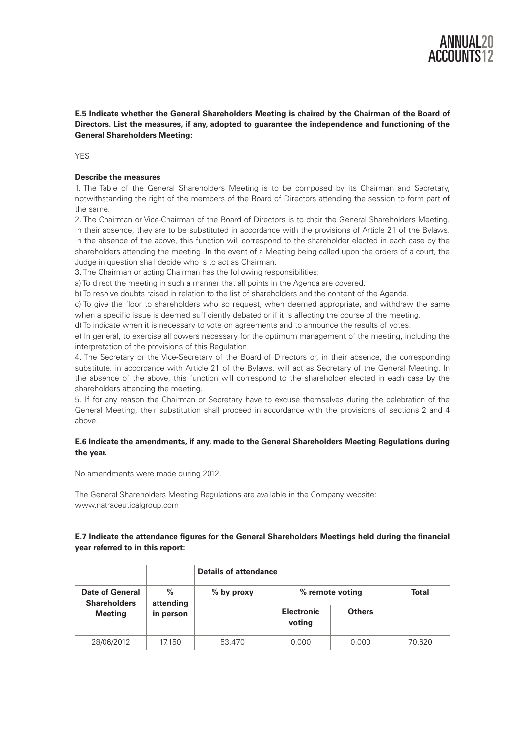**E.5 Indicate whether the General Shareholders Meeting is chaired by the Chairman of the Board of Directors. List the measures, if any, adopted to guarantee the independence and functioning of the General Shareholders Meeting:**

YES

**Describe the measures**

1. The Table of the General Shareholders Meeting is to be composed by its Chairman and Secretary, notwithstanding the right of the members of the Board of Directors attending the session to form part of the same.

2. The Chairman or Vice-Chairman of the Board of Directors is to chair the General Shareholders Meeting. In their absence, they are to be substituted in accordance with the provisions of Article 21 of the Bylaws. In the absence of the above, this function will correspond to the shareholder elected in each case by the shareholders attending the meeting. In the event of a Meeting being called upon the orders of a court, the Judge in question shall decide who is to act as Chairman.

3. The Chairman or acting Chairman has the following responsibilities:

a) To direct the meeting in such a manner that all points in the Agenda are covered.

b) To resolve doubts raised in relation to the list of shareholders and the content of the Agenda.

c) To give the floor to shareholders who so request, when deemed appropriate, and withdraw the same when a specific issue is deemed sufficiently debated or if it is affecting the course of the meeting.

d) To indicate when it is necessary to vote on agreements and to announce the results of votes.

e) In general, to exercise all powers necessary for the optimum management of the meeting, including the interpretation of the provisions of this Regulation.

4. The Secretary or the Vice-Secretary of the Board of Directors or, in their absence, the corresponding substitute, in accordance with Article 21 of the Bylaws, will act as Secretary of the General Meeting. In the absence of the above, this function will correspond to the shareholder elected in each case by the shareholders attending the meeting.

5. If for any reason the Chairman or Secretary have to excuse themselves during the celebration of the General Meeting, their substitution shall proceed in accordance with the provisions of sections 2 and 4 above.

**E.6 Indicate the amendments, if any, made to the General Shareholders Meeting Regulations during the year.**

No amendments were made during 2012.

The General Shareholders Meeting Regulations are available in the Company website: www.natraceuticalgroup.com

**E.7 Indicate the attendance figures for the General Shareholders Meetings held during the financial year referred to in this report:**

| | Details of attendance | | | | |
|---|---|---|---|---|---|
| **Date of General Shareholders Meeting** | **% attending in person** | **% by proxy** | **% remote voting** | | **Total** |
| | | | **Electronic voting** | **Others** | |
| 28/06/2012 | 17.150 | 53.470 | 0.000 | 0.000 | 70.620 |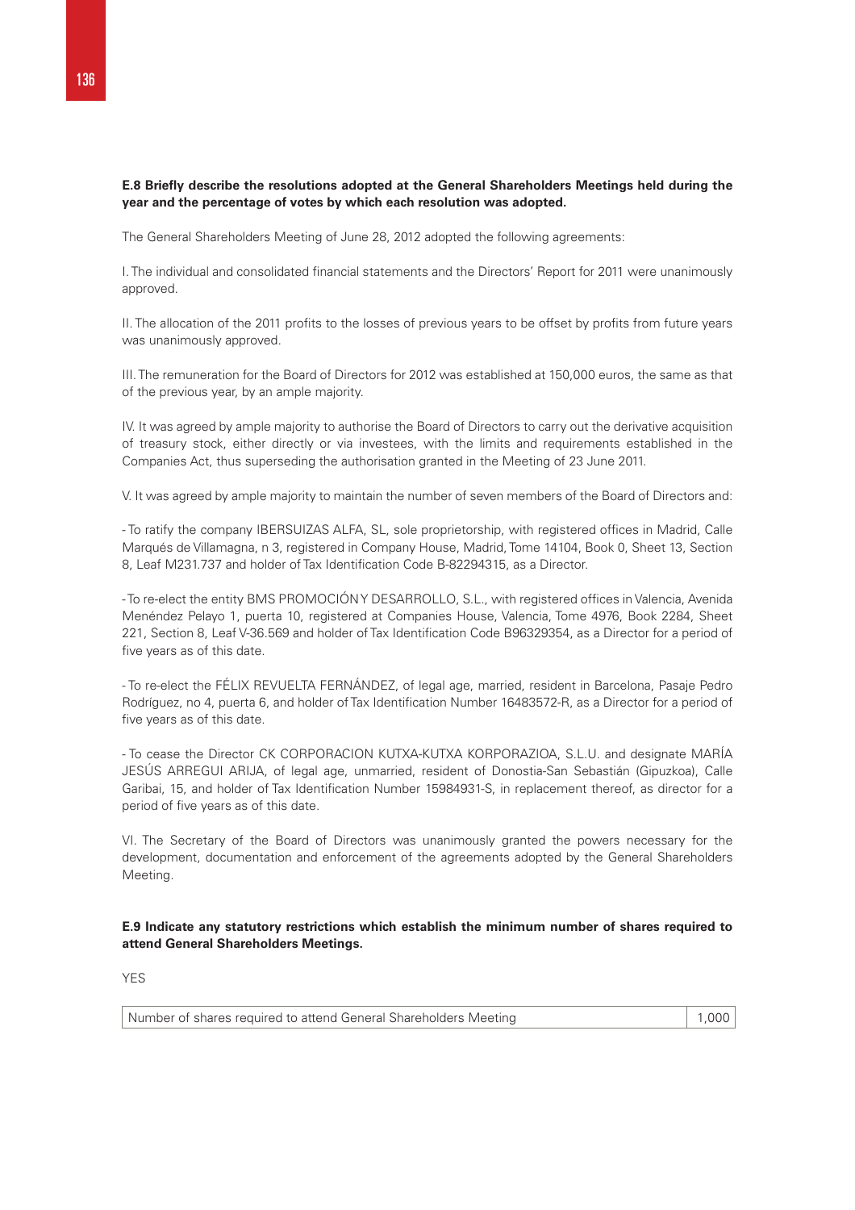**E.8 Briefly describe the resolutions adopted at the General Shareholders Meetings held during the year and the percentage of votes by which each resolution was adopted.**

The General Shareholders Meeting of June 28, 2012 adopted the following agreements:

I. The individual and consolidated financial statements and the Directors' Report for 2011 were unanimously approved.

II. The allocation of the 2011 profits to the losses of previous years to be offset by profits from future years was unanimously approved.

III. The remuneration for the Board of Directors for 2012 was established at 150,000 euros, the same as that of the previous year, by an ample majority.

IV. It was agreed by ample majority to authorise the Board of Directors to carry out the derivative acquisition of treasury stock, either directly or via investees, with the limits and requirements established in the Companies Act, thus superseding the authorisation granted in the Meeting of 23 June 2011.

V. It was agreed by ample majority to maintain the number of seven members of the Board of Directors and:

- To ratify the company IBERSUIZAS ALFA, SL, sole proprietorship, with registered offices in Madrid, Calle Marqués de Villamagna, n 3, registered in Company House, Madrid, Tome 14104, Book 0, Sheet 13, Section 8, Leaf M231.737 and holder of Tax Identification Code B-82294315, as a Director.

- To re-elect the entity BMS PROMOCIÓN Y DESARROLLO, S.L., with registered offices in Valencia, Avenida Menéndez Pelayo 1, puerta 10, registered at Companies House, Valencia, Tome 4976, Book 2284, Sheet 221, Section 8, Leaf V-36.569 and holder of Tax Identification Code B96329354, as a Director for a period of five years as of this date.

- To re-elect the FÉLIX REVUELTA FERNÁNDEZ, of legal age, married, resident in Barcelona, Pasaje Pedro Rodríguez, no 4, puerta 6, and holder of Tax Identification Number 16483572-R, as a Director for a period of five years as of this date.

- To cease the Director CK CORPORACION KUTXA-KUTXA KORPORAZIOA, S.L.U. and designate MARÍA JESÚS ARREGUI ARIJA, of legal age, unmarried, resident of Donostia-San Sebastián (Gipuzkoa), Calle Garibai, 15, and holder of Tax Identification Number 15984931-S, in replacement thereof, as director for a period of five years as of this date.

VI. The Secretary of the Board of Directors was unanimously granted the powers necessary for the development, documentation and enforcement of the agreements adopted by the General Shareholders Meeting.

**E.9 Indicate any statutory restrictions which establish the minimum number of shares required to attend General Shareholders Meetings.**

YES

| Number of shares required to attend General Shareholders Meeting | 1,000 |
|---|---|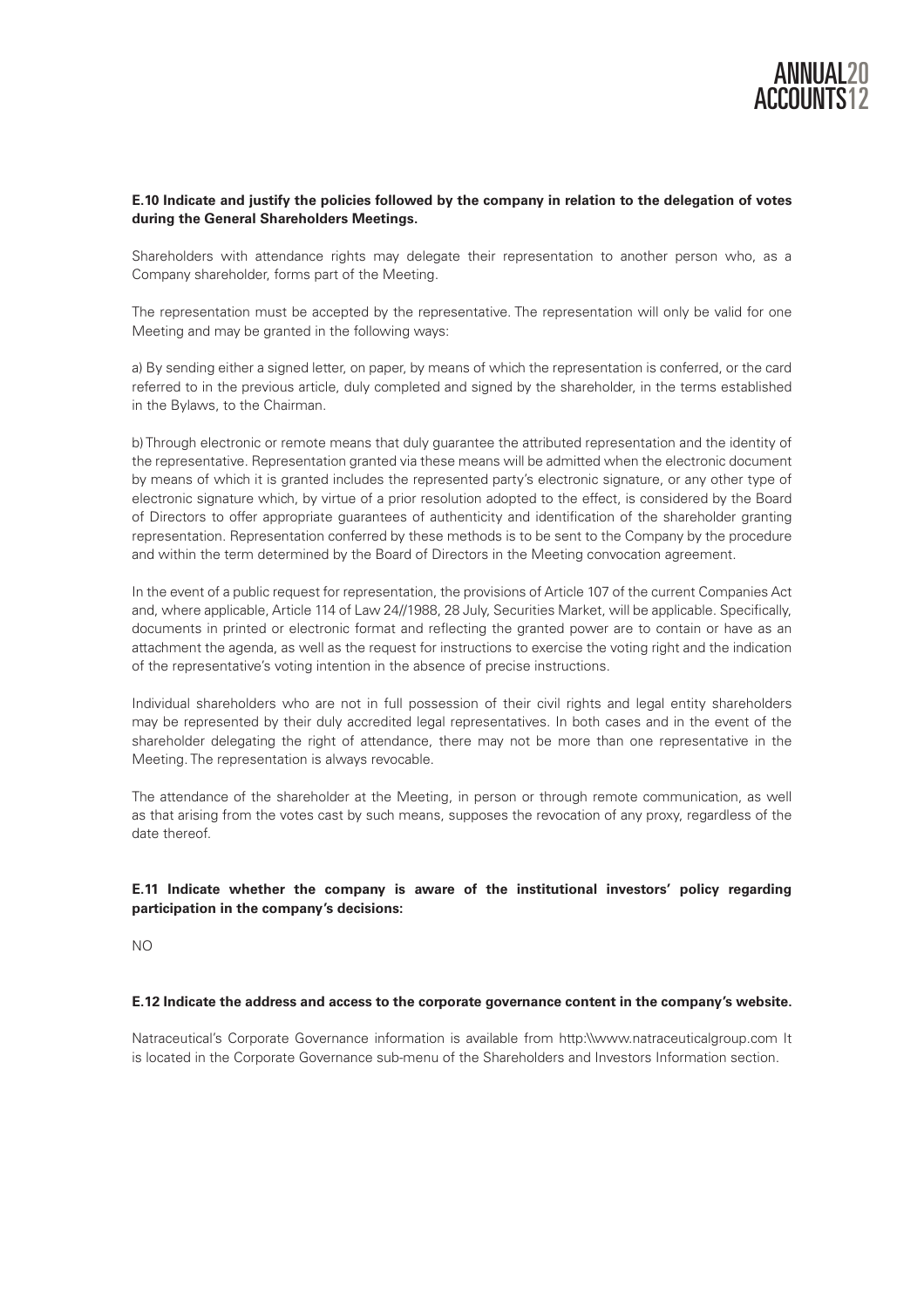**E.10 Indicate and justify the policies followed by the company in relation to the delegation of votes during the General Shareholders Meetings.**

Shareholders with attendance rights may delegate their representation to another person who, as a Company shareholder, forms part of the Meeting.

The representation must be accepted by the representative. The representation will only be valid for one Meeting and may be granted in the following ways:

a) By sending either a signed letter, on paper, by means of which the representation is conferred, or the card referred to in the previous article, duly completed and signed by the shareholder, in the terms established in the Bylaws, to the Chairman.

b) Through electronic or remote means that duly guarantee the attributed representation and the identity of the representative. Representation granted via these means will be admitted when the electronic document by means of which it is granted includes the represented party's electronic signature, or any other type of electronic signature which, by virtue of a prior resolution adopted to the effect, is considered by the Board of Directors to offer appropriate guarantees of authenticity and identification of the shareholder granting representation. Representation conferred by these methods is to be sent to the Company by the procedure and within the term determined by the Board of Directors in the Meeting convocation agreement.

In the event of a public request for representation, the provisions of Article 107 of the current Companies Act and, where applicable, Article 114 of Law 24//1988, 28 July, Securities Market, will be applicable. Specifically, documents in printed or electronic format and reflecting the granted power are to contain or have as an attachment the agenda, as well as the request for instructions to exercise the voting right and the indication of the representative's voting intention in the absence of precise instructions.

Individual shareholders who are not in full possession of their civil rights and legal entity shareholders may be represented by their duly accredited legal representatives. In both cases and in the event of the shareholder delegating the right of attendance, there may not be more than one representative in the Meeting. The representation is always revocable.

The attendance of the shareholder at the Meeting, in person or through remote communication, as well as that arising from the votes cast by such means, supposes the revocation of any proxy, regardless of the date thereof.

**E.11 Indicate whether the company is aware of the institutional investors' policy regarding participation in the company's decisions:**

NO

**E.12 Indicate the address and access to the corporate governance content in the company's website.**

Natraceutical's Corporate Governance information is available from http:\\www.natraceuticalgroup.com It is located in the Corporate Governance sub-menu of the Shareholders and Investors Information section.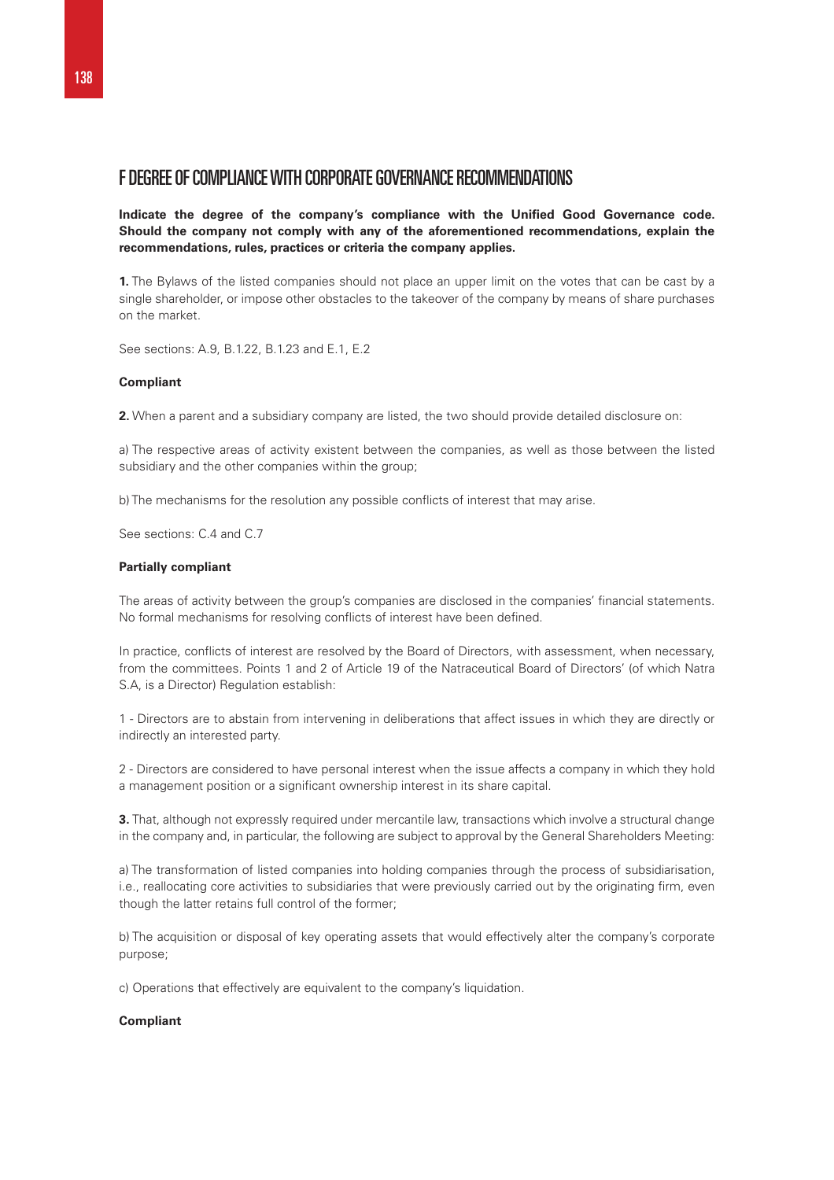# F DEGREE OF COMPLIANCE WITH CORPORATE GOVERNANCE RECOMMENDATIONS

**Indicate the degree of the company's compliance with the Unified Good Governance code. Should the company not comply with any of the aforementioned recommendations, explain the recommendations, rules, practices or criteria the company applies.**

**1.** The Bylaws of the listed companies should not place an upper limit on the votes that can be cast by a single shareholder, or impose other obstacles to the takeover of the company by means of share purchases on the market.

See sections: A.9, B.1.22, B.1.23 and E.1, E.2

**Compliant**

**2.** When a parent and a subsidiary company are listed, the two should provide detailed disclosure on:

a) The respective areas of activity existent between the companies, as well as those between the listed subsidiary and the other companies within the group;

b) The mechanisms for the resolution any possible conflicts of interest that may arise.

See sections: C.4 and C.7

**Partially compliant**

The areas of activity between the group's companies are disclosed in the companies' financial statements. No formal mechanisms for resolving conflicts of interest have been defined.

In practice, conflicts of interest are resolved by the Board of Directors, with assessment, when necessary, from the committees. Points 1 and 2 of Article 19 of the Natraceutical Board of Directors' (of which Natra S.A, is a Director) Regulation establish:

1 - Directors are to abstain from intervening in deliberations that affect issues in which they are directly or indirectly an interested party.

2 - Directors are considered to have personal interest when the issue affects a company in which they hold a management position or a significant ownership interest in its share capital.

**3.** That, although not expressly required under mercantile law, transactions which involve a structural change in the company and, in particular, the following are subject to approval by the General Shareholders Meeting:

a) The transformation of listed companies into holding companies through the process of subsidiarisation, i.e., reallocating core activities to subsidiaries that were previously carried out by the originating firm, even though the latter retains full control of the former;

b) The acquisition or disposal of key operating assets that would effectively alter the company's corporate purpose;

c) Operations that effectively are equivalent to the company's liquidation.

**Compliant**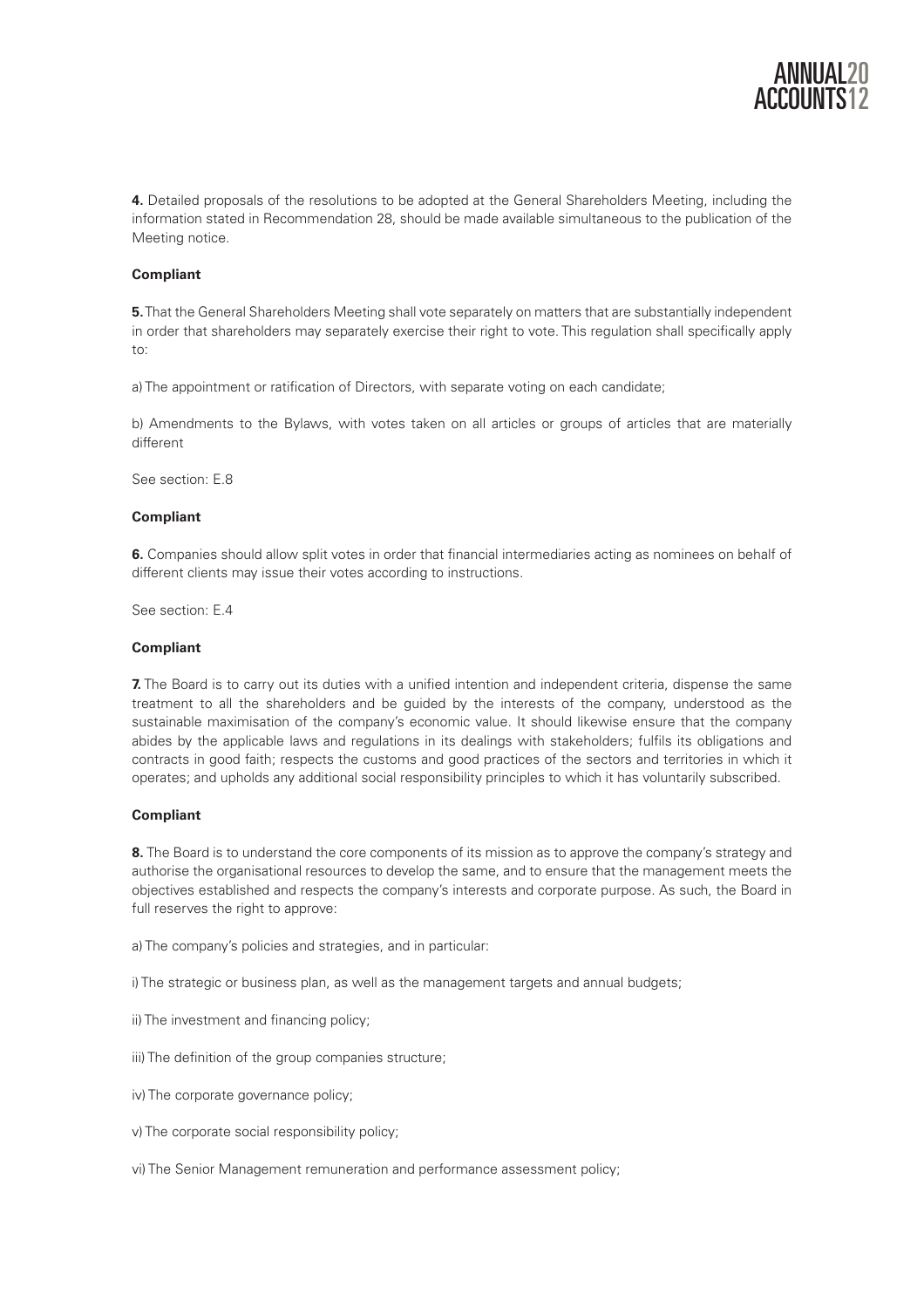**4.** Detailed proposals of the resolutions to be adopted at the General Shareholders Meeting, including the information stated in Recommendation 28, should be made available simultaneous to the publication of the Meeting notice.

**Compliant**

**5.** That the General Shareholders Meeting shall vote separately on matters that are substantially independent in order that shareholders may separately exercise their right to vote. This regulation shall specifically apply to:

a) The appointment or ratification of Directors, with separate voting on each candidate;

b) Amendments to the Bylaws, with votes taken on all articles or groups of articles that are materially different

See section: E.8

**Compliant**

**6.** Companies should allow split votes in order that financial intermediaries acting as nominees on behalf of different clients may issue their votes according to instructions.

See section: E.4

**Compliant**

**7.** The Board is to carry out its duties with a unified intention and independent criteria, dispense the same treatment to all the shareholders and be guided by the interests of the company, understood as the sustainable maximisation of the company's economic value. It should likewise ensure that the company abides by the applicable laws and regulations in its dealings with stakeholders; fulfils its obligations and contracts in good faith; respects the customs and good practices of the sectors and territories in which it operates; and upholds any additional social responsibility principles to which it has voluntarily subscribed.

**Compliant**

**8.** The Board is to understand the core components of its mission as to approve the company's strategy and authorise the organisational resources to develop the same, and to ensure that the management meets the objectives established and respects the company's interests and corporate purpose. As such, the Board in full reserves the right to approve:

a) The company's policies and strategies, and in particular:

i) The strategic or business plan, as well as the management targets and annual budgets;

ii) The investment and financing policy;

iii) The definition of the group companies structure;

iv) The corporate governance policy;

v) The corporate social responsibility policy;

vi) The Senior Management remuneration and performance assessment policy;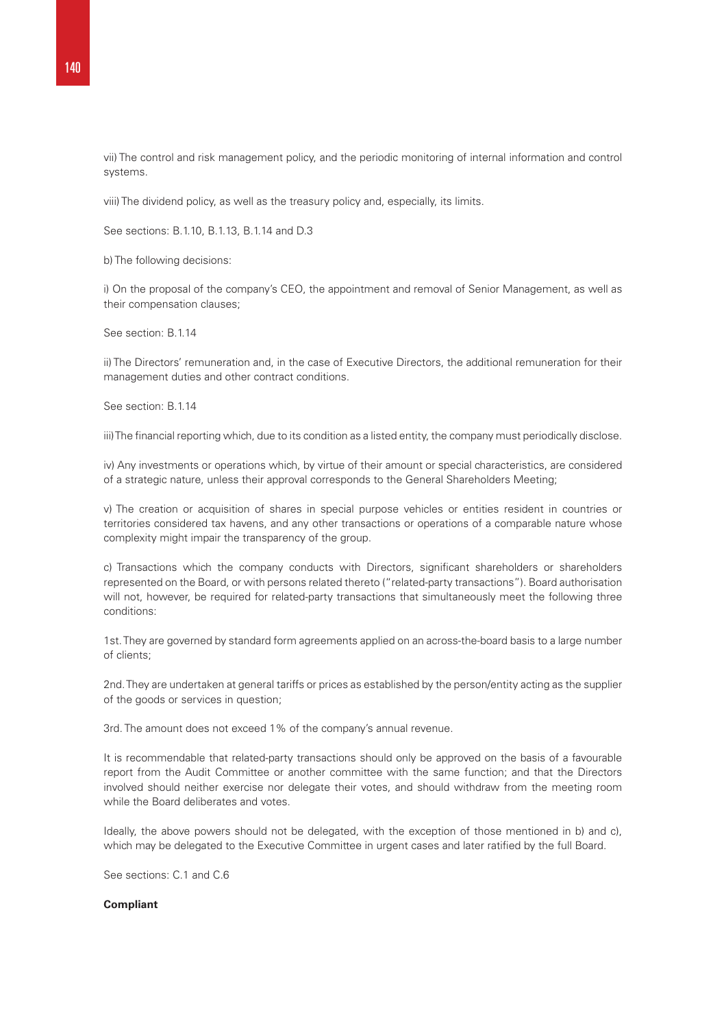vii) The control and risk management policy, and the periodic monitoring of internal information and control systems.

viii) The dividend policy, as well as the treasury policy and, especially, its limits.

See sections: B.1.10, B.1.13, B.1.14 and D.3

b) The following decisions:

i) On the proposal of the company's CEO, the appointment and removal of Senior Management, as well as their compensation clauses;

See section: B.1.14

ii) The Directors' remuneration and, in the case of Executive Directors, the additional remuneration for their management duties and other contract conditions.

See section: B.1.14

iii) The financial reporting which, due to its condition as a listed entity, the company must periodically disclose.

iv) Any investments or operations which, by virtue of their amount or special characteristics, are considered of a strategic nature, unless their approval corresponds to the General Shareholders Meeting;

v) The creation or acquisition of shares in special purpose vehicles or entities resident in countries or territories considered tax havens, and any other transactions or operations of a comparable nature whose complexity might impair the transparency of the group.

c) Transactions which the company conducts with Directors, significant shareholders or shareholders represented on the Board, or with persons related thereto ("related-party transactions"). Board authorisation will not, however, be required for related-party transactions that simultaneously meet the following three conditions:

1st. They are governed by standard form agreements applied on an across-the-board basis to a large number of clients;

2nd. They are undertaken at general tariffs or prices as established by the person/entity acting as the supplier of the goods or services in question;

3rd. The amount does not exceed 1% of the company's annual revenue.

It is recommendable that related-party transactions should only be approved on the basis of a favourable report from the Audit Committee or another committee with the same function; and that the Directors involved should neither exercise nor delegate their votes, and should withdraw from the meeting room while the Board deliberates and votes.

Ideally, the above powers should not be delegated, with the exception of those mentioned in b) and c), which may be delegated to the Executive Committee in urgent cases and later ratified by the full Board.

See sections: C.1 and C.6

**Compliant**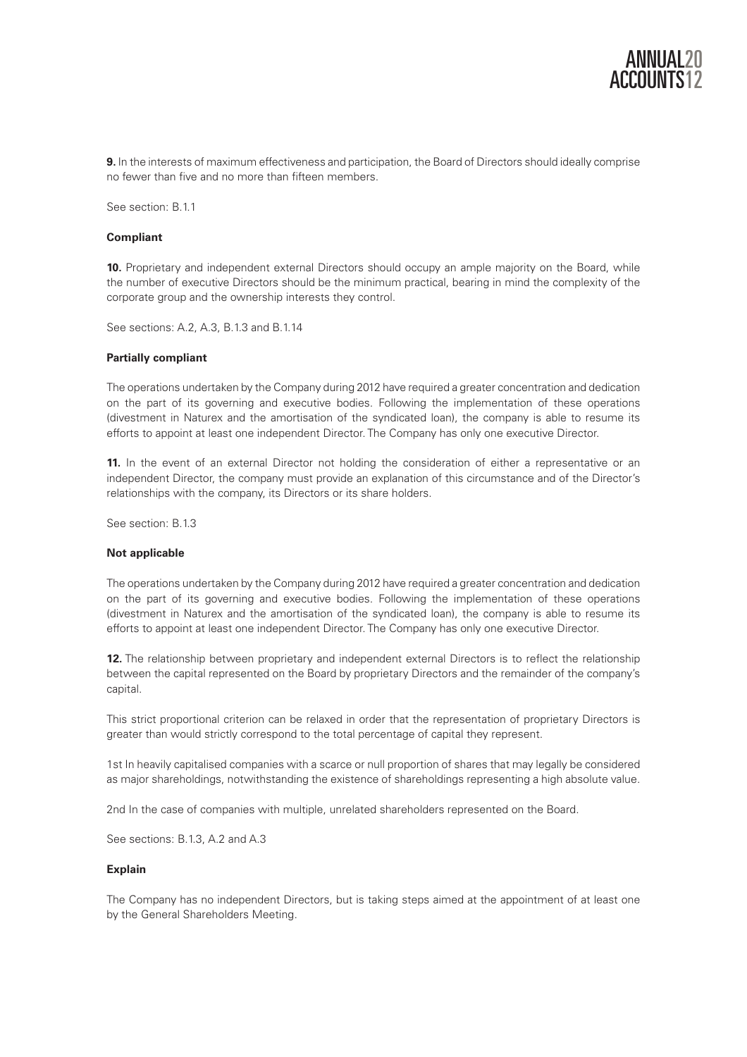**9.** In the interests of maximum effectiveness and participation, the Board of Directors should ideally comprise no fewer than five and no more than fifteen members.

See section: B.1.1

**Compliant**

**10.** Proprietary and independent external Directors should occupy an ample majority on the Board, while the number of executive Directors should be the minimum practical, bearing in mind the complexity of the corporate group and the ownership interests they control.

See sections: A.2, A.3, B.1.3 and B.1.14

**Partially compliant**

The operations undertaken by the Company during 2012 have required a greater concentration and dedication on the part of its governing and executive bodies. Following the implementation of these operations (divestment in Naturex and the amortisation of the syndicated loan), the company is able to resume its efforts to appoint at least one independent Director. The Company has only one executive Director.

**11.** In the event of an external Director not holding the consideration of either a representative or an independent Director, the company must provide an explanation of this circumstance and of the Director's relationships with the company, its Directors or its share holders.

See section: B.1.3

**Not applicable**

The operations undertaken by the Company during 2012 have required a greater concentration and dedication on the part of its governing and executive bodies. Following the implementation of these operations (divestment in Naturex and the amortisation of the syndicated loan), the company is able to resume its efforts to appoint at least one independent Director. The Company has only one executive Director.

**12.** The relationship between proprietary and independent external Directors is to reflect the relationship between the capital represented on the Board by proprietary Directors and the remainder of the company's capital.

This strict proportional criterion can be relaxed in order that the representation of proprietary Directors is greater than would strictly correspond to the total percentage of capital they represent.

1st In heavily capitalised companies with a scarce or null proportion of shares that may legally be considered as major shareholdings, notwithstanding the existence of shareholdings representing a high absolute value.

2nd In the case of companies with multiple, unrelated shareholders represented on the Board.

See sections: B.1.3, A.2 and A.3

**Explain**

The Company has no independent Directors, but is taking steps aimed at the appointment of at least one by the General Shareholders Meeting.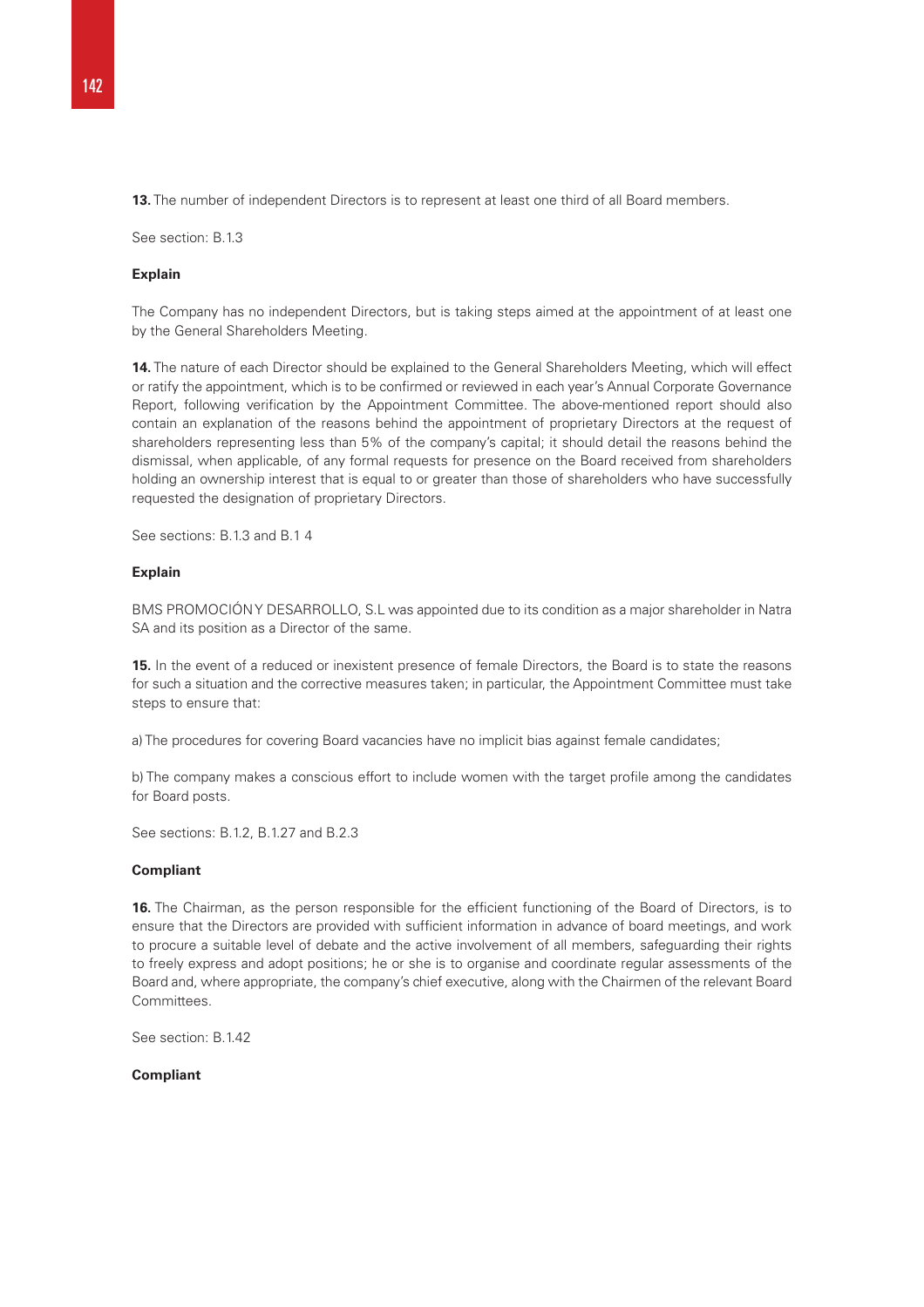**13.** The number of independent Directors is to represent at least one third of all Board members.

See section: B.1.3

**Explain**

The Company has no independent Directors, but is taking steps aimed at the appointment of at least one by the General Shareholders Meeting.

**14.** The nature of each Director should be explained to the General Shareholders Meeting, which will effect or ratify the appointment, which is to be confirmed or reviewed in each year's Annual Corporate Governance Report, following verification by the Appointment Committee. The above-mentioned report should also contain an explanation of the reasons behind the appointment of proprietary Directors at the request of shareholders representing less than 5% of the company's capital; it should detail the reasons behind the dismissal, when applicable, of any formal requests for presence on the Board received from shareholders holding an ownership interest that is equal to or greater than those of shareholders who have successfully requested the designation of proprietary Directors.

See sections: B.1.3 and B.1 4

**Explain**

BMS PROMOCIÓN Y DESARROLLO, S.L was appointed due to its condition as a major shareholder in Natra SA and its position as a Director of the same.

**15.** In the event of a reduced or inexistent presence of female Directors, the Board is to state the reasons for such a situation and the corrective measures taken; in particular, the Appointment Committee must take steps to ensure that:

a) The procedures for covering Board vacancies have no implicit bias against female candidates;

b) The company makes a conscious effort to include women with the target profile among the candidates for Board posts.

See sections: B.1.2, B.1.27 and B.2.3

**Compliant**

**16.** The Chairman, as the person responsible for the efficient functioning of the Board of Directors, is to ensure that the Directors are provided with sufficient information in advance of board meetings, and work to procure a suitable level of debate and the active involvement of all members, safeguarding their rights to freely express and adopt positions; he or she is to organise and coordinate regular assessments of the Board and, where appropriate, the company's chief executive, along with the Chairmen of the relevant Board Committees.

See section: B.1.42

**Compliant**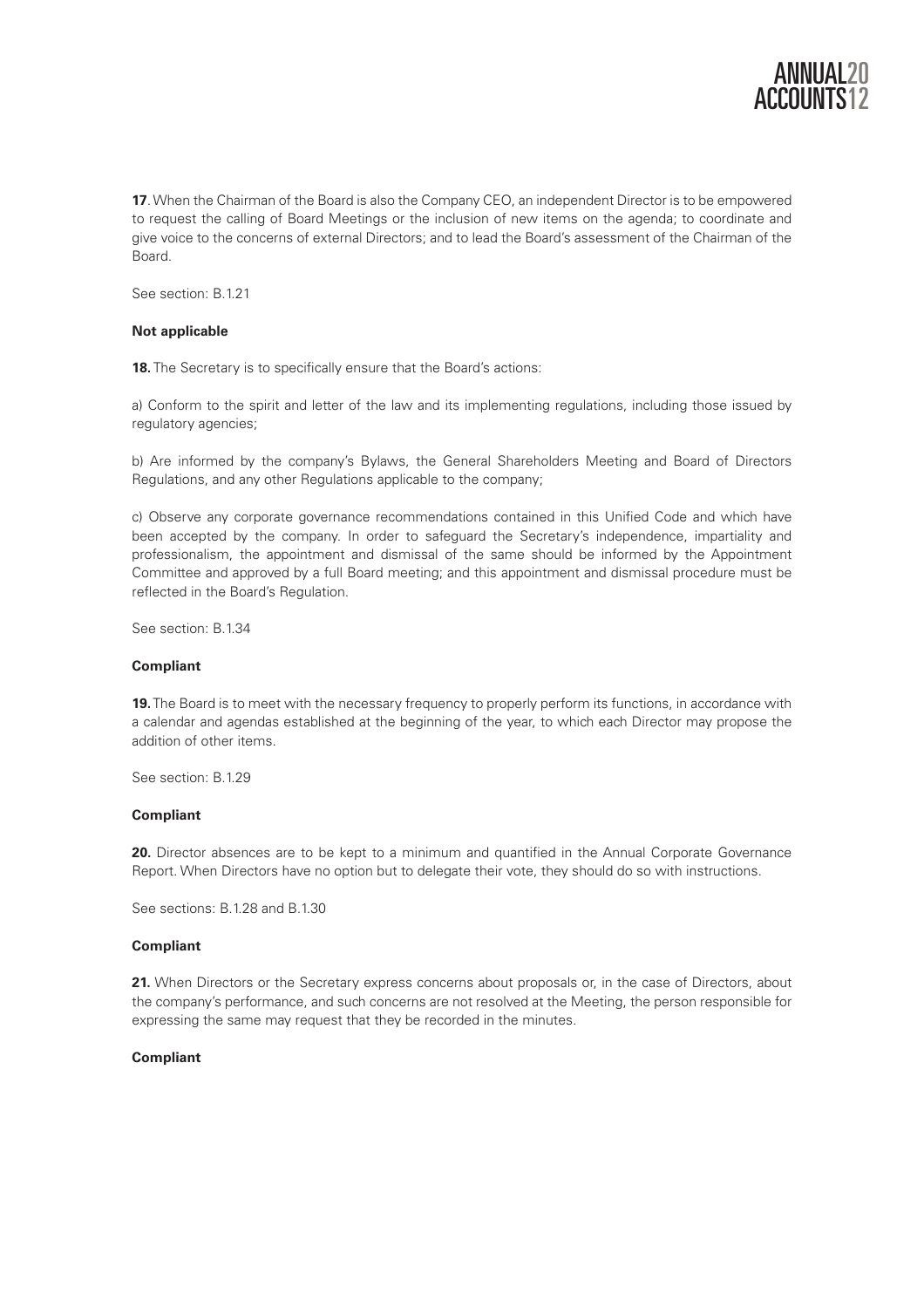**17**. When the Chairman of the Board is also the Company CEO, an independent Director is to be empowered to request the calling of Board Meetings or the inclusion of new items on the agenda; to coordinate and give voice to the concerns of external Directors; and to lead the Board's assessment of the Chairman of the Board.

See section: B.1.21

**Not applicable**

**18.** The Secretary is to specifically ensure that the Board's actions:

a) Conform to the spirit and letter of the law and its implementing regulations, including those issued by regulatory agencies;

b) Are informed by the company's Bylaws, the General Shareholders Meeting and Board of Directors Regulations, and any other Regulations applicable to the company;

c) Observe any corporate governance recommendations contained in this Unified Code and which have been accepted by the company. In order to safeguard the Secretary's independence, impartiality and professionalism, the appointment and dismissal of the same should be informed by the Appointment Committee and approved by a full Board meeting; and this appointment and dismissal procedure must be reflected in the Board's Regulation.

See section: B.1.34

**Compliant**

**19.** The Board is to meet with the necessary frequency to properly perform its functions, in accordance with a calendar and agendas established at the beginning of the year, to which each Director may propose the addition of other items.

See section: B.1.29

**Compliant**

**20.** Director absences are to be kept to a minimum and quantified in the Annual Corporate Governance Report. When Directors have no option but to delegate their vote, they should do so with instructions.

See sections: B.1.28 and B.1.30

**Compliant**

**21.** When Directors or the Secretary express concerns about proposals or, in the case of Directors, about the company's performance, and such concerns are not resolved at the Meeting, the person responsible for expressing the same may request that they be recorded in the minutes.

**Compliant**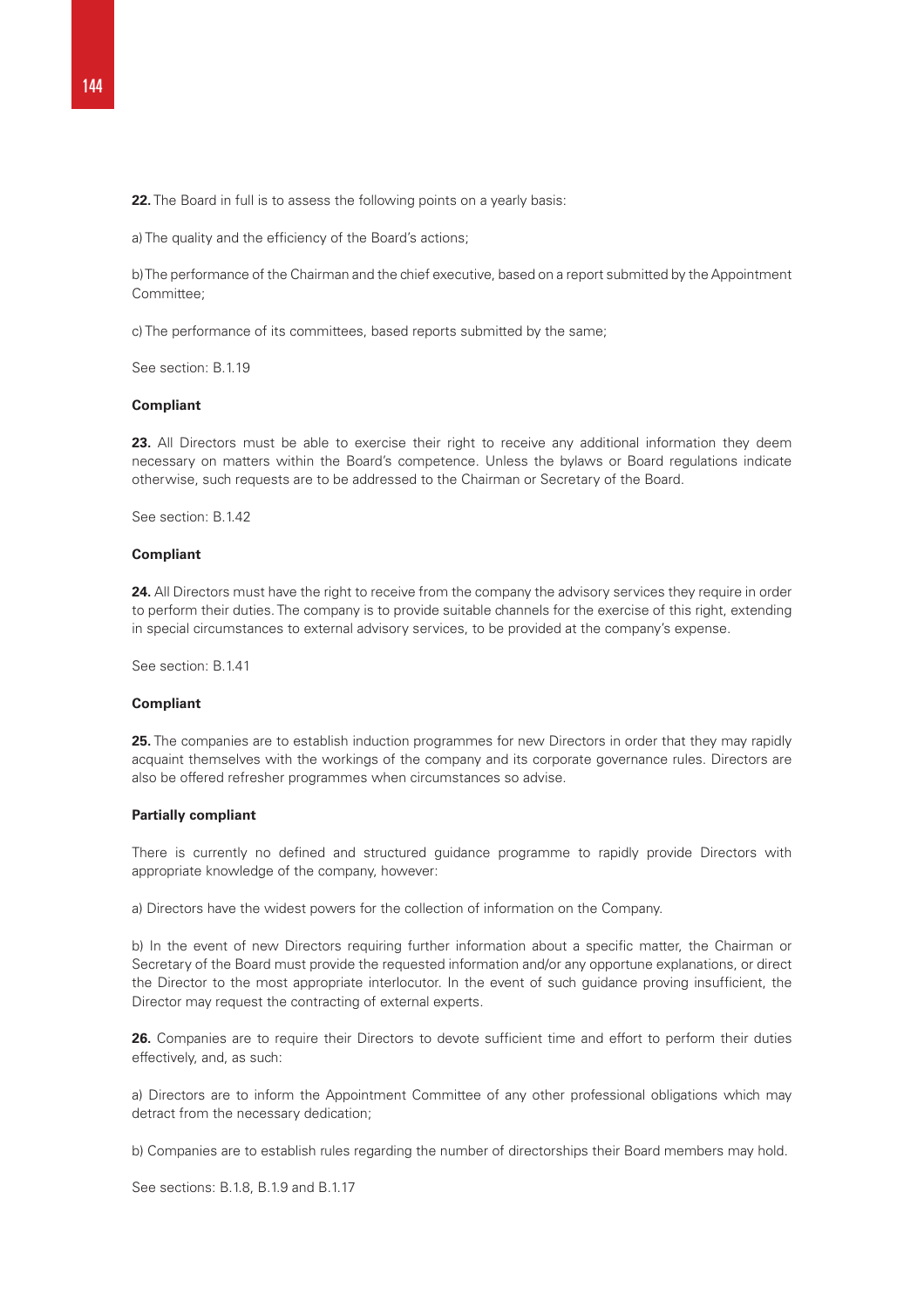**22.** The Board in full is to assess the following points on a yearly basis:

a) The quality and the efficiency of the Board's actions;

b) The performance of the Chairman and the chief executive, based on a report submitted by the Appointment Committee;

c) The performance of its committees, based reports submitted by the same;

See section: B.1.19

**Compliant**

**23.** All Directors must be able to exercise their right to receive any additional information they deem necessary on matters within the Board's competence. Unless the bylaws or Board regulations indicate otherwise, such requests are to be addressed to the Chairman or Secretary of the Board.

See section: B.1.42

**Compliant**

**24.** All Directors must have the right to receive from the company the advisory services they require in order to perform their duties. The company is to provide suitable channels for the exercise of this right, extending in special circumstances to external advisory services, to be provided at the company's expense.

See section: B.1.41

**Compliant**

**25.** The companies are to establish induction programmes for new Directors in order that they may rapidly acquaint themselves with the workings of the company and its corporate governance rules. Directors are also be offered refresher programmes when circumstances so advise.

**Partially compliant**

There is currently no defined and structured guidance programme to rapidly provide Directors with appropriate knowledge of the company, however:

a) Directors have the widest powers for the collection of information on the Company.

b) In the event of new Directors requiring further information about a specific matter, the Chairman or Secretary of the Board must provide the requested information and/or any opportune explanations, or direct the Director to the most appropriate interlocutor. In the event of such guidance proving insufficient, the Director may request the contracting of external experts.

**26.** Companies are to require their Directors to devote sufficient time and effort to perform their duties effectively, and, as such:

a) Directors are to inform the Appointment Committee of any other professional obligations which may detract from the necessary dedication;

b) Companies are to establish rules regarding the number of directorships their Board members may hold.

See sections: B.1.8, B.1.9 and B.1.17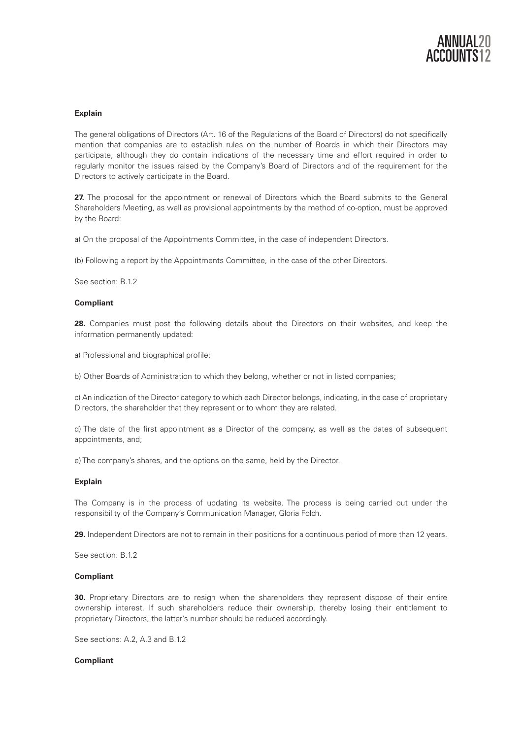**Explain**

The general obligations of Directors (Art. 16 of the Regulations of the Board of Directors) do not specifically mention that companies are to establish rules on the number of Boards in which their Directors may participate, although they do contain indications of the necessary time and effort required in order to regularly monitor the issues raised by the Company's Board of Directors and of the requirement for the Directors to actively participate in the Board.

**27.** The proposal for the appointment or renewal of Directors which the Board submits to the General Shareholders Meeting, as well as provisional appointments by the method of co-option, must be approved by the Board:

a) On the proposal of the Appointments Committee, in the case of independent Directors.

(b) Following a report by the Appointments Committee, in the case of the other Directors.

See section: B.1.2

**Compliant**

**28.** Companies must post the following details about the Directors on their websites, and keep the information permanently updated:

a) Professional and biographical profile;

b) Other Boards of Administration to which they belong, whether or not in listed companies;

c) An indication of the Director category to which each Director belongs, indicating, in the case of proprietary Directors, the shareholder that they represent or to whom they are related.

d) The date of the first appointment as a Director of the company, as well as the dates of subsequent appointments, and;

e) The company's shares, and the options on the same, held by the Director.

**Explain**

The Company is in the process of updating its website. The process is being carried out under the responsibility of the Company's Communication Manager, Gloria Folch.

**29.** Independent Directors are not to remain in their positions for a continuous period of more than 12 years.

See section: B.1.2

**Compliant**

**30.** Proprietary Directors are to resign when the shareholders they represent dispose of their entire ownership interest. If such shareholders reduce their ownership, thereby losing their entitlement to proprietary Directors, the latter's number should be reduced accordingly.

See sections: A.2, A.3 and B.1.2

**Compliant**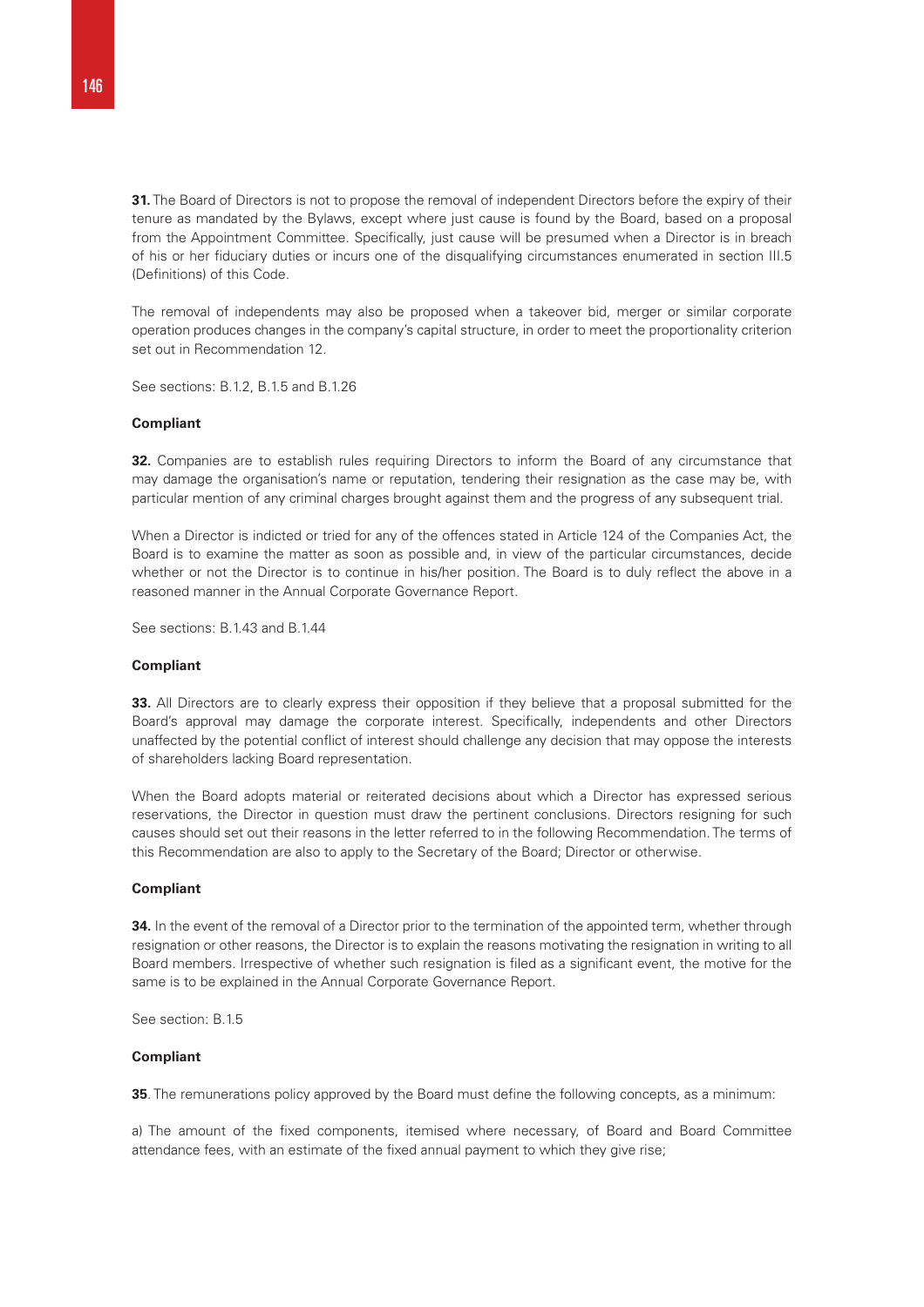**31.** The Board of Directors is not to propose the removal of independent Directors before the expiry of their tenure as mandated by the Bylaws, except where just cause is found by the Board, based on a proposal from the Appointment Committee. Specifically, just cause will be presumed when a Director is in breach of his or her fiduciary duties or incurs one of the disqualifying circumstances enumerated in section III.5 (Definitions) of this Code.

The removal of independents may also be proposed when a takeover bid, merger or similar corporate operation produces changes in the company's capital structure, in order to meet the proportionality criterion set out in Recommendation 12.

See sections: B.1.2, B.1.5 and B.1.26

**Compliant**

**32.** Companies are to establish rules requiring Directors to inform the Board of any circumstance that may damage the organisation's name or reputation, tendering their resignation as the case may be, with particular mention of any criminal charges brought against them and the progress of any subsequent trial.

When a Director is indicted or tried for any of the offences stated in Article 124 of the Companies Act, the Board is to examine the matter as soon as possible and, in view of the particular circumstances, decide whether or not the Director is to continue in his/her position. The Board is to duly reflect the above in a reasoned manner in the Annual Corporate Governance Report.

See sections: B.1.43 and B.1.44

**Compliant**

**33.** All Directors are to clearly express their opposition if they believe that a proposal submitted for the Board's approval may damage the corporate interest. Specifically, independents and other Directors unaffected by the potential conflict of interest should challenge any decision that may oppose the interests of shareholders lacking Board representation.

When the Board adopts material or reiterated decisions about which a Director has expressed serious reservations, the Director in question must draw the pertinent conclusions. Directors resigning for such causes should set out their reasons in the letter referred to in the following Recommendation. The terms of this Recommendation are also to apply to the Secretary of the Board; Director or otherwise.

**Compliant**

**34.** In the event of the removal of a Director prior to the termination of the appointed term, whether through resignation or other reasons, the Director is to explain the reasons motivating the resignation in writing to all Board members. Irrespective of whether such resignation is filed as a significant event, the motive for the same is to be explained in the Annual Corporate Governance Report.

See section: B.1.5

**Compliant**

**35**. The remunerations policy approved by the Board must define the following concepts, as a minimum:

a) The amount of the fixed components, itemised where necessary, of Board and Board Committee attendance fees, with an estimate of the fixed annual payment to which they give rise;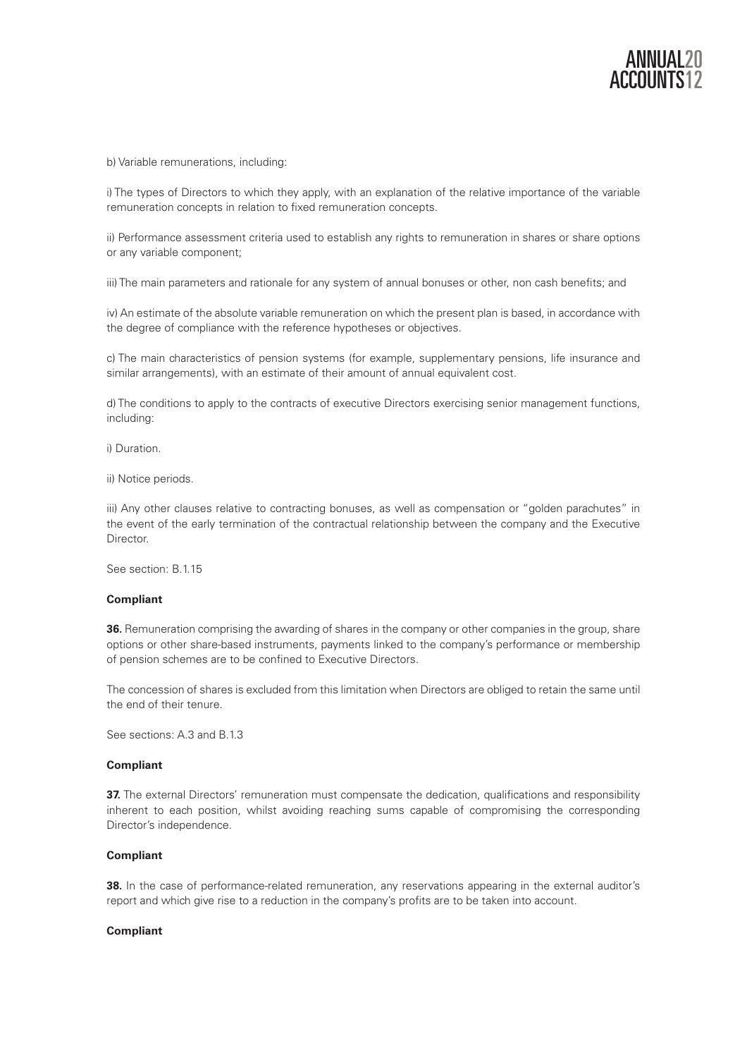b) Variable remunerations, including:

i) The types of Directors to which they apply, with an explanation of the relative importance of the variable remuneration concepts in relation to fixed remuneration concepts.

ii) Performance assessment criteria used to establish any rights to remuneration in shares or share options or any variable component;

iii) The main parameters and rationale for any system of annual bonuses or other, non cash benefits; and

iv) An estimate of the absolute variable remuneration on which the present plan is based, in accordance with the degree of compliance with the reference hypotheses or objectives.

c) The main characteristics of pension systems (for example, supplementary pensions, life insurance and similar arrangements), with an estimate of their amount of annual equivalent cost.

d) The conditions to apply to the contracts of executive Directors exercising senior management functions, including:

i) Duration.

ii) Notice periods.

iii) Any other clauses relative to contracting bonuses, as well as compensation or "golden parachutes" in the event of the early termination of the contractual relationship between the company and the Executive Director.

See section: B.1.15

**Compliant**

**36.** Remuneration comprising the awarding of shares in the company or other companies in the group, share options or other share-based instruments, payments linked to the company's performance or membership of pension schemes are to be confined to Executive Directors.

The concession of shares is excluded from this limitation when Directors are obliged to retain the same until the end of their tenure.

See sections: A.3 and B.1.3

**Compliant**

**37.** The external Directors' remuneration must compensate the dedication, qualifications and responsibility inherent to each position, whilst avoiding reaching sums capable of compromising the corresponding Director's independence.

**Compliant**

**38.** In the case of performance-related remuneration, any reservations appearing in the external auditor's report and which give rise to a reduction in the company's profits are to be taken into account.

**Compliant**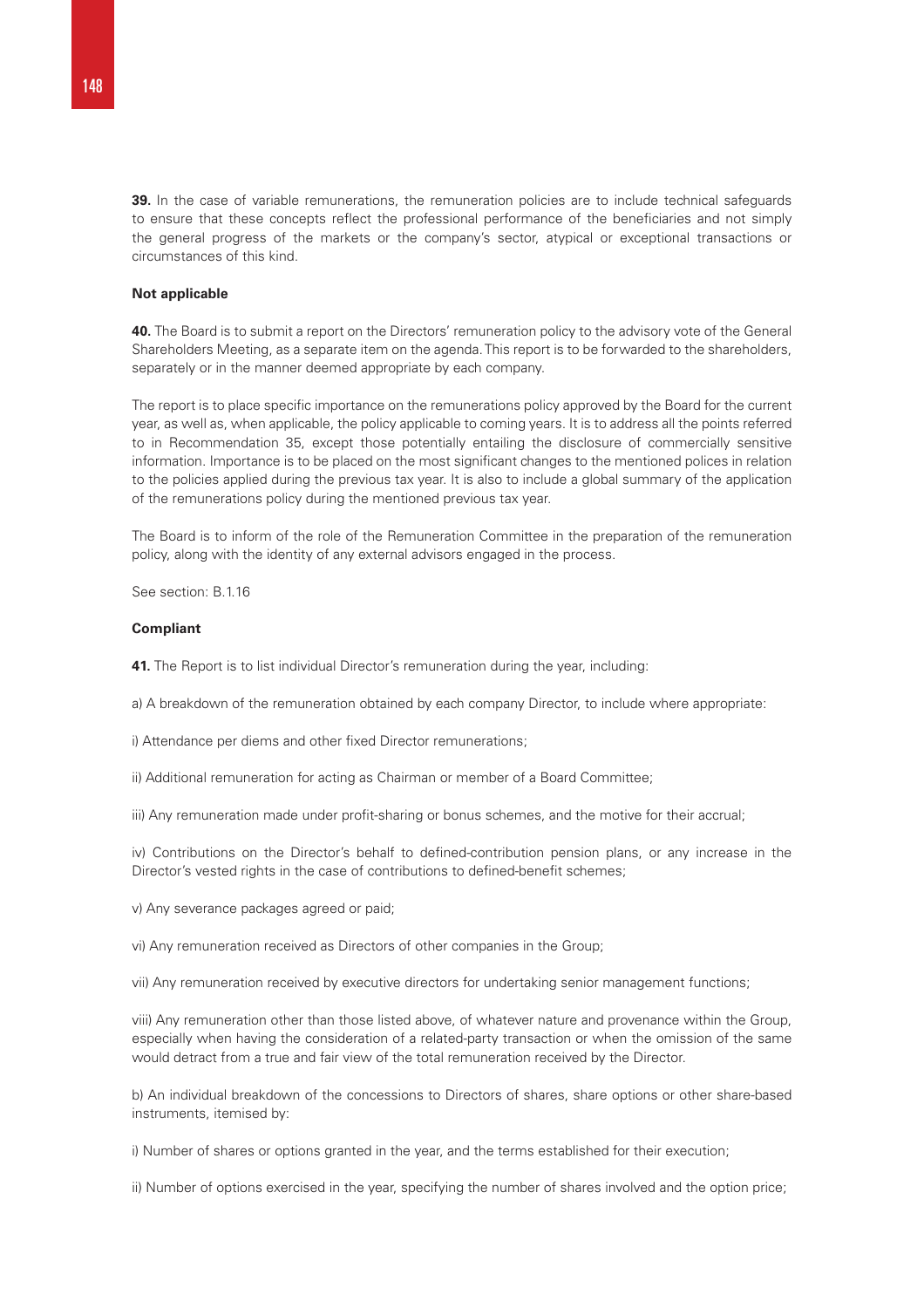**39.** In the case of variable remunerations, the remuneration policies are to include technical safeguards to ensure that these concepts reflect the professional performance of the beneficiaries and not simply the general progress of the markets or the company's sector, atypical or exceptional transactions or circumstances of this kind.

**Not applicable**

**40.** The Board is to submit a report on the Directors' remuneration policy to the advisory vote of the General Shareholders Meeting, as a separate item on the agenda. This report is to be forwarded to the shareholders, separately or in the manner deemed appropriate by each company.

The report is to place specific importance on the remunerations policy approved by the Board for the current year, as well as, when applicable, the policy applicable to coming years. It is to address all the points referred to in Recommendation 35, except those potentially entailing the disclosure of commercially sensitive information. Importance is to be placed on the most significant changes to the mentioned polices in relation to the policies applied during the previous tax year. It is also to include a global summary of the application of the remunerations policy during the mentioned previous tax year.

The Board is to inform of the role of the Remuneration Committee in the preparation of the remuneration policy, along with the identity of any external advisors engaged in the process.

See section: B.1.16

**Compliant**

**41.** The Report is to list individual Director's remuneration during the year, including:

a) A breakdown of the remuneration obtained by each company Director, to include where appropriate:

i) Attendance per diems and other fixed Director remunerations;

ii) Additional remuneration for acting as Chairman or member of a Board Committee;

iii) Any remuneration made under profit-sharing or bonus schemes, and the motive for their accrual;

iv) Contributions on the Director's behalf to defined-contribution pension plans, or any increase in the Director's vested rights in the case of contributions to defined-benefit schemes;

v) Any severance packages agreed or paid;

vi) Any remuneration received as Directors of other companies in the Group;

vii) Any remuneration received by executive directors for undertaking senior management functions;

viii) Any remuneration other than those listed above, of whatever nature and provenance within the Group, especially when having the consideration of a related-party transaction or when the omission of the same would detract from a true and fair view of the total remuneration received by the Director.

b) An individual breakdown of the concessions to Directors of shares, share options or other share-based instruments, itemised by:

i) Number of shares or options granted in the year, and the terms established for their execution;

ii) Number of options exercised in the year, specifying the number of shares involved and the option price;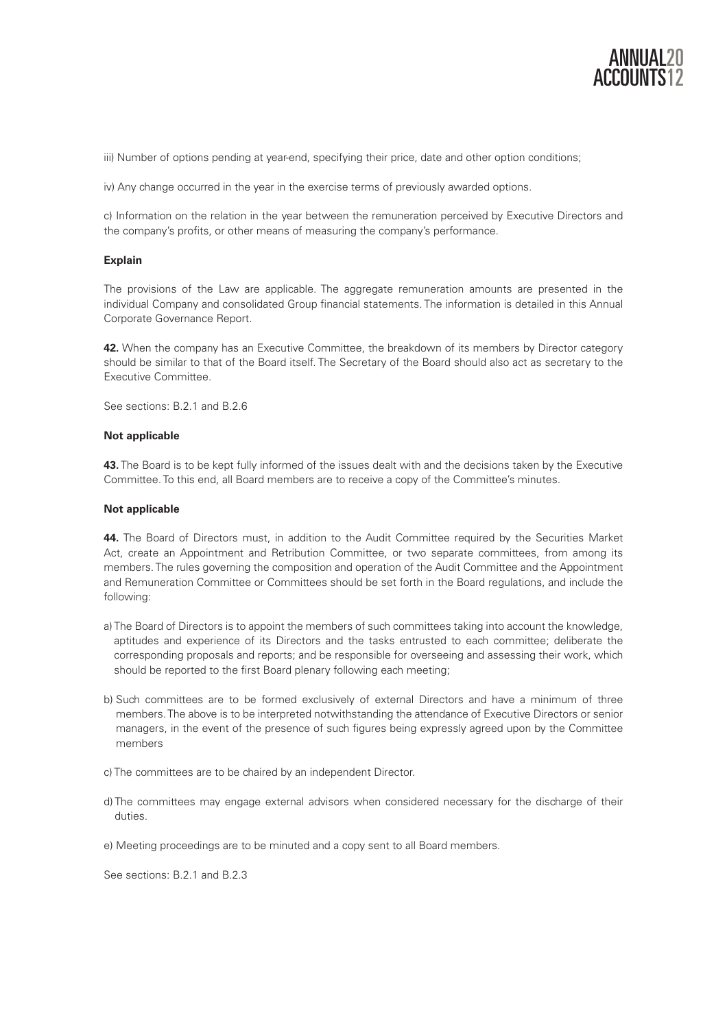iii) Number of options pending at year-end, specifying their price, date and other option conditions;

iv) Any change occurred in the year in the exercise terms of previously awarded options.

c) Information on the relation in the year between the remuneration perceived by Executive Directors and the company's profits, or other means of measuring the company's performance.

**Explain**

The provisions of the Law are applicable. The aggregate remuneration amounts are presented in the individual Company and consolidated Group financial statements. The information is detailed in this Annual Corporate Governance Report.

**42.** When the company has an Executive Committee, the breakdown of its members by Director category should be similar to that of the Board itself. The Secretary of the Board should also act as secretary to the Executive Committee.

See sections: B.2.1 and B.2.6

**Not applicable**

**43.** The Board is to be kept fully informed of the issues dealt with and the decisions taken by the Executive Committee. To this end, all Board members are to receive a copy of the Committee's minutes.

**Not applicable**

**44.** The Board of Directors must, in addition to the Audit Committee required by the Securities Market Act, create an Appointment and Retribution Committee, or two separate committees, from among its members. The rules governing the composition and operation of the Audit Committee and the Appointment and Remuneration Committee or Committees should be set forth in the Board regulations, and include the following:

a) The Board of Directors is to appoint the members of such committees taking into account the knowledge, aptitudes and experience of its Directors and the tasks entrusted to each committee; deliberate the corresponding proposals and reports; and be responsible for overseeing and assessing their work, which should be reported to the first Board plenary following each meeting;

b) Such committees are to be formed exclusively of external Directors and have a minimum of three members. The above is to be interpreted notwithstanding the attendance of Executive Directors or senior managers, in the event of the presence of such figures being expressly agreed upon by the Committee members

c) The committees are to be chaired by an independent Director.

d) The committees may engage external advisors when considered necessary for the discharge of their duties.

e) Meeting proceedings are to be minuted and a copy sent to all Board members.

See sections: B.2.1 and B.2.3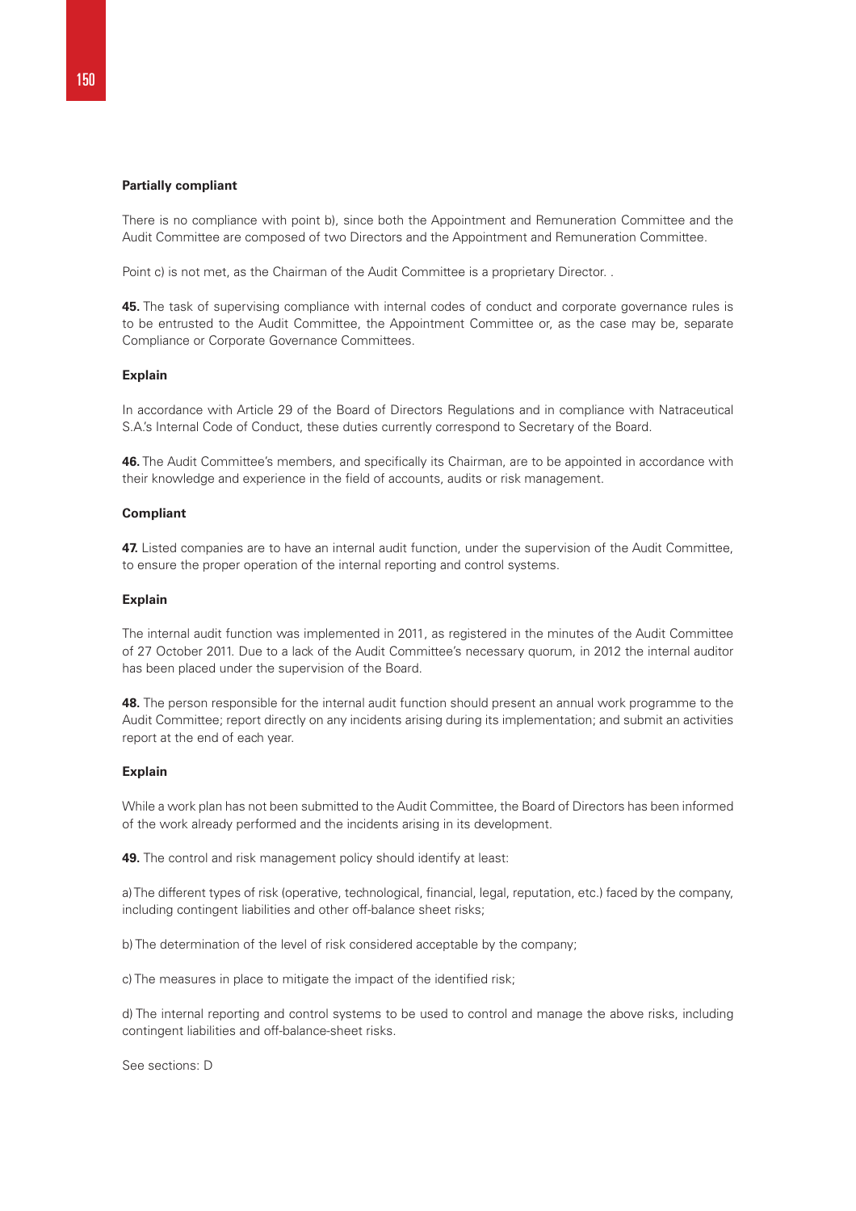**Partially compliant**

There is no compliance with point b), since both the Appointment and Remuneration Committee and the Audit Committee are composed of two Directors and the Appointment and Remuneration Committee.

Point c) is not met, as the Chairman of the Audit Committee is a proprietary Director. .

**45.** The task of supervising compliance with internal codes of conduct and corporate governance rules is to be entrusted to the Audit Committee, the Appointment Committee or, as the case may be, separate Compliance or Corporate Governance Committees.

**Explain**

In accordance with Article 29 of the Board of Directors Regulations and in compliance with Natraceutical S.A.'s Internal Code of Conduct, these duties currently correspond to Secretary of the Board.

**46.** The Audit Committee's members, and specifically its Chairman, are to be appointed in accordance with their knowledge and experience in the field of accounts, audits or risk management.

**Compliant**

**47.** Listed companies are to have an internal audit function, under the supervision of the Audit Committee, to ensure the proper operation of the internal reporting and control systems.

**Explain**

The internal audit function was implemented in 2011, as registered in the minutes of the Audit Committee of 27 October 2011. Due to a lack of the Audit Committee's necessary quorum, in 2012 the internal auditor has been placed under the supervision of the Board.

**48.** The person responsible for the internal audit function should present an annual work programme to the Audit Committee; report directly on any incidents arising during its implementation; and submit an activities report at the end of each year.

**Explain**

While a work plan has not been submitted to the Audit Committee, the Board of Directors has been informed of the work already performed and the incidents arising in its development.

**49.** The control and risk management policy should identify at least:

a) The different types of risk (operative, technological, financial, legal, reputation, etc.) faced by the company, including contingent liabilities and other off-balance sheet risks;

b) The determination of the level of risk considered acceptable by the company;

c) The measures in place to mitigate the impact of the identified risk;

d) The internal reporting and control systems to be used to control and manage the above risks, including contingent liabilities and off-balance-sheet risks.

See sections: D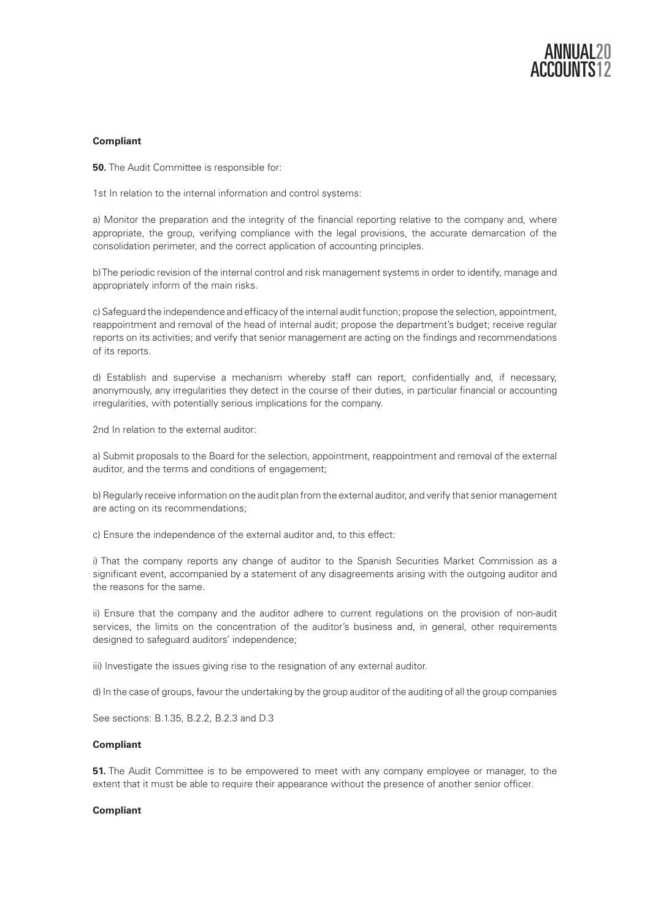**Compliant**

**50.** The Audit Committee is responsible for:

1st In relation to the internal information and control systems:

a) Monitor the preparation and the integrity of the financial reporting relative to the company and, where appropriate, the group, verifying compliance with the legal provisions, the accurate demarcation of the consolidation perimeter, and the correct application of accounting principles.

b) The periodic revision of the internal control and risk management systems in order to identify, manage and appropriately inform of the main risks.

c) Safeguard the independence and efficacy of the internal audit function; propose the selection, appointment, reappointment and removal of the head of internal audit; propose the department's budget; receive regular reports on its activities; and verify that senior management are acting on the findings and recommendations of its reports.

d) Establish and supervise a mechanism whereby staff can report, confidentially and, if necessary, anonymously, any irregularities they detect in the course of their duties, in particular financial or accounting irregularities, with potentially serious implications for the company.

2nd In relation to the external auditor:

a) Submit proposals to the Board for the selection, appointment, reappointment and removal of the external auditor, and the terms and conditions of engagement;

b) Regularly receive information on the audit plan from the external auditor, and verify that senior management are acting on its recommendations;

c) Ensure the independence of the external auditor and, to this effect:

i) That the company reports any change of auditor to the Spanish Securities Market Commission as a significant event, accompanied by a statement of any disagreements arising with the outgoing auditor and the reasons for the same.

ii) Ensure that the company and the auditor adhere to current regulations on the provision of non-audit services, the limits on the concentration of the auditor's business and, in general, other requirements designed to safeguard auditors' independence;

iii) Investigate the issues giving rise to the resignation of any external auditor.

d) In the case of groups, favour the undertaking by the group auditor of the auditing of all the group companies

See sections: B.1.35, B.2.2, B.2.3 and D.3

**Compliant**

**51.** The Audit Committee is to be empowered to meet with any company employee or manager, to the extent that it must be able to require their appearance without the presence of another senior officer.

**Compliant**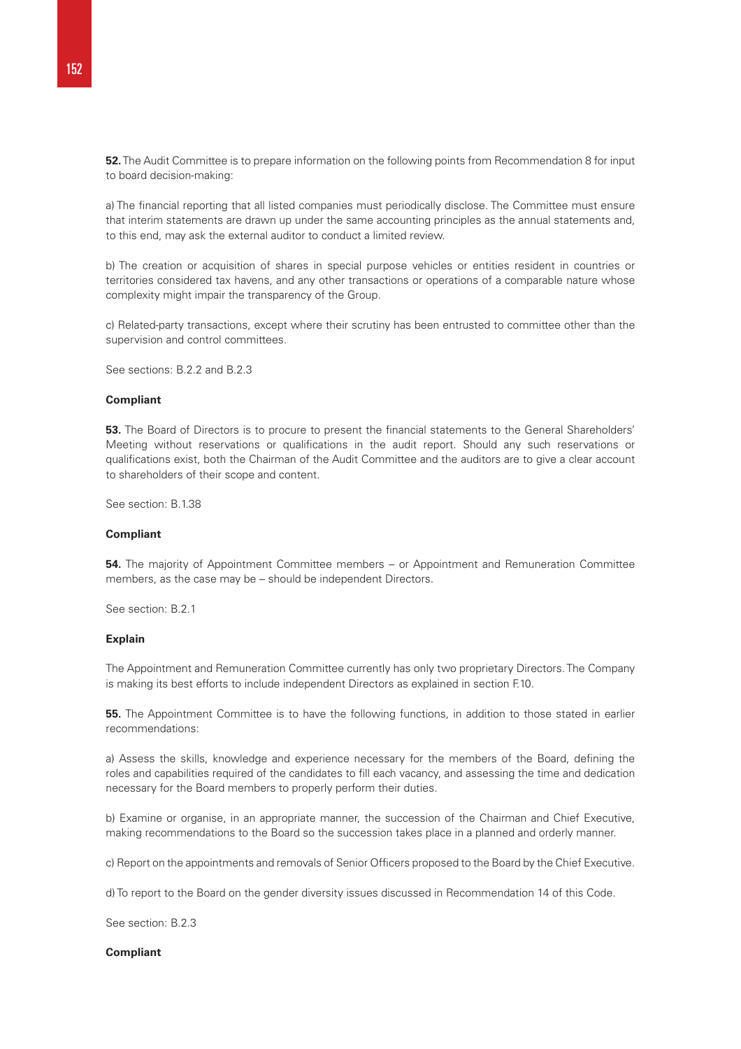**52.** The Audit Committee is to prepare information on the following points from Recommendation 8 for input to board decision-making:

a) The financial reporting that all listed companies must periodically disclose. The Committee must ensure that interim statements are drawn up under the same accounting principles as the annual statements and, to this end, may ask the external auditor to conduct a limited review.

b) The creation or acquisition of shares in special purpose vehicles or entities resident in countries or territories considered tax havens, and any other transactions or operations of a comparable nature whose complexity might impair the transparency of the Group.

c) Related-party transactions, except where their scrutiny has been entrusted to committee other than the supervision and control committees.

See sections: B.2.2 and B.2.3

**Compliant**

**53.** The Board of Directors is to procure to present the financial statements to the General Shareholders' Meeting without reservations or qualifications in the audit report. Should any such reservations or qualifications exist, both the Chairman of the Audit Committee and the auditors are to give a clear account to shareholders of their scope and content.

See section: B.1.38

**Compliant**

**54.** The majority of Appointment Committee members – or Appointment and Remuneration Committee members, as the case may be – should be independent Directors.

See section: B.2.1

**Explain**

The Appointment and Remuneration Committee currently has only two proprietary Directors. The Company is making its best efforts to include independent Directors as explained in section F.10.

**55.** The Appointment Committee is to have the following functions, in addition to those stated in earlier recommendations:

a) Assess the skills, knowledge and experience necessary for the members of the Board, defining the roles and capabilities required of the candidates to fill each vacancy, and assessing the time and dedication necessary for the Board members to properly perform their duties.

b) Examine or organise, in an appropriate manner, the succession of the Chairman and Chief Executive, making recommendations to the Board so the succession takes place in a planned and orderly manner.

c) Report on the appointments and removals of Senior Officers proposed to the Board by the Chief Executive.

d) To report to the Board on the gender diversity issues discussed in Recommendation 14 of this Code.

See section: B.2.3

**Compliant**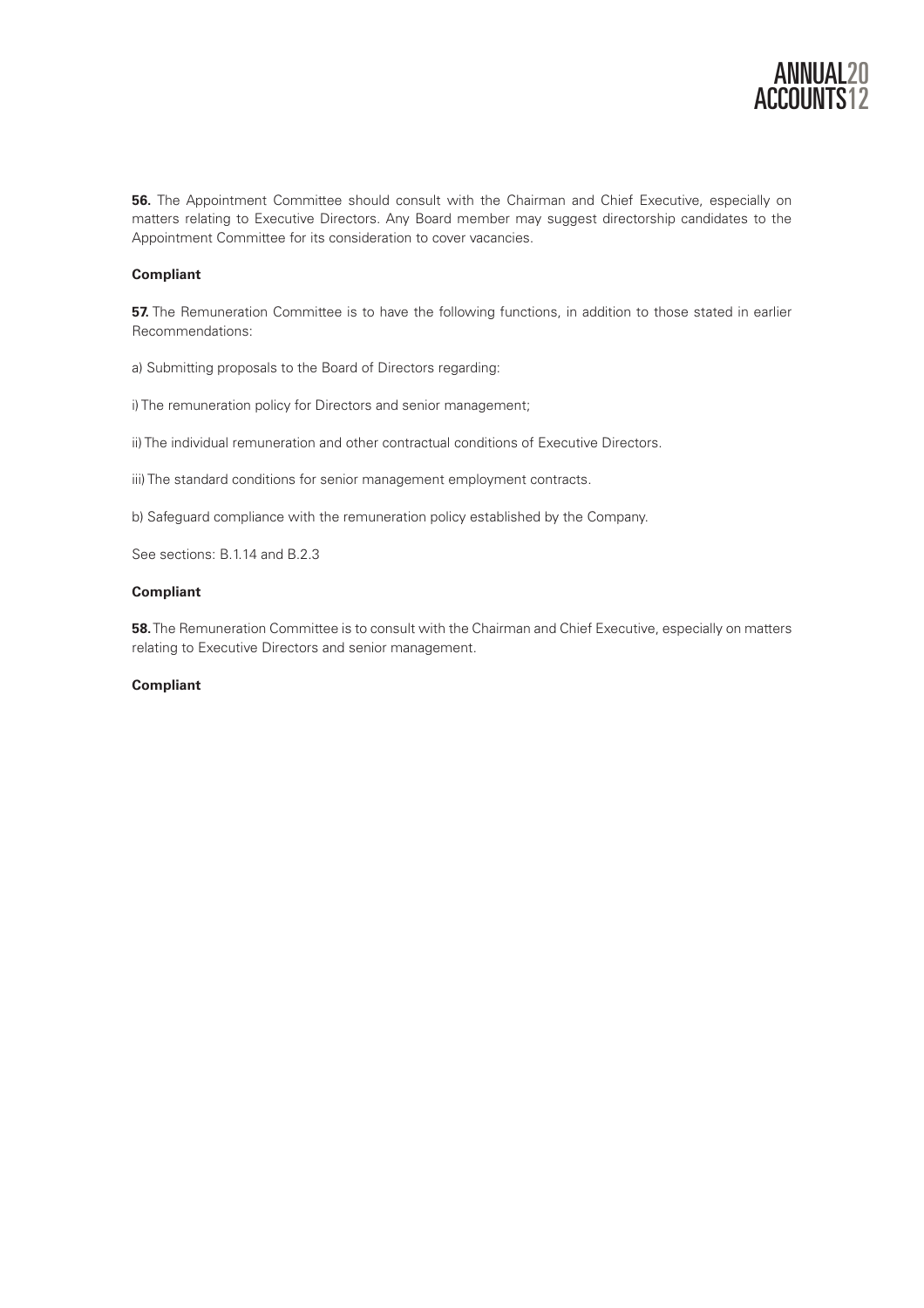**56.** The Appointment Committee should consult with the Chairman and Chief Executive, especially on matters relating to Executive Directors. Any Board member may suggest directorship candidates to the Appointment Committee for its consideration to cover vacancies.

**Compliant**

**57.** The Remuneration Committee is to have the following functions, in addition to those stated in earlier Recommendations:

a) Submitting proposals to the Board of Directors regarding:

i) The remuneration policy for Directors and senior management;

ii) The individual remuneration and other contractual conditions of Executive Directors.

iii) The standard conditions for senior management employment contracts.

b) Safeguard compliance with the remuneration policy established by the Company.

See sections: B.1.14 and B.2.3

**Compliant**

**58.** The Remuneration Committee is to consult with the Chairman and Chief Executive, especially on matters relating to Executive Directors and senior management.

**Compliant**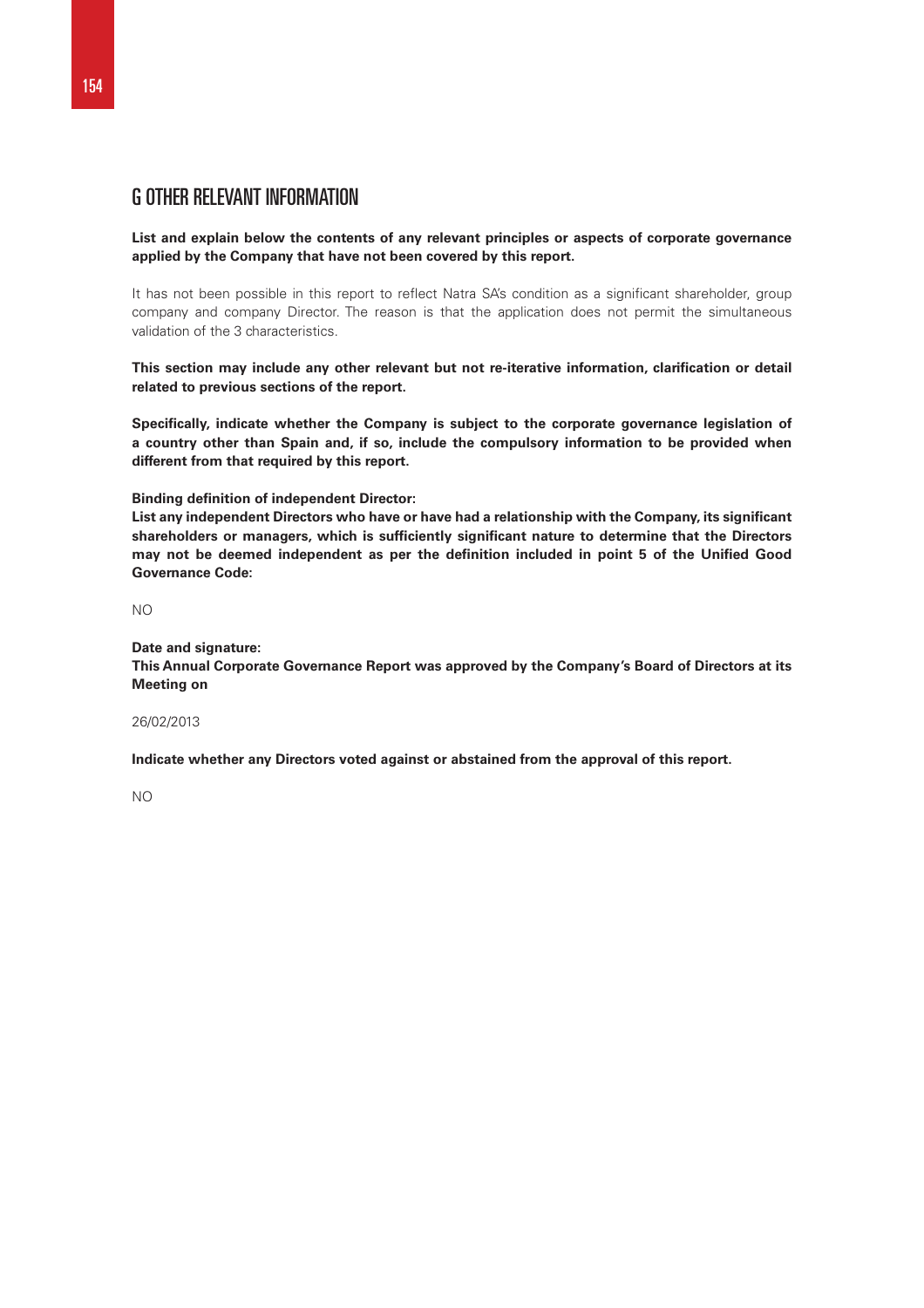## G OTHER RELEVANT INFORMATION

**List and explain below the contents of any relevant principles or aspects of corporate governance applied by the Company that have not been covered by this report.**

It has not been possible in this report to reflect Natra SA's condition as a significant shareholder, group company and company Director. The reason is that the application does not permit the simultaneous validation of the 3 characteristics.

**This section may include any other relevant but not re-iterative information, clarification or detail related to previous sections of the report.**

**Specifically, indicate whether the Company is subject to the corporate governance legislation of a country other than Spain and, if so, include the compulsory information to be provided when different from that required by this report.**

**Binding definition of independent Director:**
**List any independent Directors who have or have had a relationship with the Company, its significant shareholders or managers, which is sufficiently significant nature to determine that the Directors may not be deemed independent as per the definition included in point 5 of the Unified Good Governance Code:**

NO

**Date and signature:**
**This Annual Corporate Governance Report was approved by the Company's Board of Directors at its Meeting on**

26/02/2013

**Indicate whether any Directors voted against or abstained from the approval of this report.**

NO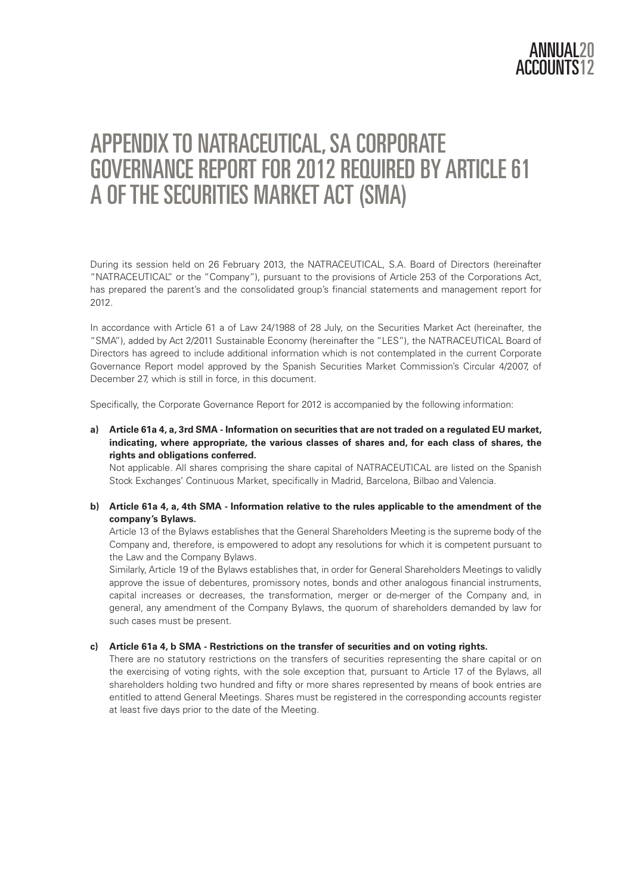# APPENDIX TO NATRACEUTICAL, SA CORPORATE GOVERNANCE REPORT FOR 2012 REQUIRED BY ARTICLE 61 A OF THE SECURITIES MARKET ACT (SMA)

During its session held on 26 February 2013, the NATRACEUTICAL, S.A. Board of Directors (hereinafter "NATRACEUTICAL" or the "Company"), pursuant to the provisions of Article 253 of the Corporations Act, has prepared the parent's and the consolidated group's financial statements and management report for 2012.

In accordance with Article 61 a of Law 24/1988 of 28 July, on the Securities Market Act (hereinafter, the "SMA"), added by Act 2/2011 Sustainable Economy (hereinafter the "LES"), the NATRACEUTICAL Board of Directors has agreed to include additional information which is not contemplated in the current Corporate Governance Report model approved by the Spanish Securities Market Commission's Circular 4/2007, of December 27, which is still in force, in this document.

Specifically, the Corporate Governance Report for 2012 is accompanied by the following information:

**a) Article 61a 4, a, 3rd SMA - Information on securities that are not traded on a regulated EU market, indicating, where appropriate, the various classes of shares and, for each class of shares, the rights and obligations conferred.**

Not applicable. All shares comprising the share capital of NATRACEUTICAL are listed on the Spanish Stock Exchanges' Continuous Market, specifically in Madrid, Barcelona, Bilbao and Valencia.

**b) Article 61a 4, a, 4th SMA - Information relative to the rules applicable to the amendment of the company's Bylaws.**

Article 13 of the Bylaws establishes that the General Shareholders Meeting is the supreme body of the Company and, therefore, is empowered to adopt any resolutions for which it is competent pursuant to the Law and the Company Bylaws.

Similarly, Article 19 of the Bylaws establishes that, in order for General Shareholders Meetings to validly approve the issue of debentures, promissory notes, bonds and other analogous financial instruments, capital increases or decreases, the transformation, merger or de-merger of the Company and, in general, any amendment of the Company Bylaws, the quorum of shareholders demanded by law for such cases must be present.

**c) Article 61a 4, b SMA - Restrictions on the transfer of securities and on voting rights.**

There are no statutory restrictions on the transfers of securities representing the share capital or on the exercising of voting rights, with the sole exception that, pursuant to Article 17 of the Bylaws, all shareholders holding two hundred and fifty or more shares represented by means of book entries are entitled to attend General Meetings. Shares must be registered in the corresponding accounts register at least five days prior to the date of the Meeting.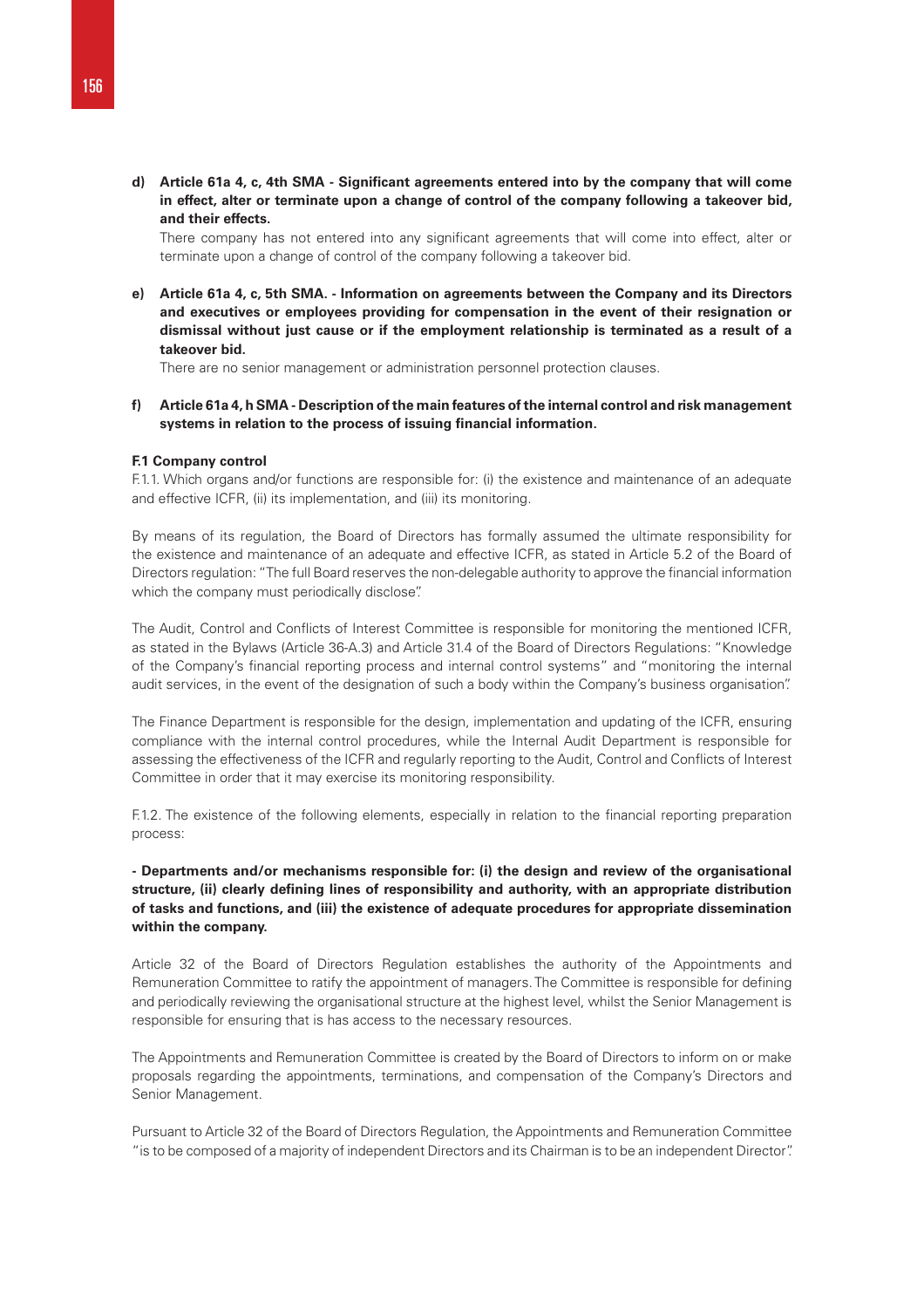**d) Article 61a 4, c, 4th SMA - Significant agreements entered into by the company that will come in effect, alter or terminate upon a change of control of the company following a takeover bid, and their effects.**

There company has not entered into any significant agreements that will come into effect, alter or terminate upon a change of control of the company following a takeover bid.

**e) Article 61a 4, c, 5th SMA. - Information on agreements between the Company and its Directors and executives or employees providing for compensation in the event of their resignation or dismissal without just cause or if the employment relationship is terminated as a result of a takeover bid.**

There are no senior management or administration personnel protection clauses.

**f) Article 61a 4, h SMA - Description of the main features of the internal control and risk management systems in relation to the process of issuing financial information.**

**F.1 Company control**

F.1.1. Which organs and/or functions are responsible for: (i) the existence and maintenance of an adequate and effective ICFR, (ii) its implementation, and (iii) its monitoring.

By means of its regulation, the Board of Directors has formally assumed the ultimate responsibility for the existence and maintenance of an adequate and effective ICFR, as stated in Article 5.2 of the Board of Directors regulation: "The full Board reserves the non-delegable authority to approve the financial information which the company must periodically disclose".

The Audit, Control and Conflicts of Interest Committee is responsible for monitoring the mentioned ICFR, as stated in the Bylaws (Article 36-A.3) and Article 31.4 of the Board of Directors Regulations: "Knowledge of the Company's financial reporting process and internal control systems" and "monitoring the internal audit services, in the event of the designation of such a body within the Company's business organisation".

The Finance Department is responsible for the design, implementation and updating of the ICFR, ensuring compliance with the internal control procedures, while the Internal Audit Department is responsible for assessing the effectiveness of the ICFR and regularly reporting to the Audit, Control and Conflicts of Interest Committee in order that it may exercise its monitoring responsibility.

F.1.2. The existence of the following elements, especially in relation to the financial reporting preparation process:

**- Departments and/or mechanisms responsible for: (i) the design and review of the organisational structure, (ii) clearly defining lines of responsibility and authority, with an appropriate distribution of tasks and functions, and (iii) the existence of adequate procedures for appropriate dissemination within the company.**

Article 32 of the Board of Directors Regulation establishes the authority of the Appointments and Remuneration Committee to ratify the appointment of managers. The Committee is responsible for defining and periodically reviewing the organisational structure at the highest level, whilst the Senior Management is responsible for ensuring that is has access to the necessary resources.

The Appointments and Remuneration Committee is created by the Board of Directors to inform on or make proposals regarding the appointments, terminations, and compensation of the Company's Directors and Senior Management.

Pursuant to Article 32 of the Board of Directors Regulation, the Appointments and Remuneration Committee "is to be composed of a majority of independent Directors and its Chairman is to be an independent Director".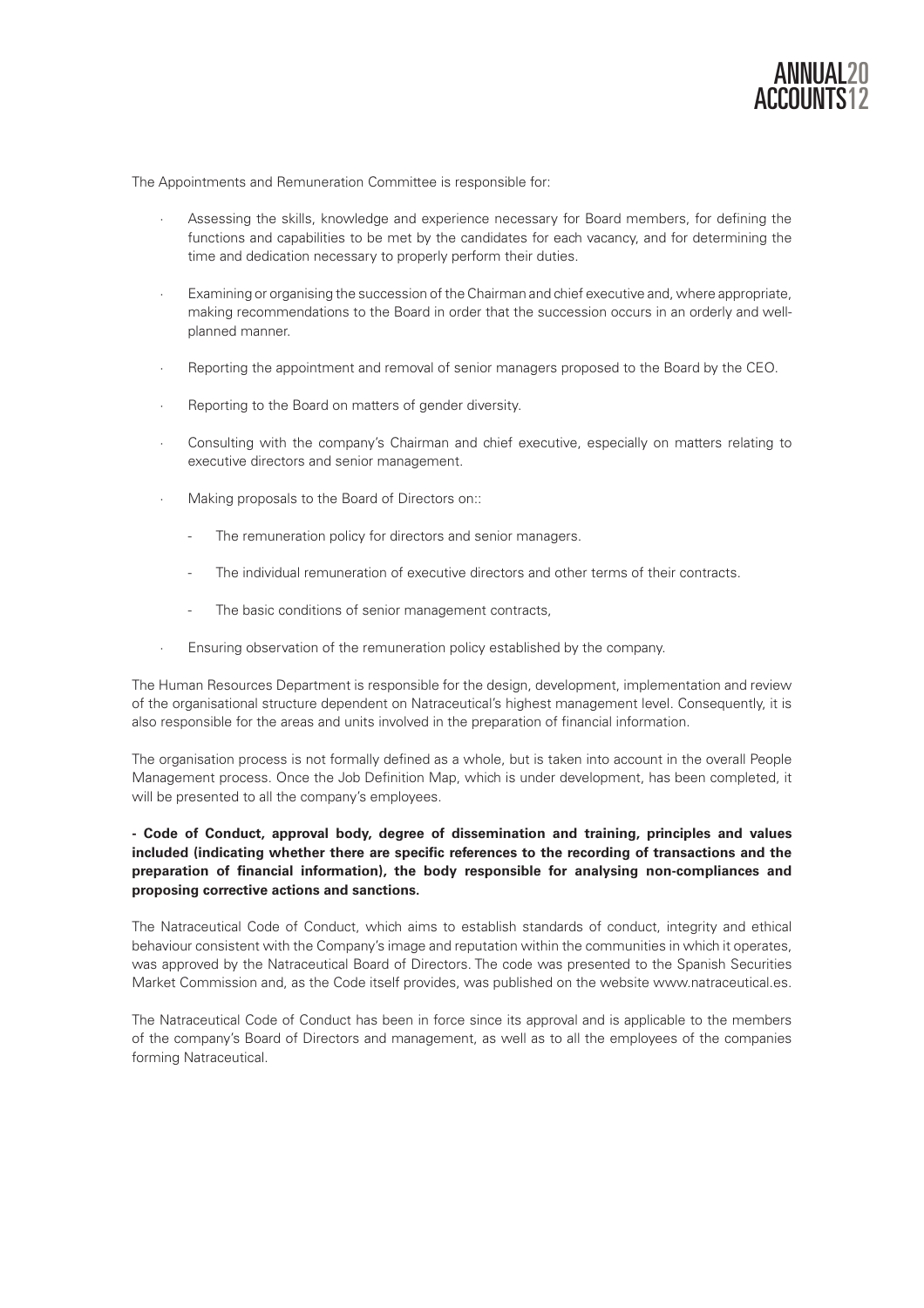The Appointments and Remuneration Committee is responsible for:

- Assessing the skills, knowledge and experience necessary for Board members, for defining the functions and capabilities to be met by the candidates for each vacancy, and for determining the time and dedication necessary to properly perform their duties.

- Examining or organising the succession of the Chairman and chief executive and, where appropriate, making recommendations to the Board in order that the succession occurs in an orderly and well-planned manner.

- Reporting the appointment and removal of senior managers proposed to the Board by the CEO.

- Reporting to the Board on matters of gender diversity.

- Consulting with the company's Chairman and chief executive, especially on matters relating to executive directors and senior management.

- Making proposals to the Board of Directors on::

  - The remuneration policy for directors and senior managers.

  - The individual remuneration of executive directors and other terms of their contracts.

  - The basic conditions of senior management contracts,

- Ensuring observation of the remuneration policy established by the company.

The Human Resources Department is responsible for the design, development, implementation and review of the organisational structure dependent on Natraceutical's highest management level. Consequently, it is also responsible for the areas and units involved in the preparation of financial information.

The organisation process is not formally defined as a whole, but is taken into account in the overall People Management process. Once the Job Definition Map, which is under development, has been completed, it will be presented to all the company's employees.

**- Code of Conduct, approval body, degree of dissemination and training, principles and values included (indicating whether there are specific references to the recording of transactions and the preparation of financial information), the body responsible for analysing non-compliances and proposing corrective actions and sanctions.**

The Natraceutical Code of Conduct, which aims to establish standards of conduct, integrity and ethical behaviour consistent with the Company's image and reputation within the communities in which it operates, was approved by the Natraceutical Board of Directors. The code was presented to the Spanish Securities Market Commission and, as the Code itself provides, was published on the website www.natraceutical.es.

The Natraceutical Code of Conduct has been in force since its approval and is applicable to the members of the company's Board of Directors and management, as well as to all the employees of the companies forming Natraceutical.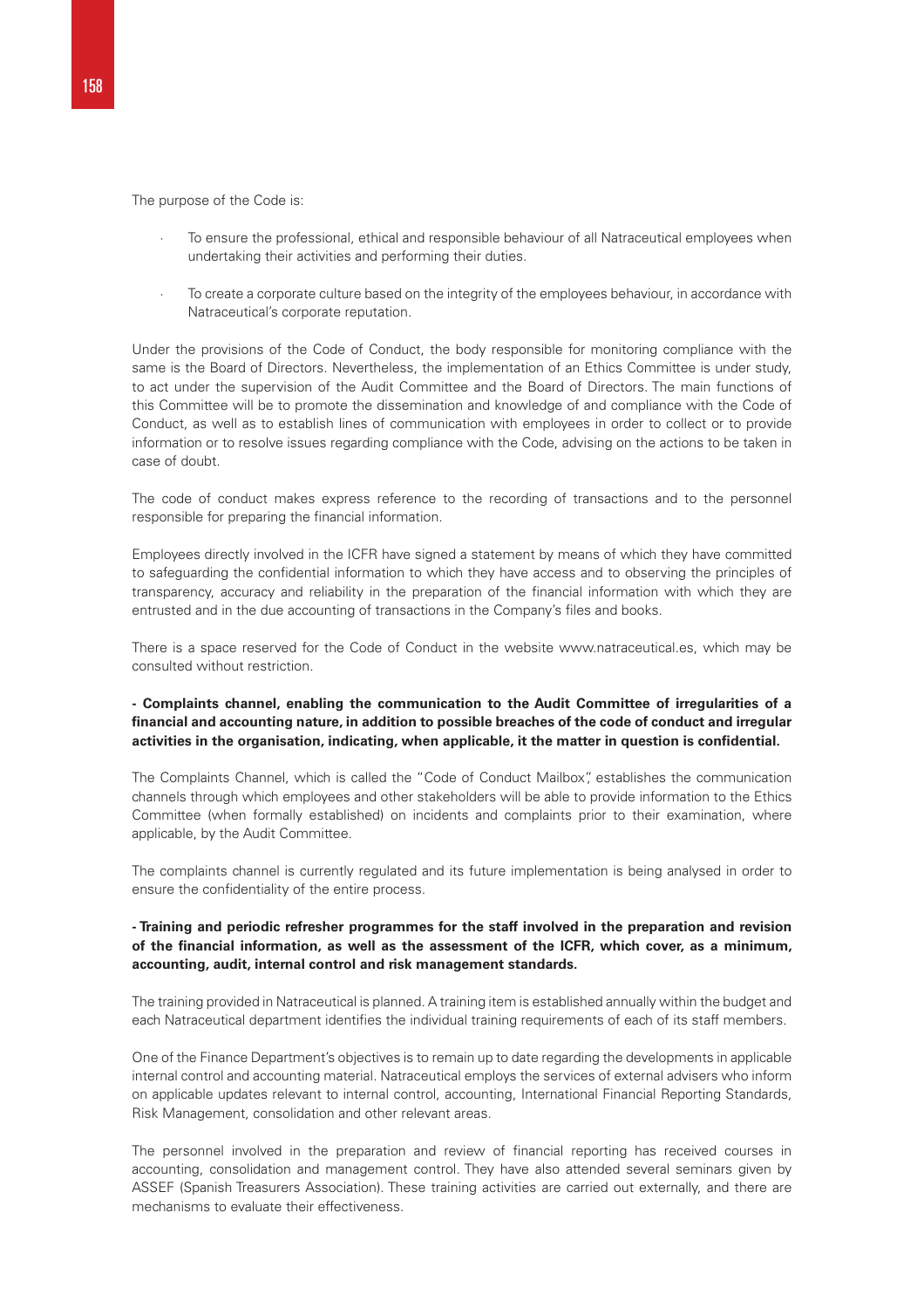The purpose of the Code is:

- To ensure the professional, ethical and responsible behaviour of all Natraceutical employees when undertaking their activities and performing their duties.
- To create a corporate culture based on the integrity of the employees behaviour, in accordance with Natraceutical's corporate reputation.

Under the provisions of the Code of Conduct, the body responsible for monitoring compliance with the same is the Board of Directors. Nevertheless, the implementation of an Ethics Committee is under study, to act under the supervision of the Audit Committee and the Board of Directors. The main functions of this Committee will be to promote the dissemination and knowledge of and compliance with the Code of Conduct, as well as to establish lines of communication with employees in order to collect or to provide information or to resolve issues regarding compliance with the Code, advising on the actions to be taken in case of doubt.

The code of conduct makes express reference to the recording of transactions and to the personnel responsible for preparing the financial information.

Employees directly involved in the ICFR have signed a statement by means of which they have committed to safeguarding the confidential information to which they have access and to observing the principles of transparency, accuracy and reliability in the preparation of the financial information with which they are entrusted and in the due accounting of transactions in the Company's files and books.

There is a space reserved for the Code of Conduct in the website www.natraceutical.es, which may be consulted without restriction.

**- Complaints channel, enabling the communication to the Audit Committee of irregularities of a financial and accounting nature, in addition to possible breaches of the code of conduct and irregular activities in the organisation, indicating, when applicable, it the matter in question is confidential.**

The Complaints Channel, which is called the "Code of Conduct Mailbox", establishes the communication channels through which employees and other stakeholders will be able to provide information to the Ethics Committee (when formally established) on incidents and complaints prior to their examination, where applicable, by the Audit Committee.

The complaints channel is currently regulated and its future implementation is being analysed in order to ensure the confidentiality of the entire process.

**- Training and periodic refresher programmes for the staff involved in the preparation and revision of the financial information, as well as the assessment of the ICFR, which cover, as a minimum, accounting, audit, internal control and risk management standards.**

The training provided in Natraceutical is planned. A training item is established annually within the budget and each Natraceutical department identifies the individual training requirements of each of its staff members.

One of the Finance Department's objectives is to remain up to date regarding the developments in applicable internal control and accounting material. Natraceutical employs the services of external advisers who inform on applicable updates relevant to internal control, accounting, International Financial Reporting Standards, Risk Management, consolidation and other relevant areas.

The personnel involved in the preparation and review of financial reporting has received courses in accounting, consolidation and management control. They have also attended several seminars given by ASSEF (Spanish Treasurers Association). These training activities are carried out externally, and there are mechanisms to evaluate their effectiveness.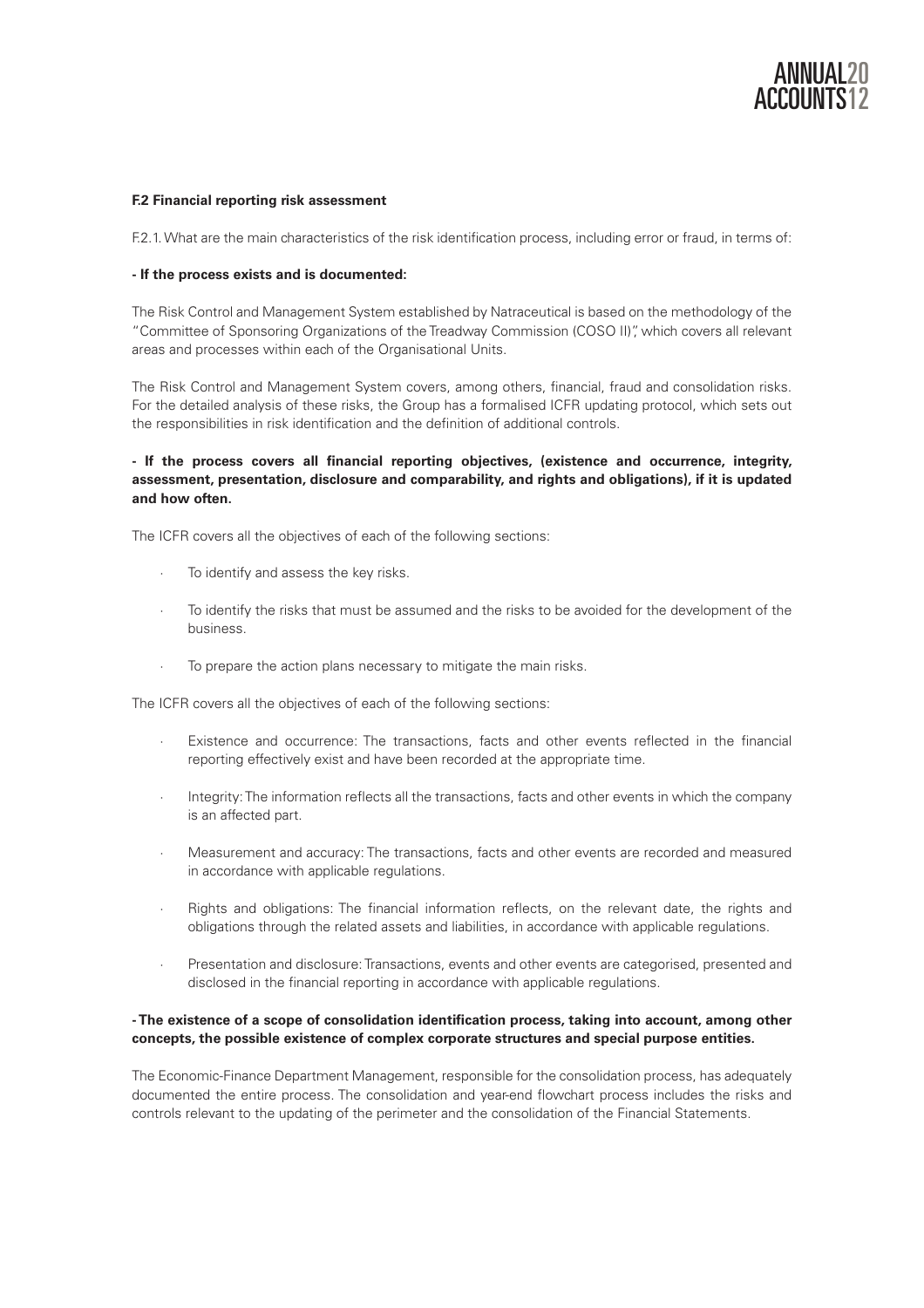**F.2 Financial reporting risk assessment**

F.2.1. What are the main characteristics of the risk identification process, including error or fraud, in terms of:

**- If the process exists and is documented:**

The Risk Control and Management System established by Natraceutical is based on the methodology of the "Committee of Sponsoring Organizations of the Treadway Commission (COSO II)", which covers all relevant areas and processes within each of the Organisational Units.

The Risk Control and Management System covers, among others, financial, fraud and consolidation risks. For the detailed analysis of these risks, the Group has a formalised ICFR updating protocol, which sets out the responsibilities in risk identification and the definition of additional controls.

**- If the process covers all financial reporting objectives, (existence and occurrence, integrity, assessment, presentation, disclosure and comparability, and rights and obligations), if it is updated and how often.**

The ICFR covers all the objectives of each of the following sections:

- To identify and assess the key risks.
- To identify the risks that must be assumed and the risks to be avoided for the development of the business.
- To prepare the action plans necessary to mitigate the main risks.

The ICFR covers all the objectives of each of the following sections:

- Existence and occurrence: The transactions, facts and other events reflected in the financial reporting effectively exist and have been recorded at the appropriate time.
- Integrity: The information reflects all the transactions, facts and other events in which the company is an affected part.
- Measurement and accuracy: The transactions, facts and other events are recorded and measured in accordance with applicable regulations.
- Rights and obligations: The financial information reflects, on the relevant date, the rights and obligations through the related assets and liabilities, in accordance with applicable regulations.
- Presentation and disclosure: Transactions, events and other events are categorised, presented and disclosed in the financial reporting in accordance with applicable regulations.

**- The existence of a scope of consolidation identification process, taking into account, among other concepts, the possible existence of complex corporate structures and special purpose entities.**

The Economic-Finance Department Management, responsible for the consolidation process, has adequately documented the entire process. The consolidation and year-end flowchart process includes the risks and controls relevant to the updating of the perimeter and the consolidation of the Financial Statements.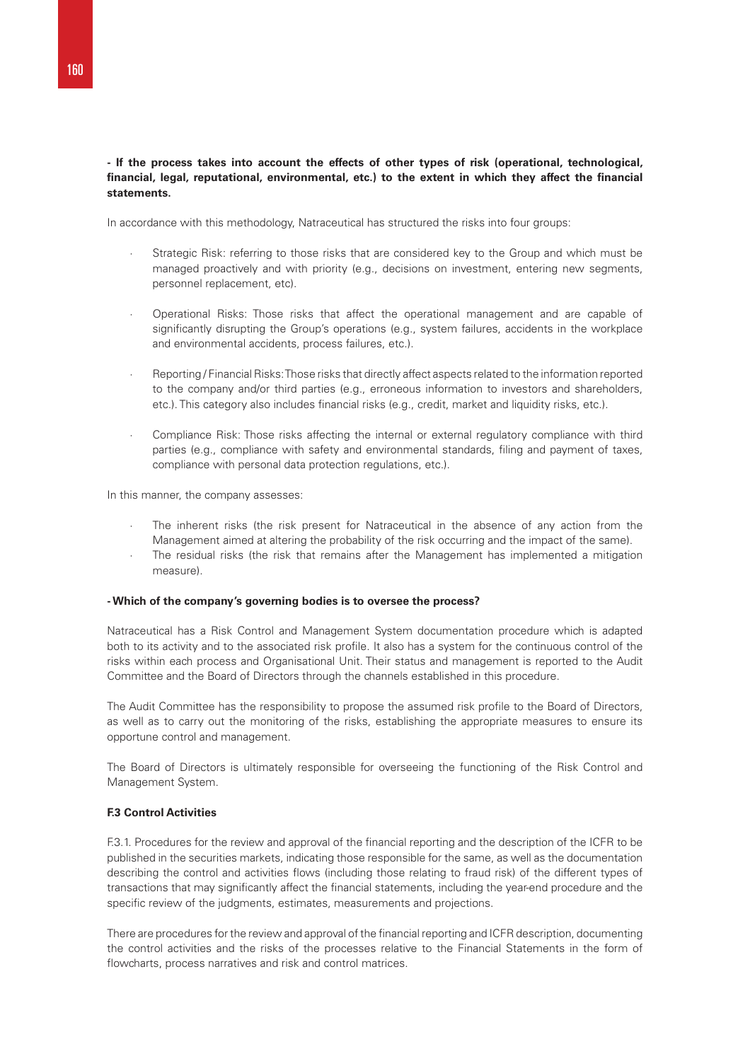**- If the process takes into account the effects of other types of risk (operational, technological, financial, legal, reputational, environmental, etc.) to the extent in which they affect the financial statements.**

In accordance with this methodology, Natraceutical has structured the risks into four groups:

- Strategic Risk: referring to those risks that are considered key to the Group and which must be managed proactively and with priority (e.g., decisions on investment, entering new segments, personnel replacement, etc).

- Operational Risks: Those risks that affect the operational management and are capable of significantly disrupting the Group's operations (e.g., system failures, accidents in the workplace and environmental accidents, process failures, etc.).

- Reporting / Financial Risks: Those risks that directly affect aspects related to the information reported to the company and/or third parties (e.g., erroneous information to investors and shareholders, etc.). This category also includes financial risks (e.g., credit, market and liquidity risks, etc.).

- Compliance Risk: Those risks affecting the internal or external regulatory compliance with third parties (e.g., compliance with safety and environmental standards, filing and payment of taxes, compliance with personal data protection regulations, etc.).

In this manner, the company assesses:

- The inherent risks (the risk present for Natraceutical in the absence of any action from the Management aimed at altering the probability of the risk occurring and the impact of the same).
- The residual risks (the risk that remains after the Management has implemented a mitigation measure).

**- Which of the company's governing bodies is to oversee the process?**

Natraceutical has a Risk Control and Management System documentation procedure which is adapted both to its activity and to the associated risk profile. It also has a system for the continuous control of the risks within each process and Organisational Unit. Their status and management is reported to the Audit Committee and the Board of Directors through the channels established in this procedure.

The Audit Committee has the responsibility to propose the assumed risk profile to the Board of Directors, as well as to carry out the monitoring of the risks, establishing the appropriate measures to ensure its opportune control and management.

The Board of Directors is ultimately responsible for overseeing the functioning of the Risk Control and Management System.

**F.3 Control Activities**

F.3.1. Procedures for the review and approval of the financial reporting and the description of the ICFR to be published in the securities markets, indicating those responsible for the same, as well as the documentation describing the control and activities flows (including those relating to fraud risk) of the different types of transactions that may significantly affect the financial statements, including the year-end procedure and the specific review of the judgments, estimates, measurements and projections.

There are procedures for the review and approval of the financial reporting and ICFR description, documenting the control activities and the risks of the processes relative to the Financial Statements in the form of flowcharts, process narratives and risk and control matrices.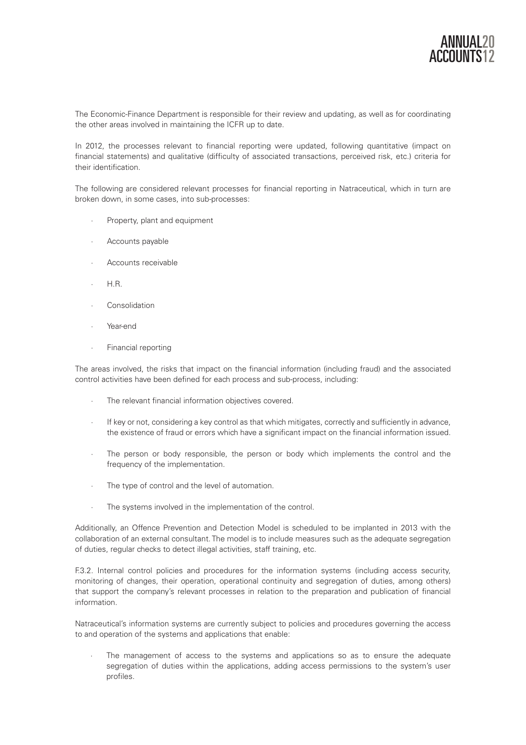The Economic-Finance Department is responsible for their review and updating, as well as for coordinating the other areas involved in maintaining the ICFR up to date.

In 2012, the processes relevant to financial reporting were updated, following quantitative (impact on financial statements) and qualitative (difficulty of associated transactions, perceived risk, etc.) criteria for their identification.

The following are considered relevant processes for financial reporting in Natraceutical, which in turn are broken down, in some cases, into sub-processes:

- Property, plant and equipment
- Accounts payable
- Accounts receivable
- H.R.
- Consolidation
- Year-end
- Financial reporting

The areas involved, the risks that impact on the financial information (including fraud) and the associated control activities have been defined for each process and sub-process, including:

- The relevant financial information objectives covered.
- If key or not, considering a key control as that which mitigates, correctly and sufficiently in advance, the existence of fraud or errors which have a significant impact on the financial information issued.
- The person or body responsible, the person or body which implements the control and the frequency of the implementation.
- The type of control and the level of automation.
- The systems involved in the implementation of the control.

Additionally, an Offence Prevention and Detection Model is scheduled to be implanted in 2013 with the collaboration of an external consultant. The model is to include measures such as the adequate segregation of duties, regular checks to detect illegal activities, staff training, etc.

F.3.2. Internal control policies and procedures for the information systems (including access security, monitoring of changes, their operation, operational continuity and segregation of duties, among others) that support the company's relevant processes in relation to the preparation and publication of financial information.

Natraceutical's information systems are currently subject to policies and procedures governing the access to and operation of the systems and applications that enable:

- The management of access to the systems and applications so as to ensure the adequate segregation of duties within the applications, adding access permissions to the system's user profiles.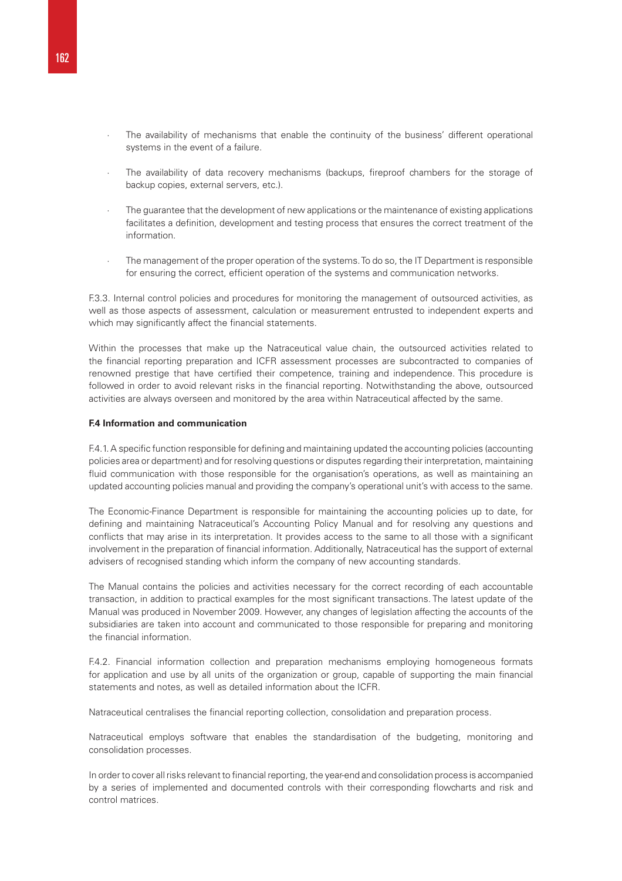- The availability of mechanisms that enable the continuity of the business' different operational systems in the event of a failure.

- The availability of data recovery mechanisms (backups, fireproof chambers for the storage of backup copies, external servers, etc.).

- The guarantee that the development of new applications or the maintenance of existing applications facilitates a definition, development and testing process that ensures the correct treatment of the information.

- The management of the proper operation of the systems. To do so, the IT Department is responsible for ensuring the correct, efficient operation of the systems and communication networks.

F.3.3. Internal control policies and procedures for monitoring the management of outsourced activities, as well as those aspects of assessment, calculation or measurement entrusted to independent experts and which may significantly affect the financial statements.

Within the processes that make up the Natraceutical value chain, the outsourced activities related to the financial reporting preparation and ICFR assessment processes are subcontracted to companies of renowned prestige that have certified their competence, training and independence. This procedure is followed in order to avoid relevant risks in the financial reporting. Notwithstanding the above, outsourced activities are always overseen and monitored by the area within Natraceutical affected by the same.

**F.4 Information and communication**

F.4.1. A specific function responsible for defining and maintaining updated the accounting policies (accounting policies area or department) and for resolving questions or disputes regarding their interpretation, maintaining fluid communication with those responsible for the organisation's operations, as well as maintaining an updated accounting policies manual and providing the company's operational unit's with access to the same.

The Economic-Finance Department is responsible for maintaining the accounting policies up to date, for defining and maintaining Natraceutical's Accounting Policy Manual and for resolving any questions and conflicts that may arise in its interpretation. It provides access to the same to all those with a significant involvement in the preparation of financial information. Additionally, Natraceutical has the support of external advisers of recognised standing which inform the company of new accounting standards.

The Manual contains the policies and activities necessary for the correct recording of each accountable transaction, in addition to practical examples for the most significant transactions. The latest update of the Manual was produced in November 2009. However, any changes of legislation affecting the accounts of the subsidiaries are taken into account and communicated to those responsible for preparing and monitoring the financial information.

F.4.2. Financial information collection and preparation mechanisms employing homogeneous formats for application and use by all units of the organization or group, capable of supporting the main financial statements and notes, as well as detailed information about the ICFR.

Natraceutical centralises the financial reporting collection, consolidation and preparation process.

Natraceutical employs software that enables the standardisation of the budgeting, monitoring and consolidation processes.

In order to cover all risks relevant to financial reporting, the year-end and consolidation process is accompanied by a series of implemented and documented controls with their corresponding flowcharts and risk and control matrices.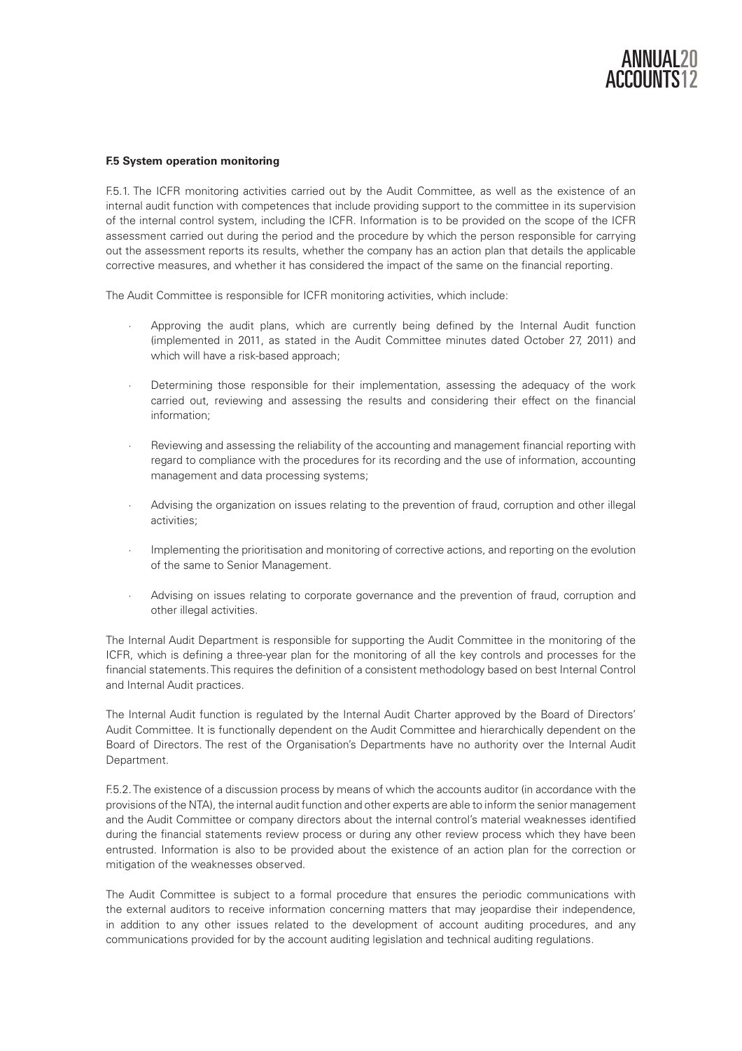**F.5 System operation monitoring**

F.5.1. The ICFR monitoring activities carried out by the Audit Committee, as well as the existence of an internal audit function with competences that include providing support to the committee in its supervision of the internal control system, including the ICFR. Information is to be provided on the scope of the ICFR assessment carried out during the period and the procedure by which the person responsible for carrying out the assessment reports its results, whether the company has an action plan that details the applicable corrective measures, and whether it has considered the impact of the same on the financial reporting.

The Audit Committee is responsible for ICFR monitoring activities, which include:

- Approving the audit plans, which are currently being defined by the Internal Audit function (implemented in 2011, as stated in the Audit Committee minutes dated October 27, 2011) and which will have a risk-based approach;
- Determining those responsible for their implementation, assessing the adequacy of the work carried out, reviewing and assessing the results and considering their effect on the financial information;
- Reviewing and assessing the reliability of the accounting and management financial reporting with regard to compliance with the procedures for its recording and the use of information, accounting management and data processing systems;
- Advising the organization on issues relating to the prevention of fraud, corruption and other illegal activities;
- Implementing the prioritisation and monitoring of corrective actions, and reporting on the evolution of the same to Senior Management.
- Advising on issues relating to corporate governance and the prevention of fraud, corruption and other illegal activities.

The Internal Audit Department is responsible for supporting the Audit Committee in the monitoring of the ICFR, which is defining a three-year plan for the monitoring of all the key controls and processes for the financial statements. This requires the definition of a consistent methodology based on best Internal Control and Internal Audit practices.

The Internal Audit function is regulated by the Internal Audit Charter approved by the Board of Directors' Audit Committee. It is functionally dependent on the Audit Committee and hierarchically dependent on the Board of Directors. The rest of the Organisation's Departments have no authority over the Internal Audit Department.

F.5.2. The existence of a discussion process by means of which the accounts auditor (in accordance with the provisions of the NTA), the internal audit function and other experts are able to inform the senior management and the Audit Committee or company directors about the internal control's material weaknesses identified during the financial statements review process or during any other review process which they have been entrusted. Information is also to be provided about the existence of an action plan for the correction or mitigation of the weaknesses observed.

The Audit Committee is subject to a formal procedure that ensures the periodic communications with the external auditors to receive information concerning matters that may jeopardise their independence, in addition to any other issues related to the development of account auditing procedures, and any communications provided for by the account auditing legislation and technical auditing regulations.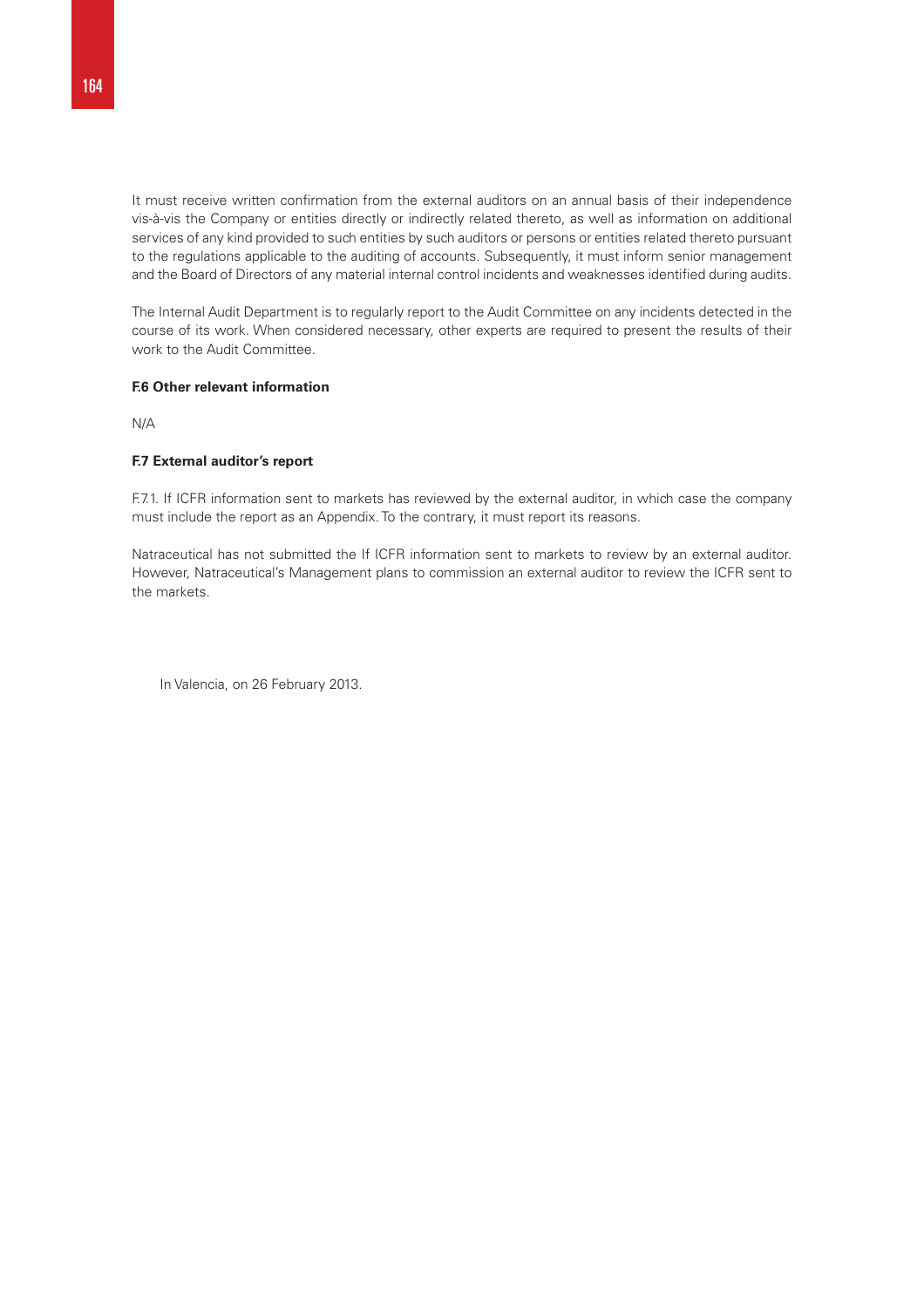It must receive written confirmation from the external auditors on an annual basis of their independence vis-à-vis the Company or entities directly or indirectly related thereto, as well as information on additional services of any kind provided to such entities by such auditors or persons or entities related thereto pursuant to the regulations applicable to the auditing of accounts. Subsequently, it must inform senior management and the Board of Directors of any material internal control incidents and weaknesses identified during audits.

The Internal Audit Department is to regularly report to the Audit Committee on any incidents detected in the course of its work. When considered necessary, other experts are required to present the results of their work to the Audit Committee.

**F.6 Other relevant information**

N/A

**F.7 External auditor's report**

F.7.1. If ICFR information sent to markets has reviewed by the external auditor, in which case the company must include the report as an Appendix. To the contrary, it must report its reasons.

Natraceutical has not submitted the If ICFR information sent to markets to review by an external auditor. However, Natraceutical's Management plans to commission an external auditor to review the ICFR sent to the markets.

In Valencia, on 26 February 2013.